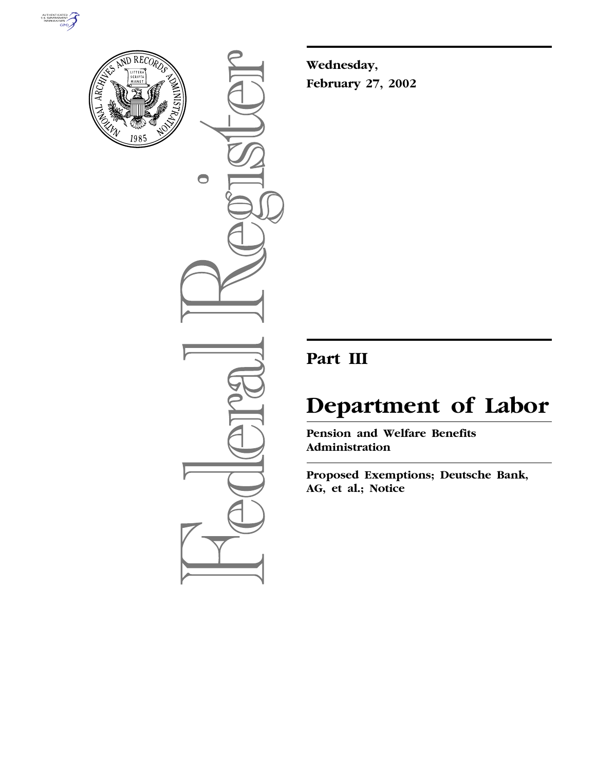**Wednesday,**
**February 27, 2002**

# Part III

# Department of Labor

**Pension and Welfare Benefits Administration**

**Proposed Exemptions; Deutsche Bank, AG, et al.; Notice**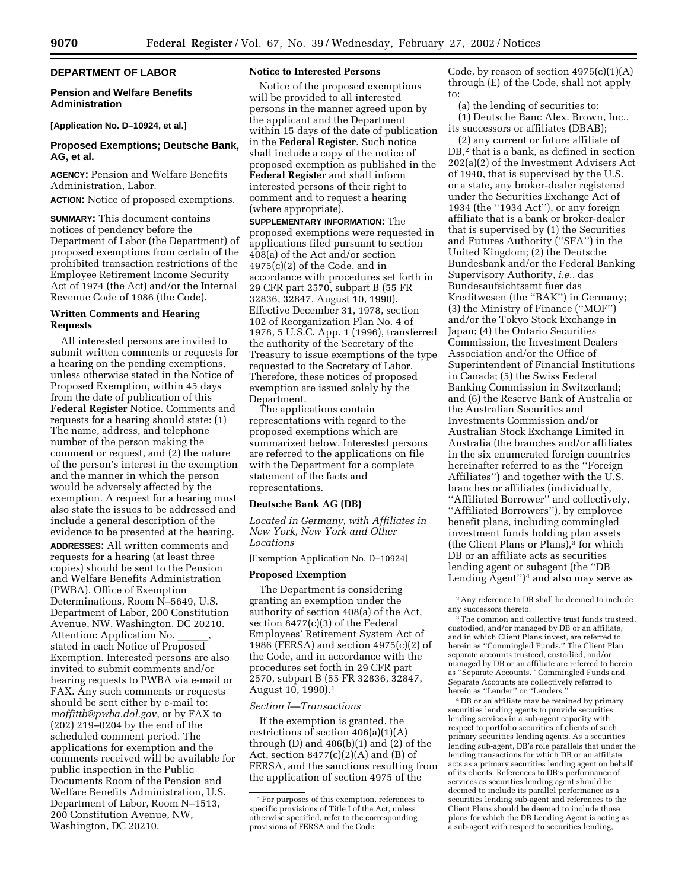## DEPARTMENT OF LABOR

### Pension and Welfare Benefits Administration

**[Application No. D–10924, et al.]**

### Proposed Exemptions; Deutsche Bank, AG, et al.

**AGENCY:** Pension and Welfare Benefits Administration, Labor.

**ACTION:** Notice of proposed exemptions.

**SUMMARY:** This document contains notices of pendency before the Department of Labor (the Department) of proposed exemptions from certain of the prohibited transaction restrictions of the Employee Retirement Income Security Act of 1974 (the Act) and/or the Internal Revenue Code of 1986 (the Code).

### Written Comments and Hearing Requests

All interested persons are invited to submit written comments or requests for a hearing on the pending exemptions, unless otherwise stated in the Notice of Proposed Exemption, within 45 days from the date of publication of this **Federal Register** Notice. Comments and requests for a hearing should state: (1) The name, address, and telephone number of the person making the comment or request, and (2) the nature of the person's interest in the exemption and the manner in which the person would be adversely affected by the exemption. A request for a hearing must also state the issues to be addressed and include a general description of the evidence to be presented at the hearing.

**ADDRESSES:** All written comments and requests for a hearing (at least three copies) should be sent to the Pension and Welfare Benefits Administration (PWBA), Office of Exemption Determinations, Room N–5649, U.S. Department of Labor, 200 Constitution Avenue, NW, Washington, DC 20210. Attention: Application No. \_\_\_\_\_\_, stated in each Notice of Proposed Exemption. Interested persons are also invited to submit comments and/or hearing requests to PWBA via e-mail or FAX. Any such comments or requests should be sent either by e-mail to: *moffittb@pwba.dol.gov*, or by FAX to (202) 219–0204 by the end of the scheduled comment period. The applications for exemption and the comments received will be available for public inspection in the Public Documents Room of the Pension and Welfare Benefits Administration, U.S. Department of Labor, Room N–1513, 200 Constitution Avenue, NW, Washington, DC 20210.

### Notice to Interested Persons

Notice of the proposed exemptions will be provided to all interested persons in the manner agreed upon by the applicant and the Department within 15 days of the date of publication in the **Federal Register**. Such notice shall include a copy of the notice of proposed exemption as published in the **Federal Register** and shall inform interested persons of their right to comment and to request a hearing (where appropriate).

**SUPPLEMENTARY INFORMATION:** The proposed exemptions were requested in applications filed pursuant to section 408(a) of the Act and/or section 4975(c)(2) of the Code, and in accordance with procedures set forth in 29 CFR part 2570, subpart B (55 FR 32836, 32847, August 10, 1990). Effective December 31, 1978, section 102 of Reorganization Plan No. 4 of 1978, 5 U.S.C. App. 1 (1996), transferred the authority of the Secretary of the Treasury to issue exemptions of the type requested to the Secretary of Labor. Therefore, these notices of proposed exemption are issued solely by the Department.

The applications contain representations with regard to the proposed exemptions which are summarized below. Interested persons are referred to the applications on file with the Department for a complete statement of the facts and representations.

### Deutsche Bank AG (DB)

*Located in Germany, with Affiliates in New York, New York and Other Locations*

[Exemption Application No. D–10924]

### Proposed Exemption

The Department is considering granting an exemption under the authority of section 408(a) of the Act, section 8477(c)(3) of the Federal Employees' Retirement System Act of 1986 (FERSA) and section 4975(c)(2) of the Code, and in accordance with the procedures set forth in 29 CFR part 2570, subpart B (55 FR 32836, 32847, August 10, 1990).[1]

*Section I—Transactions*

If the exemption is granted, the restrictions of section 406(a)(1)(A) through (D) and 406(b)(1) and (2) of the Act, section 8477(c)(2)(A) and (B) of FERSA, and the sanctions resulting from the application of section 4975 of the Code, by reason of section 4975(c)(1)(A) through (E) of the Code, shall not apply to:

(a) the lending of securities to:

(1) Deutsche Banc Alex. Brown, Inc., its successors or affiliates (DBAB);

(2) any current or future affiliate of DB,[2] that is a bank, as defined in section 202(a)(2) of the Investment Advisers Act of 1940, that is supervised by the U.S. or a state, any broker-dealer registered under the Securities Exchange Act of 1934 (the "1934 Act"), or any foreign affiliate that is a bank or broker-dealer that is supervised by (1) the Securities and Futures Authority ("SFA") in the United Kingdom; (2) the Deutsche Bundesbank and/or the Federal Banking Supervisory Authority, *i.e.*, das Bundesaufsichtsamt fuer das Kreditwesen (the "BAK") in Germany; (3) the Ministry of Finance ("MOF") and/or the Tokyo Stock Exchange in Japan; (4) the Ontario Securities Commission, the Investment Dealers Association and/or the Office of Superintendent of Financial Institutions in Canada; (5) the Swiss Federal Banking Commission in Switzerland; and (6) the Reserve Bank of Australia or the Australian Securities and Investments Commission and/or Australian Stock Exchange Limited in Australia (the branches and/or affiliates in the six enumerated foreign countries hereinafter referred to as the "Foreign Affiliates") and together with the U.S. branches or affiliates (individually, "Affiliated Borrower" and collectively, "Affiliated Borrowers"), by employee benefit plans, including commingled investment funds holding plan assets (the Client Plans or Plans),[3] for which DB or an affiliate acts as securities lending agent or subagent (the "DB Lending Agent")[4] and also may serve as

---

[1] For purposes of this exemption, references to specific provisions of Title I of the Act, unless otherwise specified, refer to the corresponding provisions of FERSA and the Code.

[2] Any reference to DB shall be deemed to include any successors thereto.

[3] The common and collective trust funds trusteed, custodied, and/or managed by DB or an affiliate, and in which Client Plans invest, are referred to herein as "Commingled Funds." The Client Plan separate accounts trusteed, custodied, and/or managed by DB or an affiliate are referred to herein as "Separate Accounts." Commingled Funds and Separate Accounts are collectively referred to herein as "Lender" or "Lenders."

[4] DB or an affiliate may be retained by primary securities lending agents to provide securities lending services in a sub-agent capacity with respect to portfolio securities of clients of such primary securities lending agents. As a securities lending sub-agent, DB's role parallels that under the lending transactions for which DB or an affiliate acts as a primary securities lending agent on behalf of its clients. References to DB's performance of services as securities lending agent should be deemed to include its parallel performance as a securities lending sub-agent and references to the Client Plans should be deemed to include those plans for which the DB Lending Agent is acting as a sub-agent with respect to securities lending,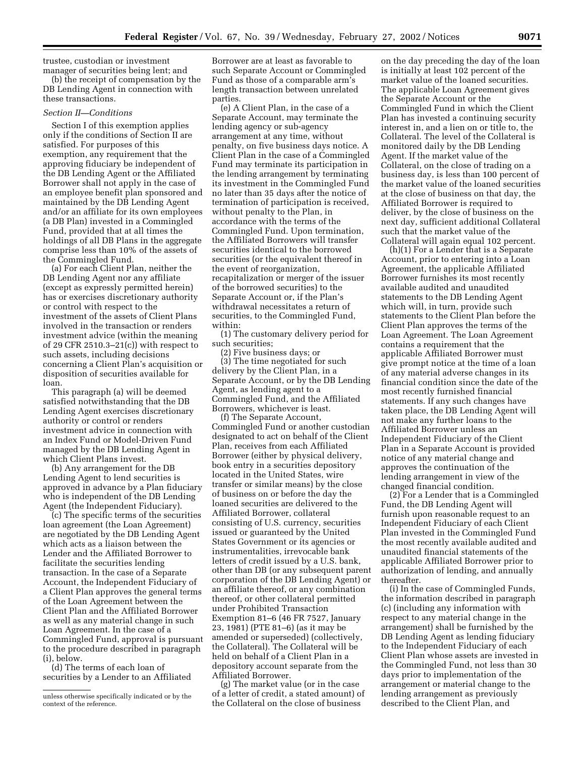trustee, custodian or investment manager of securities being lent; and

(b) the receipt of compensation by the DB Lending Agent in connection with these transactions.

*Section II—Conditions*

Section I of this exemption applies only if the conditions of Section II are satisfied. For purposes of this exemption, any requirement that the approving fiduciary be independent of the DB Lending Agent or the Affiliated Borrower shall not apply in the case of an employee benefit plan sponsored and maintained by the DB Lending Agent and/or an affiliate for its own employees (a DB Plan) invested in a Commingled Fund, provided that at all times the holdings of all DB Plans in the aggregate comprise less than 10% of the assets of the Commingled Fund.

(a) For each Client Plan, neither the DB Lending Agent nor any affiliate (except as expressly permitted herein) has or exercises discretionary authority or control with respect to the investment of the assets of Client Plans involved in the transaction or renders investment advice (within the meaning of 29 CFR 2510.3–21(c)) with respect to such assets, including decisions concerning a Client Plan's acquisition or disposition of securities available for loan.

This paragraph (a) will be deemed satisfied notwithstanding that the DB Lending Agent exercises discretionary authority or control or renders investment advice in connection with an Index Fund or Model-Driven Fund managed by the DB Lending Agent in which Client Plans invest.

(b) Any arrangement for the DB Lending Agent to lend securities is approved in advance by a Plan fiduciary who is independent of the DB Lending Agent (the Independent Fiduciary).

(c) The specific terms of the securities loan agreement (the Loan Agreement) are negotiated by the DB Lending Agent which acts as a liaison between the Lender and the Affiliated Borrower to facilitate the securities lending transaction. In the case of a Separate Account, the Independent Fiduciary of a Client Plan approves the general terms of the Loan Agreement between the Client Plan and the Affiliated Borrower as well as any material change in such Loan Agreement. In the case of a Commingled Fund, approval is pursuant to the procedure described in paragraph (i), below.

(d) The terms of each loan of securities by a Lender to an Affiliated Borrower are at least as favorable to such Separate Account or Commingled Fund as those of a comparable arm's length transaction between unrelated parties.

(e) A Client Plan, in the case of a Separate Account, may terminate the lending agency or sub-agency arrangement at any time, without penalty, on five business days notice. A Client Plan in the case of a Commingled Fund may terminate its participation in the lending arrangement by terminating its investment in the Commingled Fund no later than 35 days after the notice of termination of participation is received, without penalty to the Plan, in accordance with the terms of the Commingled Fund. Upon termination, the Affiliated Borrowers will transfer securities identical to the borrowed securities (or the equivalent thereof in the event of reorganization, recapitalization or merger of the issuer of the borrowed securities) to the Separate Account or, if the Plan's withdrawal necessitates a return of securities, to the Commingled Fund, within:

(1) The customary delivery period for such securities;

(2) Five business days; or

(3) The time negotiated for such delivery by the Client Plan, in a Separate Account, or by the DB Lending Agent, as lending agent to a Commingled Fund, and the Affiliated Borrowers, whichever is least.

(f) The Separate Account, Commingled Fund or another custodian designated to act on behalf of the Client Plan, receives from each Affiliated Borrower (either by physical delivery, book entry in a securities depository located in the United States, wire transfer or similar means) by the close of business on or before the day the loaned securities are delivered to the Affiliated Borrower, collateral consisting of U.S. currency, securities issued or guaranteed by the United States Government or its agencies or instrumentalities, irrevocable bank letters of credit issued by a U.S. bank, other than DB (or any subsequent parent corporation of the DB Lending Agent) or an affiliate thereof, or any combination thereof, or other collateral permitted under Prohibited Transaction Exemption 81–6 (46 FR 7527, January 23, 1981) (PTE 81–6) (as it may be amended or superseded) (collectively, the Collateral). The Collateral will be held on behalf of a Client Plan in a depository account separate from the Affiliated Borrower.

(g) The market value (or in the case of a letter of credit, a stated amount) of the Collateral on the close of business on the day preceding the day of the loan is initially at least 102 percent of the market value of the loaned securities. The applicable Loan Agreement gives the Separate Account or the Commingled Fund in which the Client Plan has invested a continuing security interest in, and a lien on or title to, the Collateral. The level of the Collateral is monitored daily by the DB Lending Agent. If the market value of the Collateral, on the close of trading on a business day, is less than 100 percent of the market value of the loaned securities at the close of business on that day, the Affiliated Borrower is required to deliver, by the close of business on the next day, sufficient additional Collateral such that the market value of the Collateral will again equal 102 percent.

(h)(1) For a Lender that is a Separate Account, prior to entering into a Loan Agreement, the applicable Affiliated Borrower furnishes its most recently available audited and unaudited statements to the DB Lending Agent which will, in turn, provide such statements to the Client Plan before the Client Plan approves the terms of the Loan Agreement. The Loan Agreement contains a requirement that the applicable Affiliated Borrower must give prompt notice at the time of a loan of any material adverse changes in its financial condition since the date of the most recently furnished financial statements. If any such changes have taken place, the DB Lending Agent will not make any further loans to the Affiliated Borrower unless an Independent Fiduciary of the Client Plan in a Separate Account is provided notice of any material change and approves the continuation of the lending arrangement in view of the changed financial condition.

(2) For a Lender that is a Commingled Fund, the DB Lending Agent will furnish upon reasonable request to an Independent Fiduciary of each Client Plan invested in the Commingled Fund the most recently available audited and unaudited financial statements of the applicable Affiliated Borrower prior to authorization of lending, and annually thereafter.

(i) In the case of Commingled Funds, the information described in paragraph (c) (including any information with respect to any material change in the arrangement) shall be furnished by the DB Lending Agent as lending fiduciary to the Independent Fiduciary of each Client Plan whose assets are invested in the Commingled Fund, not less than 30 days prior to implementation of the arrangement or material change to the lending arrangement as previously described to the Client Plan, and

---

unless otherwise specifically indicated or by the context of the reference.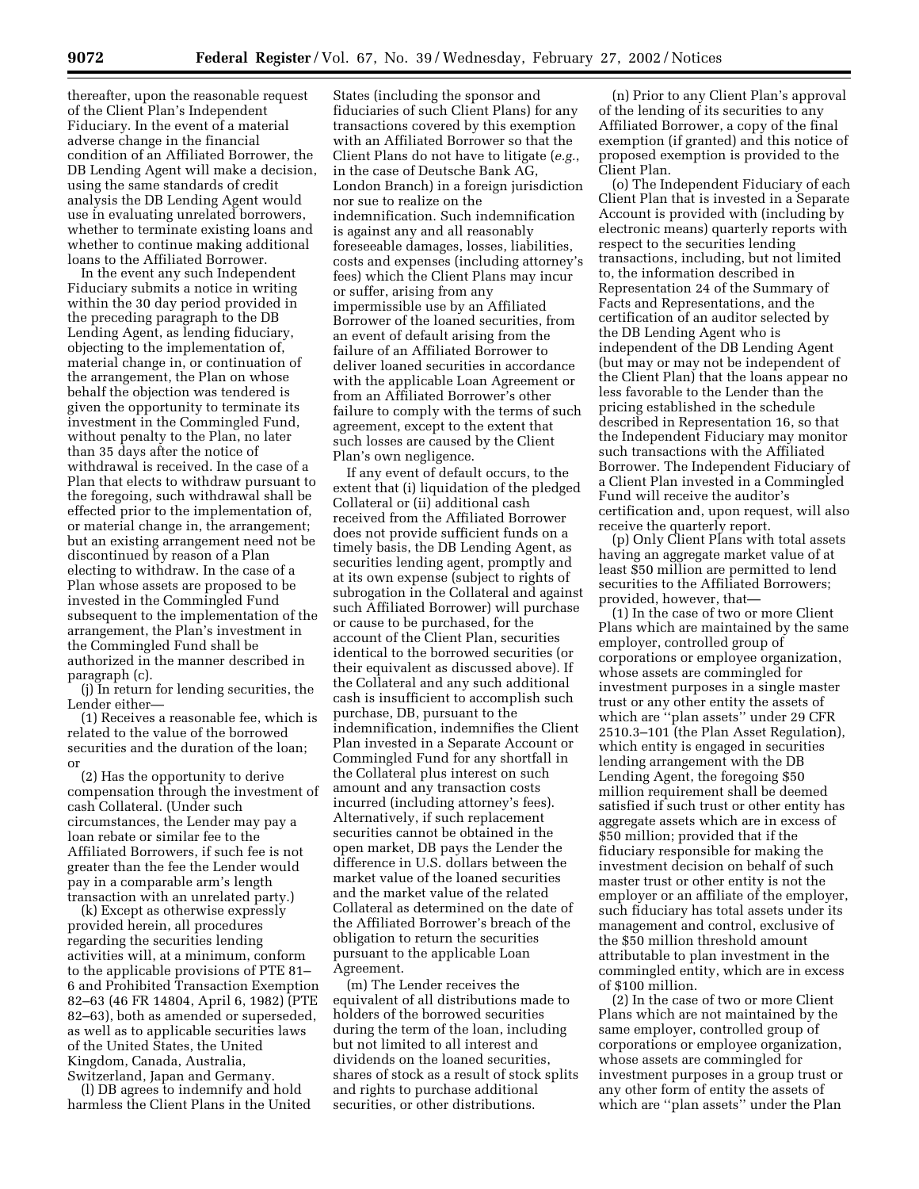thereafter, upon the reasonable request of the Client Plan's Independent Fiduciary. In the event of a material adverse change in the financial condition of an Affiliated Borrower, the DB Lending Agent will make a decision, using the same standards of credit analysis the DB Lending Agent would use in evaluating unrelated borrowers, whether to terminate existing loans and whether to continue making additional loans to the Affiliated Borrower.

In the event any such Independent Fiduciary submits a notice in writing within the 30 day period provided in the preceding paragraph to the DB Lending Agent, as lending fiduciary, objecting to the implementation of, material change in, or continuation of the arrangement, the Plan on whose behalf the objection was tendered is given the opportunity to terminate its investment in the Commingled Fund, without penalty to the Plan, no later than 35 days after the notice of withdrawal is received. In the case of a Plan that elects to withdraw pursuant to the foregoing, such withdrawal shall be effected prior to the implementation of, or material change in, the arrangement; but an existing arrangement need not be discontinued by reason of a Plan electing to withdraw. In the case of a Plan whose assets are proposed to be invested in the Commingled Fund subsequent to the implementation of the arrangement, the Plan's investment in the Commingled Fund shall be authorized in the manner described in paragraph (c).

(j) In return for lending securities, the Lender either—

(1) Receives a reasonable fee, which is related to the value of the borrowed securities and the duration of the loan; or

(2) Has the opportunity to derive compensation through the investment of cash Collateral. (Under such circumstances, the Lender may pay a loan rebate or similar fee to the Affiliated Borrowers, if such fee is not greater than the fee the Lender would pay in a comparable arm's length transaction with an unrelated party.)

(k) Except as otherwise expressly provided herein, all procedures regarding the securities lending activities will, at a minimum, conform to the applicable provisions of PTE 81–6 and Prohibited Transaction Exemption 82–63 (46 FR 14804, April 6, 1982) (PTE 82–63), both as amended or superseded, as well as to applicable securities laws of the United States, the United Kingdom, Canada, Australia, Switzerland, Japan and Germany.

(l) DB agrees to indemnify and hold harmless the Client Plans in the United States (including the sponsor and fiduciaries of such Client Plans) for any transactions covered by this exemption with an Affiliated Borrower so that the Client Plans do not have to litigate (*e.g.*, in the case of Deutsche Bank AG, London Branch) in a foreign jurisdiction nor sue to realize on the indemnification. Such indemnification is against any and all reasonably foreseeable damages, losses, liabilities, costs and expenses (including attorney's fees) which the Client Plans may incur or suffer, arising from any impermissible use by an Affiliated Borrower of the loaned securities, from an event of default arising from the failure of an Affiliated Borrower to deliver loaned securities in accordance with the applicable Loan Agreement or from an Affiliated Borrower's other failure to comply with the terms of such agreement, except to the extent that such losses are caused by the Client Plan's own negligence.

If any event of default occurs, to the extent that (i) liquidation of the pledged Collateral or (ii) additional cash received from the Affiliated Borrower does not provide sufficient funds on a timely basis, the DB Lending Agent, as securities lending agent, promptly and at its own expense (subject to rights of subrogation in the Collateral and against such Affiliated Borrower) will purchase or cause to be purchased, for the account of the Client Plan, securities identical to the borrowed securities (or their equivalent as discussed above). If the Collateral and any such additional cash is insufficient to accomplish such purchase, DB, pursuant to the indemnification, indemnifies the Client Plan invested in a Separate Account or Commingled Fund for any shortfall in the Collateral plus interest on such amount and any transaction costs incurred (including attorney's fees). Alternatively, if such replacement securities cannot be obtained in the open market, DB pays the Lender the difference in U.S. dollars between the market value of the loaned securities and the market value of the related Collateral as determined on the date of the Affiliated Borrower's breach of the obligation to return the securities pursuant to the applicable Loan Agreement.

(m) The Lender receives the equivalent of all distributions made to holders of the borrowed securities during the term of the loan, including but not limited to all interest and dividends on the loaned securities, shares of stock as a result of stock splits and rights to purchase additional securities, or other distributions.

(n) Prior to any Client Plan's approval of the lending of its securities to any Affiliated Borrower, a copy of the final exemption (if granted) and this notice of proposed exemption is provided to the Client Plan.

(o) The Independent Fiduciary of each Client Plan that is invested in a Separate Account is provided with (including by electronic means) quarterly reports with respect to the securities lending transactions, including, but not limited to, the information described in Representation 24 of the Summary of Facts and Representations, and the certification of an auditor selected by the DB Lending Agent who is independent of the DB Lending Agent (but may or may not be independent of the Client Plan) that the loans appear no less favorable to the Lender than the pricing established in the schedule described in Representation 16, so that the Independent Fiduciary may monitor such transactions with the Affiliated Borrower. The Independent Fiduciary of a Client Plan invested in a Commingled Fund will receive the auditor's certification and, upon request, will also receive the quarterly report.

(p) Only Client Plans with total assets having an aggregate market value of at least $50 million are permitted to lend securities to the Affiliated Borrowers; provided, however, that—

(1) In the case of two or more Client Plans which are maintained by the same employer, controlled group of corporations or employee organization, whose assets are commingled for investment purposes in a single master trust or any other entity the assets of which are "plan assets" under 29 CFR 2510.3–101 (the Plan Asset Regulation), which entity is engaged in securities lending arrangement with the DB Lending Agent, the foregoing $50 million requirement shall be deemed satisfied if such trust or other entity has aggregate assets which are in excess of $50 million; provided that if the fiduciary responsible for making the investment decision on behalf of such master trust or other entity is not the employer or an affiliate of the employer, such fiduciary has total assets under its management and control, exclusive of the $50 million threshold amount attributable to plan investment in the commingled entity, which are in excess of $100 million.

(2) In the case of two or more Client Plans which are not maintained by the same employer, controlled group of corporations or employee organization, whose assets are commingled for investment purposes in a group trust or any other form of entity the assets of which are "plan assets" under the Plan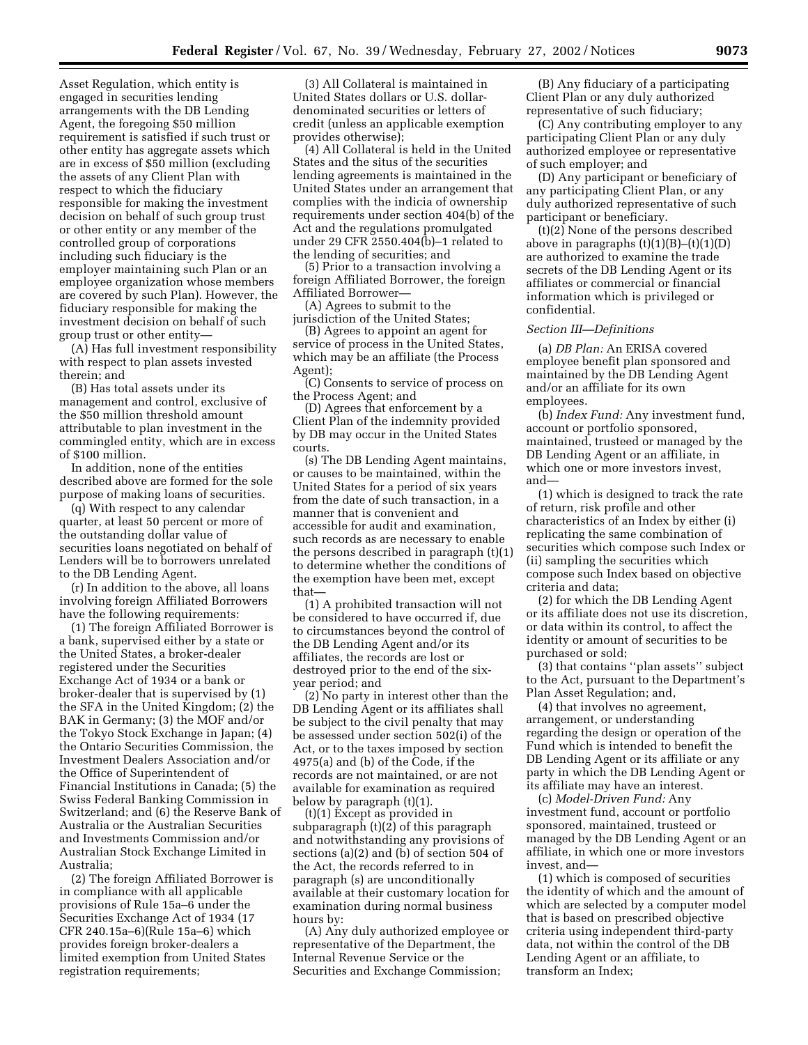Asset Regulation, which entity is engaged in securities lending arrangements with the DB Lending Agent, the foregoing $50 million requirement is satisfied if such trust or other entity has aggregate assets which are in excess of $50 million (excluding the assets of any Client Plan with respect to which the fiduciary responsible for making the investment decision on behalf of such group trust or other entity or any member of the controlled group of corporations including such fiduciary is the employer maintaining such Plan or an employee organization whose members are covered by such Plan). However, the fiduciary responsible for making the investment decision on behalf of such group trust or other entity—

(A) Has full investment responsibility with respect to plan assets invested therein; and

(B) Has total assets under its management and control, exclusive of the $50 million threshold amount attributable to plan investment in the commingled entity, which are in excess of $100 million.

In addition, none of the entities described above are formed for the sole purpose of making loans of securities.

(q) With respect to any calendar quarter, at least 50 percent or more of the outstanding dollar value of securities loans negotiated on behalf of Lenders will be to borrowers unrelated to the DB Lending Agent.

(r) In addition to the above, all loans involving foreign Affiliated Borrowers have the following requirements:

(1) The foreign Affiliated Borrower is a bank, supervised either by a state or the United States, a broker-dealer registered under the Securities Exchange Act of 1934 or a bank or broker-dealer that is supervised by (1) the SFA in the United Kingdom; (2) the BAK in Germany; (3) the MOF and/or the Tokyo Stock Exchange in Japan; (4) the Ontario Securities Commission, the Investment Dealers Association and/or the Office of Superintendent of Financial Institutions in Canada; (5) the Swiss Federal Banking Commission in Switzerland; and (6) the Reserve Bank of Australia or the Australian Securities and Investments Commission and/or Australian Stock Exchange Limited in Australia;

(2) The foreign Affiliated Borrower is in compliance with all applicable provisions of Rule 15a–6 under the Securities Exchange Act of 1934 (17 CFR 240.15a–6)(Rule 15a–6) which provides foreign broker-dealers a limited exemption from United States registration requirements;

(3) All Collateral is maintained in United States dollars or U.S. dollar-denominated securities or letters of credit (unless an applicable exemption provides otherwise);

(4) All Collateral is held in the United States and the situs of the securities lending agreements is maintained in the United States under an arrangement that complies with the indicia of ownership requirements under section 404(b) of the Act and the regulations promulgated under 29 CFR 2550.404(b)–1 related to the lending of securities; and

(5) Prior to a transaction involving a foreign Affiliated Borrower, the foreign Affiliated Borrower—

(A) Agrees to submit to the jurisdiction of the United States;

(B) Agrees to appoint an agent for service of process in the United States, which may be an affiliate (the Process Agent);

(C) Consents to service of process on the Process Agent; and

(D) Agrees that enforcement by a Client Plan of the indemnity provided by DB may occur in the United States courts.

(s) The DB Lending Agent maintains, or causes to be maintained, within the United States for a period of six years from the date of such transaction, in a manner that is convenient and accessible for audit and examination, such records as are necessary to enable the persons described in paragraph (t)(1) to determine whether the conditions of the exemption have been met, except that—

(1) A prohibited transaction will not be considered to have occurred if, due to circumstances beyond the control of the DB Lending Agent and/or its affiliates, the records are lost or destroyed prior to the end of the six-year period; and

(2) No party in interest other than the DB Lending Agent or its affiliates shall be subject to the civil penalty that may be assessed under section 502(i) of the Act, or to the taxes imposed by section 4975(a) and (b) of the Code, if the records are not maintained, or are not available for examination as required below by paragraph (t)(1).

(t)(1) Except as provided in subparagraph (t)(2) of this paragraph and notwithstanding any provisions of sections (a)(2) and (b) of section 504 of the Act, the records referred to in paragraph (s) are unconditionally available at their customary location for examination during normal business hours by:

(A) Any duly authorized employee or representative of the Department, the Internal Revenue Service or the Securities and Exchange Commission;

(B) Any fiduciary of a participating Client Plan or any duly authorized representative of such fiduciary;

(C) Any contributing employer to any participating Client Plan or any duly authorized employee or representative of such employer; and

(D) Any participant or beneficiary of any participating Client Plan, or any duly authorized representative of such participant or beneficiary.

(t)(2) None of the persons described above in paragraphs (t)(1)(B)–(t)(1)(D) are authorized to examine the trade secrets of the DB Lending Agent or its affiliates or commercial or financial information which is privileged or confidential.

*Section III—Definitions*

(a) *DB Plan:* An ERISA covered employee benefit plan sponsored and maintained by the DB Lending Agent and/or an affiliate for its own employees.

(b) *Index Fund:* Any investment fund, account or portfolio sponsored, maintained, trusteed or managed by the DB Lending Agent or an affiliate, in which one or more investors invest, and—

(1) which is designed to track the rate of return, risk profile and other characteristics of an Index by either (i) replicating the same combination of securities which compose such Index or (ii) sampling the securities which compose such Index based on objective criteria and data;

(2) for which the DB Lending Agent or its affiliate does not use its discretion, or data within its control, to affect the identity or amount of securities to be purchased or sold;

(3) that contains ''plan assets'' subject to the Act, pursuant to the Department's Plan Asset Regulation; and,

(4) that involves no agreement, arrangement, or understanding regarding the design or operation of the Fund which is intended to benefit the DB Lending Agent or its affiliate or any party in which the DB Lending Agent or its affiliate may have an interest.

(c) *Model-Driven Fund:* Any investment fund, account or portfolio sponsored, maintained, trusteed or managed by the DB Lending Agent or an affiliate, in which one or more investors invest, and—

(1) which is composed of securities the identity of which and the amount of which are selected by a computer model that is based on prescribed objective criteria using independent third-party data, not within the control of the DB Lending Agent or an affiliate, to transform an Index;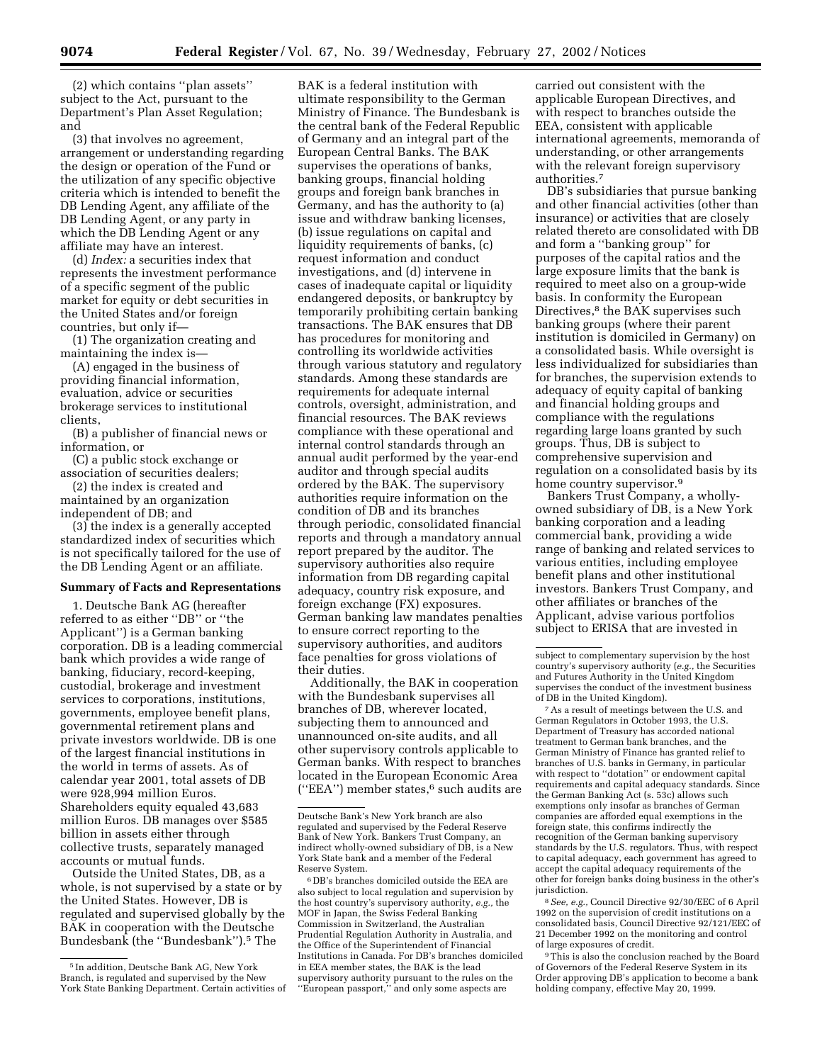(2) which contains ''plan assets'' subject to the Act, pursuant to the Department's Plan Asset Regulation; and

(3) that involves no agreement, arrangement or understanding regarding the design or operation of the Fund or the utilization of any specific objective criteria which is intended to benefit the DB Lending Agent, any affiliate of the DB Lending Agent, or any party in which the DB Lending Agent or any affiliate may have an interest.

(d) *Index:* a securities index that represents the investment performance of a specific segment of the public market for equity or debt securities in the United States and/or foreign countries, but only if—

(1) The organization creating and maintaining the index is—

(A) engaged in the business of providing financial information, evaluation, advice or securities brokerage services to institutional clients,

(B) a publisher of financial news or information, or

(C) a public stock exchange or association of securities dealers;

(2) the index is created and maintained by an organization independent of DB; and

(3) the index is a generally accepted standardized index of securities which is not specifically tailored for the use of the DB Lending Agent or an affiliate.

**Summary of Facts and Representations**

1. Deutsche Bank AG (hereafter referred to as either ''DB'' or ''the Applicant'') is a German banking corporation. DB is a leading commercial bank which provides a wide range of banking, fiduciary, record-keeping, custodial, brokerage and investment services to corporations, institutions, governments, employee benefit plans, governmental retirement plans and private investors worldwide. DB is one of the largest financial institutions in the world in terms of assets. As of calendar year 2001, total assets of DB were 928,994 million Euros. Shareholders equity equaled 43,683 million Euros. DB manages over $585 billion in assets either through collective trusts, separately managed accounts or mutual funds.

Outside the United States, DB, as a whole, is not supervised by a state or by the United States. However, DB is regulated and supervised globally by the BAK in cooperation with the Deutsche Bundesbank (the ''Bundesbank'').[5] The BAK is a federal institution with ultimate responsibility to the German Ministry of Finance. The Bundesbank is the central bank of the Federal Republic of Germany and an integral part of the European Central Banks. The BAK supervises the operations of banks, banking groups, financial holding groups and foreign bank branches in Germany, and has the authority to (a) issue and withdraw banking licenses, (b) issue regulations on capital and liquidity requirements of banks, (c) request information and conduct investigations, and (d) intervene in cases of inadequate capital or liquidity endangered deposits, or bankruptcy by temporarily prohibiting certain banking transactions. The BAK ensures that DB has procedures for monitoring and controlling its worldwide activities through various statutory and regulatory standards. Among these standards are requirements for adequate internal controls, oversight, administration, and financial resources. The BAK reviews compliance with these operational and internal control standards through an annual audit performed by the year-end auditor and through special audits ordered by the BAK. The supervisory authorities require information on the condition of DB and its branches through periodic, consolidated financial reports and through a mandatory annual report prepared by the auditor. The supervisory authorities also require information from DB regarding capital adequacy, country risk exposure, and foreign exchange (FX) exposures. German banking law mandates penalties to ensure correct reporting to the supervisory authorities, and auditors face penalties for gross violations of their duties.

Additionally, the BAK in cooperation with the Bundesbank supervises all branches of DB, wherever located, subjecting them to announced and unannounced on-site audits, and all other supervisory controls applicable to German banks. With respect to branches located in the European Economic Area (''EEA'') member states,[6] such audits are carried out consistent with the applicable European Directives, and with respect to branches outside the EEA, consistent with applicable international agreements, memoranda of understanding, or other arrangements with the relevant foreign supervisory authorities.[7]

DB's subsidiaries that pursue banking and other financial activities (other than insurance) or activities that are closely related thereto are consolidated with DB and form a ''banking group'' for purposes of the capital ratios and the large exposure limits that the bank is required to meet also on a group-wide basis. In conformity the European Directives,[8] the BAK supervises such banking groups (where their parent institution is domiciled in Germany) on a consolidated basis. While oversight is less individualized for subsidiaries than for branches, the supervision extends to adequacy of equity capital of banking and financial holding groups and compliance with the regulations regarding large loans granted by such groups. Thus, DB is subject to comprehensive supervision and regulation on a consolidated basis by its home country supervisor.[9]

Bankers Trust Company, a wholly-owned subsidiary of DB, is a New York banking corporation and a leading commercial bank, providing a wide range of banking and related services to various entities, including employee benefit plans and other institutional investors. Bankers Trust Company, and other affiliates or branches of the Applicant, advise various portfolios subject to ERISA that are invested in

---

[5] In addition, Deutsche Bank AG, New York Branch, is regulated and supervised by the New York State Banking Department. Certain activities of Deutsche Bank's New York branch are also regulated and supervised by the Federal Reserve Bank of New York. Bankers Trust Company, an indirect wholly-owned subsidiary of DB, is a New York State bank and a member of the Federal Reserve System.

[6] DB's branches domiciled outside the EEA are also subject to local regulation and supervision by the host country's supervisory authority, *e.g.,* the MOF in Japan, the Swiss Federal Banking Commission in Switzerland, the Australian Prudential Regulation Authority in Australia, and the Office of the Superintendent of Financial Institutions in Canada. For DB's branches domiciled in EEA member states, the BAK is the lead supervisory authority pursuant to the rules on the ''European passport,'' and only some aspects are subject to complementary supervision by the host country's supervisory authority (*e.g.,* the Securities and Futures Authority in the United Kingdom supervises the conduct of the investment business of DB in the United Kingdom).

[7] As a result of meetings between the U.S. and German Regulators in October 1993, the U.S. Department of Treasury has accorded national treatment to German bank branches, and the German Ministry of Finance has granted relief to branches of U.S. banks in Germany, in particular with respect to ''dotation'' or endowment capital requirements and capital adequacy standards. Since the German Banking Act (s. 53c) allows such exemptions only insofar as branches of German companies are afforded equal exemptions in the foreign state, this confirms indirectly the recognition of the German banking supervisory standards by the U.S. regulators. Thus, with respect to capital adequacy, each government has agreed to accept the capital adequacy requirements of the other for foreign banks doing business in the other's jurisdiction.

[8] *See, e.g.,* Council Directive 92/30/EEC of 6 April 1992 on the supervision of credit institutions on a consolidated basis, Council Directive 92/121/EEC of 21 December 1992 on the monitoring and control of large exposures of credit.

[9] This is also the conclusion reached by the Board of Governors of the Federal Reserve System in its Order approving DB's application to become a bank holding company, effective May 20, 1999.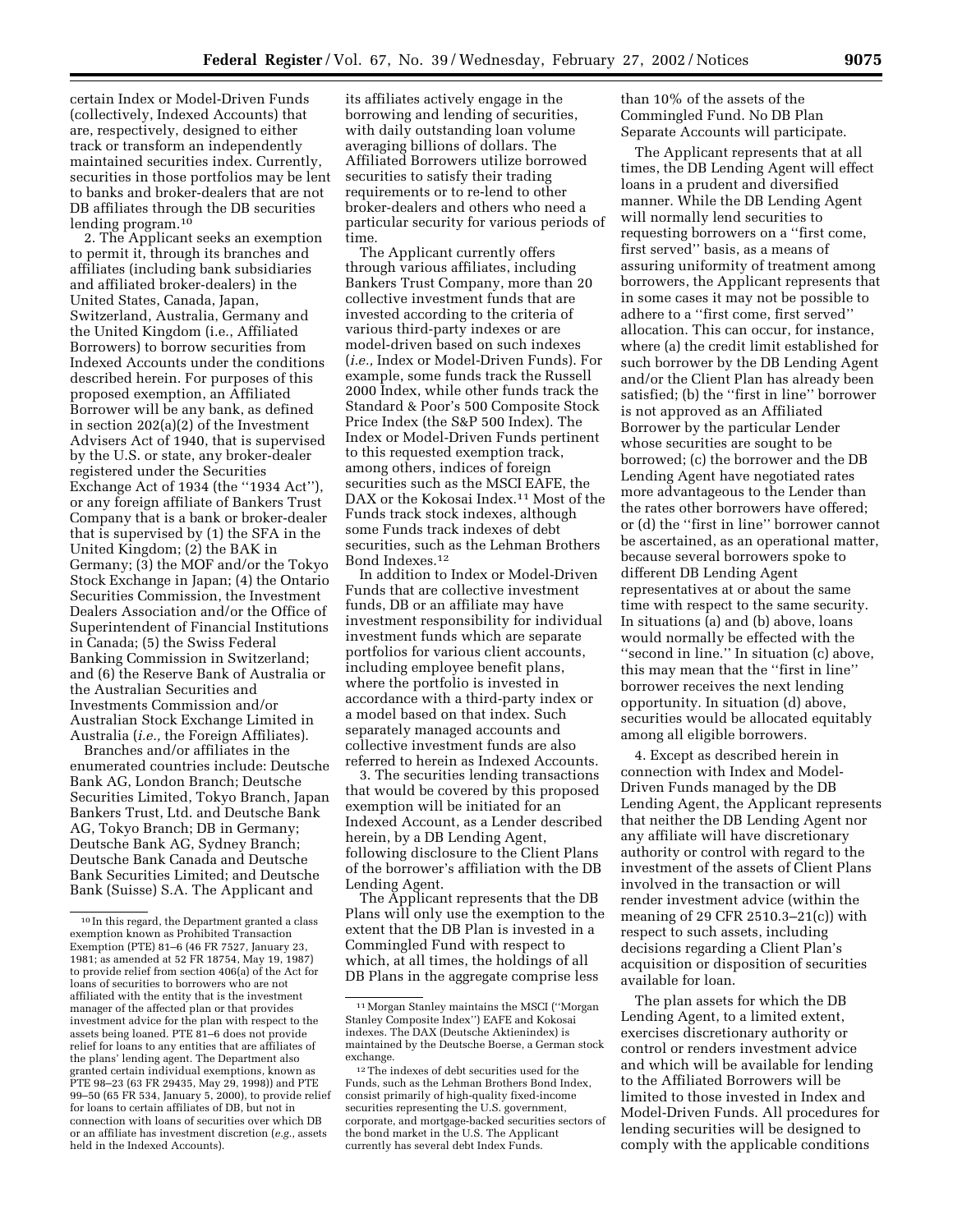certain Index or Model-Driven Funds (collectively, Indexed Accounts) that are, respectively, designed to either track or transform an independently maintained securities index. Currently, securities in those portfolios may be lent to banks and broker-dealers that are not DB affiliates through the DB securities lending program.[10]

2. The Applicant seeks an exemption to permit it, through its branches and affiliates (including bank subsidiaries and affiliated broker-dealers) in the United States, Canada, Japan, Switzerland, Australia, Germany and the United Kingdom (i.e., Affiliated Borrowers) to borrow securities from Indexed Accounts under the conditions described herein. For purposes of this proposed exemption, an Affiliated Borrower will be any bank, as defined in section 202(a)(2) of the Investment Advisers Act of 1940, that is supervised by the U.S. or state, any broker-dealer registered under the Securities Exchange Act of 1934 (the ''1934 Act''), or any foreign affiliate of Bankers Trust Company that is a bank or broker-dealer that is supervised by (1) the SFA in the United Kingdom; (2) the BAK in Germany; (3) the MOF and/or the Tokyo Stock Exchange in Japan; (4) the Ontario Securities Commission, the Investment Dealers Association and/or the Office of Superintendent of Financial Institutions in Canada; (5) the Swiss Federal Banking Commission in Switzerland; and (6) the Reserve Bank of Australia or the Australian Securities and Investments Commission and/or Australian Stock Exchange Limited in Australia (*i.e.,* the Foreign Affiliates).

Branches and/or affiliates in the enumerated countries include: Deutsche Bank AG, London Branch; Deutsche Securities Limited, Tokyo Branch, Japan Bankers Trust, Ltd. and Deutsche Bank AG, Tokyo Branch; DB in Germany; Deutsche Bank AG, Sydney Branch; Deutsche Bank Canada and Deutsche Bank Securities Limited; and Deutsche Bank (Suisse) S.A. The Applicant and its affiliates actively engage in the borrowing and lending of securities, with daily outstanding loan volume averaging billions of dollars. The Affiliated Borrowers utilize borrowed securities to satisfy their trading requirements or to re-lend to other broker-dealers and others who need a particular security for various periods of time.

The Applicant currently offers through various affiliates, including Bankers Trust Company, more than 20 collective investment funds that are invested according to the criteria of various third-party indexes or are model-driven based on such indexes (*i.e.,* Index or Model-Driven Funds). For example, some funds track the Russell 2000 Index, while other funds track the Standard & Poor's 500 Composite Stock Price Index (the S&P 500 Index). The Index or Model-Driven Funds pertinent to this requested exemption track, among others, indices of foreign securities such as the MSCI EAFE, the DAX or the Kokosai Index.[11] Most of the Funds track stock indexes, although some Funds track indexes of debt securities, such as the Lehman Brothers Bond Indexes.[12]

In addition to Index or Model-Driven Funds that are collective investment funds, DB or an affiliate may have investment responsibility for individual investment funds which are separate portfolios for various client accounts, including employee benefit plans, where the portfolio is invested in accordance with a third-party index or a model based on that index. Such separately managed accounts and collective investment funds are also referred to herein as Indexed Accounts.

3. The securities lending transactions that would be covered by this proposed exemption will be initiated for an Indexed Account, as a Lender described herein, by a DB Lending Agent, following disclosure to the Client Plans of the borrower's affiliation with the DB Lending Agent.

The Applicant represents that the DB Plans will only use the exemption to the extent that the DB Plan is invested in a Commingled Fund with respect to which, at all times, the holdings of all DB Plans in the aggregate comprise less than 10% of the assets of the Commingled Fund. No DB Plan Separate Accounts will participate.

The Applicant represents that at all times, the DB Lending Agent will effect loans in a prudent and diversified manner. While the DB Lending Agent will normally lend securities to requesting borrowers on a ''first come, first served'' basis, as a means of assuring uniformity of treatment among borrowers, the Applicant represents that in some cases it may not be possible to adhere to a ''first come, first served'' allocation. This can occur, for instance, where (a) the credit limit established for such borrower by the DB Lending Agent and/or the Client Plan has already been satisfied; (b) the ''first in line'' borrower is not approved as an Affiliated Borrower by the particular Lender whose securities are sought to be borrowed; (c) the borrower and the DB Lending Agent have negotiated rates more advantageous to the Lender than the rates other borrowers have offered; or (d) the ''first in line'' borrower cannot be ascertained, as an operational matter, because several borrowers spoke to different DB Lending Agent representatives at or about the same time with respect to the same security. In situations (a) and (b) above, loans would normally be effected with the ''second in line.'' In situation (c) above, this may mean that the ''first in line'' borrower receives the next lending opportunity. In situation (d) above, securities would be allocated equitably among all eligible borrowers.

4. Except as described herein in connection with Index and Model-Driven Funds managed by the DB Lending Agent, the Applicant represents that neither the DB Lending Agent nor any affiliate will have discretionary authority or control with regard to the investment of the assets of Client Plans involved in the transaction or will render investment advice (within the meaning of 29 CFR 2510.3–21(c)) with respect to such assets, including decisions regarding a Client Plan's acquisition or disposition of securities available for loan.

The plan assets for which the DB Lending Agent, to a limited extent, exercises discretionary authority or control or renders investment advice and which will be available for lending to the Affiliated Borrowers will be limited to those invested in Index and Model-Driven Funds. All procedures for lending securities will be designed to comply with the applicable conditions

[10] In this regard, the Department granted a class exemption known as Prohibited Transaction Exemption (PTE) 81–6 (46 FR 7527, January 23, 1981; as amended at 52 FR 18754, May 19, 1987) to provide relief from section 406(a) of the Act for loans of securities to borrowers who are not affiliated with the entity that is the investment manager of the affected plan or that provides investment advice for the plan with respect to the assets being loaned. PTE 81–6 does not provide relief for loans to any entities that are affiliates of the plans' lending agent. The Department also granted certain individual exemptions, known as PTE 98–23 (63 FR 29435, May 29, 1998)) and PTE 99–50 (65 FR 534, January 5, 2000), to provide relief for loans to certain affiliates of DB, but not in connection with loans of securities over which DB or an affiliate has investment discretion (*e.g.,* assets held in the Indexed Accounts).

[11] Morgan Stanley maintains the MSCI (''Morgan Stanley Composite Index'') EAFE and Kokosai indexes. The DAX (Deutsche Aktienindex) is maintained by the Deutsche Boerse, a German stock exchange.

[12] The indexes of debt securities used for the Funds, such as the Lehman Brothers Bond Index, consist primarily of high-quality fixed-income securities representing the U.S. government, corporate, and mortgage-backed securities sectors of the bond market in the U.S. The Applicant currently has several debt Index Funds.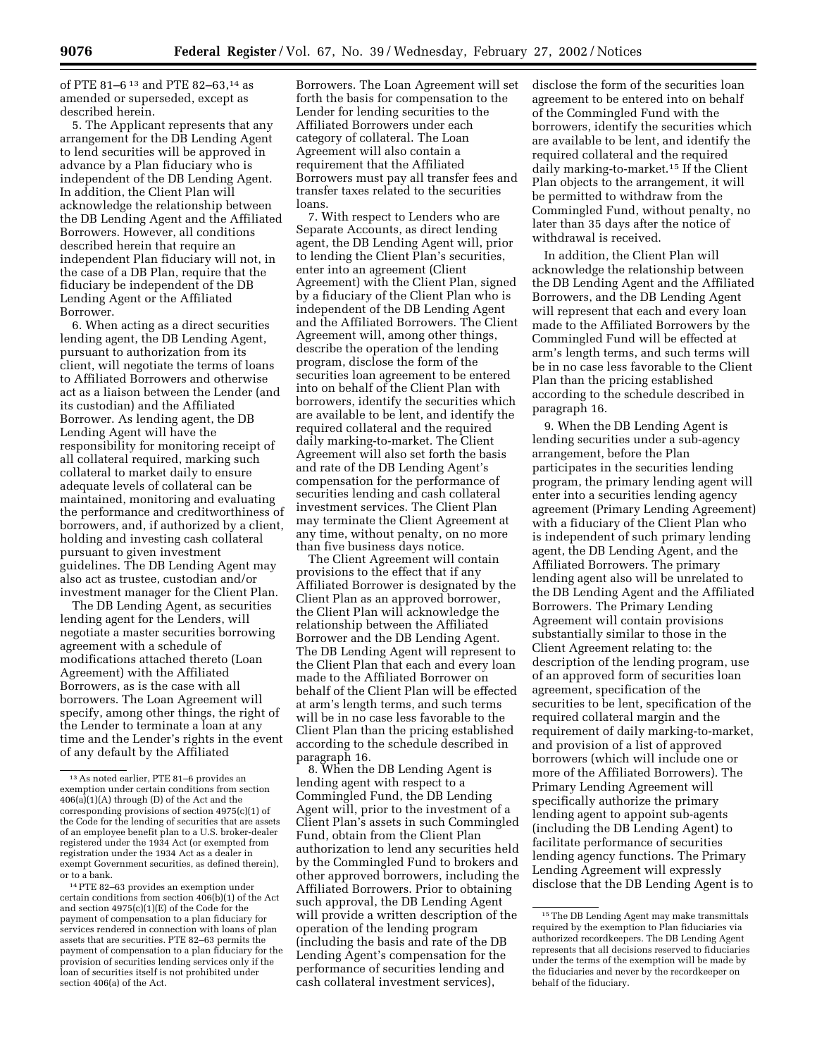of PTE 81–6 [13] and PTE 82–63,[14] as amended or superseded, except as described herein.

5. The Applicant represents that any arrangement for the DB Lending Agent to lend securities will be approved in advance by a Plan fiduciary who is independent of the DB Lending Agent. In addition, the Client Plan will acknowledge the relationship between the DB Lending Agent and the Affiliated Borrowers. However, all conditions described herein that require an independent Plan fiduciary will not, in the case of a DB Plan, require that the fiduciary be independent of the DB Lending Agent or the Affiliated Borrower.

6. When acting as a direct securities lending agent, the DB Lending Agent, pursuant to authorization from its client, will negotiate the terms of loans to Affiliated Borrowers and otherwise act as a liaison between the Lender (and its custodian) and the Affiliated Borrower. As lending agent, the DB Lending Agent will have the responsibility for monitoring receipt of all collateral required, marking such collateral to market daily to ensure adequate levels of collateral can be maintained, monitoring and evaluating the performance and creditworthiness of borrowers, and, if authorized by a client, holding and investing cash collateral pursuant to given investment guidelines. The DB Lending Agent may also act as trustee, custodian and/or investment manager for the Client Plan.

The DB Lending Agent, as securities lending agent for the Lenders, will negotiate a master securities borrowing agreement with a schedule of modifications attached thereto (Loan Agreement) with the Affiliated Borrowers, as is the case with all borrowers. The Loan Agreement will specify, among other things, the right of the Lender to terminate a loan at any time and the Lender's rights in the event of any default by the Affiliated Borrowers. The Loan Agreement will set forth the basis for compensation to the Lender for lending securities to the Affiliated Borrowers under each category of collateral. The Loan Agreement will also contain a requirement that the Affiliated Borrowers must pay all transfer fees and transfer taxes related to the securities loans.

7. With respect to Lenders who are Separate Accounts, as direct lending agent, the DB Lending Agent will, prior to lending the Client Plan's securities, enter into an agreement (Client Agreement) with the Client Plan, signed by a fiduciary of the Client Plan who is independent of the DB Lending Agent and the Affiliated Borrowers. The Client Agreement will, among other things, describe the operation of the lending program, disclose the form of the securities loan agreement to be entered into on behalf of the Client Plan with borrowers, identify the securities which are available to be lent, and identify the required collateral and the required daily marking-to-market. The Client Agreement will also set forth the basis and rate of the DB Lending Agent's compensation for the performance of securities lending and cash collateral investment services. The Client Plan may terminate the Client Agreement at any time, without penalty, on no more than five business days notice.

The Client Agreement will contain provisions to the effect that if any Affiliated Borrower is designated by the Client Plan as an approved borrower, the Client Plan will acknowledge the relationship between the Affiliated Borrower and the DB Lending Agent. The DB Lending Agent will represent to the Client Plan that each and every loan made to the Affiliated Borrower on behalf of the Client Plan will be effected at arm's length terms, and such terms will be in no case less favorable to the Client Plan than the pricing established according to the schedule described in paragraph 16.

8. When the DB Lending Agent is lending agent with respect to a Commingled Fund, the DB Lending Agent will, prior to the investment of a Client Plan's assets in such Commingled Fund, obtain from the Client Plan authorization to lend any securities held by the Commingled Fund to brokers and other approved borrowers, including the Affiliated Borrowers. Prior to obtaining such approval, the DB Lending Agent will provide a written description of the operation of the lending program (including the basis and rate of the DB Lending Agent's compensation for the performance of securities lending and cash collateral investment services), disclose the form of the securities loan agreement to be entered into on behalf of the Commingled Fund with the borrowers, identify the securities which are available to be lent, and identify the required collateral and the required daily marking-to-market.[15] If the Client Plan objects to the arrangement, it will be permitted to withdraw from the Commingled Fund, without penalty, no later than 35 days after the notice of withdrawal is received.

In addition, the Client Plan will acknowledge the relationship between the DB Lending Agent and the Affiliated Borrowers, and the DB Lending Agent will represent that each and every loan made to the Affiliated Borrowers by the Commingled Fund will be effected at arm's length terms, and such terms will be in no case less favorable to the Client Plan than the pricing established according to the schedule described in paragraph 16.

9. When the DB Lending Agent is lending securities under a sub-agency arrangement, before the Plan participates in the securities lending program, the primary lending agent will enter into a securities lending agency agreement (Primary Lending Agreement) with a fiduciary of the Client Plan who is independent of such primary lending agent, the DB Lending Agent, and the Affiliated Borrowers. The primary lending agent also will be unrelated to the DB Lending Agent and the Affiliated Borrowers. The Primary Lending Agreement will contain provisions substantially similar to those in the Client Agreement relating to: the description of the lending program, use of an approved form of securities loan agreement, specification of the securities to be lent, specification of the required collateral margin and the requirement of daily marking-to-market, and provision of a list of approved borrowers (which will include one or more of the Affiliated Borrowers). The Primary Lending Agreement will specifically authorize the primary lending agent to appoint sub-agents (including the DB Lending Agent) to facilitate performance of securities lending agency functions. The Primary Lending Agreement will expressly disclose that the DB Lending Agent is to

---

[13] As noted earlier, PTE 81–6 provides an exemption under certain conditions from section 406(a)(1)(A) through (D) of the Act and the corresponding provisions of section 4975(c)(1) of the Code for the lending of securities that are assets of an employee benefit plan to a U.S. broker-dealer registered under the 1934 Act (or exempted from registration under the 1934 Act as a dealer in exempt Government securities, as defined therein), or to a bank.

[14] PTE 82–63 provides an exemption under certain conditions from section 406(b)(1) of the Act and section 4975(c)(1)(E) of the Code for the payment of compensation to a plan fiduciary for services rendered in connection with loans of plan assets that are securities. PTE 82–63 permits the payment of compensation to a plan fiduciary for the provision of securities lending services only if the loan of securities itself is not prohibited under section 406(a) of the Act.

[15] The DB Lending Agent may make transmittals required by the exemption to Plan fiduciaries via authorized recordkeepers. The DB Lending Agent represents that all decisions reserved to fiduciaries under the terms of the exemption will be made by the fiduciaries and never by the recordkeeper on behalf of the fiduciary.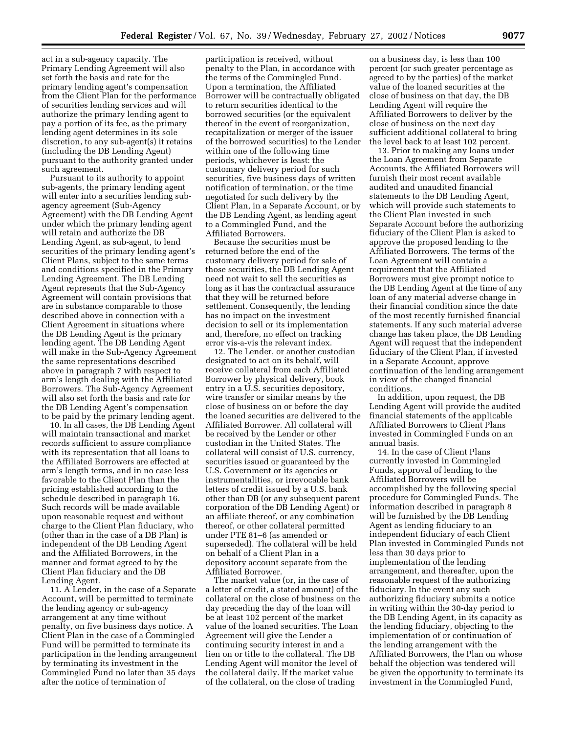act in a sub-agency capacity. The Primary Lending Agreement will also set forth the basis and rate for the primary lending agent's compensation from the Client Plan for the performance of securities lending services and will authorize the primary lending agent to pay a portion of its fee, as the primary lending agent determines in its sole discretion, to any sub-agent(s) it retains (including the DB Lending Agent) pursuant to the authority granted under such agreement.

Pursuant to its authority to appoint sub-agents, the primary lending agent will enter into a securities lending sub-agency agreement (Sub-Agency Agreement) with the DB Lending Agent under which the primary lending agent will retain and authorize the DB Lending Agent, as sub-agent, to lend securities of the primary lending agent's Client Plans, subject to the same terms and conditions specified in the Primary Lending Agreement. The DB Lending Agent represents that the Sub-Agency Agreement will contain provisions that are in substance comparable to those described above in connection with a Client Agreement in situations where the DB Lending Agent is the primary lending agent. The DB Lending Agent will make in the Sub-Agency Agreement the same representations described above in paragraph 7 with respect to arm's length dealing with the Affiliated Borrowers. The Sub-Agency Agreement will also set forth the basis and rate for the DB Lending Agent's compensation to be paid by the primary lending agent.

10. In all cases, the DB Lending Agent will maintain transactional and market records sufficient to assure compliance with its representation that all loans to the Affiliated Borrowers are effected at arm's length terms, and in no case less favorable to the Client Plan than the pricing established according to the schedule described in paragraph 16. Such records will be made available upon reasonable request and without charge to the Client Plan fiduciary, who (other than in the case of a DB Plan) is independent of the DB Lending Agent and the Affiliated Borrowers, in the manner and format agreed to by the Client Plan fiduciary and the DB Lending Agent.

11. A Lender, in the case of a Separate Account, will be permitted to terminate the lending agency or sub-agency arrangement at any time without penalty, on five business days notice. A Client Plan in the case of a Commingled Fund will be permitted to terminate its participation in the lending arrangement by terminating its investment in the Commingled Fund no later than 35 days after the notice of termination of participation is received, without penalty to the Plan, in accordance with the terms of the Commingled Fund. Upon a termination, the Affiliated Borrower will be contractually obligated to return securities identical to the borrowed securities (or the equivalent thereof in the event of reorganization, recapitalization or merger of the issuer of the borrowed securities) to the Lender within one of the following time periods, whichever is least: the customary delivery period for such securities, five business days of written notification of termination, or the time negotiated for such delivery by the Client Plan, in a Separate Account, or by the DB Lending Agent, as lending agent to a Commingled Fund, and the Affiliated Borrowers.

Because the securities must be returned before the end of the customary delivery period for sale of those securities, the DB Lending Agent need not wait to sell the securities as long as it has the contractual assurance that they will be returned before settlement. Consequently, the lending has no impact on the investment decision to sell or its implementation and, therefore, no effect on tracking error vis-a-vis the relevant index.

12. The Lender, or another custodian designated to act on its behalf, will receive collateral from each Affiliated Borrower by physical delivery, book entry in a U.S. securities depository, wire transfer or similar means by the close of business on or before the day the loaned securities are delivered to the Affiliated Borrower. All collateral will be received by the Lender or other custodian in the United States. The collateral will consist of U.S. currency, securities issued or guaranteed by the U.S. Government or its agencies or instrumentalities, or irrevocable bank letters of credit issued by a U.S. bank other than DB (or any subsequent parent corporation of the DB Lending Agent) or an affiliate thereof, or any combination thereof, or other collateral permitted under PTE 81–6 (as amended or superseded). The collateral will be held on behalf of a Client Plan in a depository account separate from the Affiliated Borrower.

The market value (or, in the case of a letter of credit, a stated amount) of the collateral on the close of business on the day preceding the day of the loan will be at least 102 percent of the market value of the loaned securities. The Loan Agreement will give the Lender a continuing security interest in and a lien on or title to the collateral. The DB Lending Agent will monitor the level of the collateral daily. If the market value of the collateral, on the close of trading on a business day, is less than 100 percent (or such greater percentage as agreed to by the parties) of the market value of the loaned securities at the close of business on that day, the DB Lending Agent will require the Affiliated Borrowers to deliver by the close of business on the next day sufficient additional collateral to bring the level back to at least 102 percent.

13. Prior to making any loans under the Loan Agreement from Separate Accounts, the Affiliated Borrowers will furnish their most recent available audited and unaudited financial statements to the DB Lending Agent, which will provide such statements to the Client Plan invested in such Separate Account before the authorizing fiduciary of the Client Plan is asked to approve the proposed lending to the Affiliated Borrowers. The terms of the Loan Agreement will contain a requirement that the Affiliated Borrowers must give prompt notice to the DB Lending Agent at the time of any loan of any material adverse change in their financial condition since the date of the most recently furnished financial statements. If any such material adverse change has taken place, the DB Lending Agent will request that the independent fiduciary of the Client Plan, if invested in a Separate Account, approve continuation of the lending arrangement in view of the changed financial conditions.

In addition, upon request, the DB Lending Agent will provide the audited financial statements of the applicable Affiliated Borrowers to Client Plans invested in Commingled Funds on an annual basis.

14. In the case of Client Plans currently invested in Commingled Funds, approval of lending to the Affiliated Borrowers will be accomplished by the following special procedure for Commingled Funds. The information described in paragraph 8 will be furnished by the DB Lending Agent as lending fiduciary to an independent fiduciary of each Client Plan invested in Commingled Funds not less than 30 days prior to implementation of the lending arrangement, and thereafter, upon the reasonable request of the authorizing fiduciary. In the event any such authorizing fiduciary submits a notice in writing within the 30-day period to the DB Lending Agent, in its capacity as the lending fiduciary, objecting to the implementation of or continuation of the lending arrangement with the Affiliated Borrowers, the Plan on whose behalf the objection was tendered will be given the opportunity to terminate its investment in the Commingled Fund,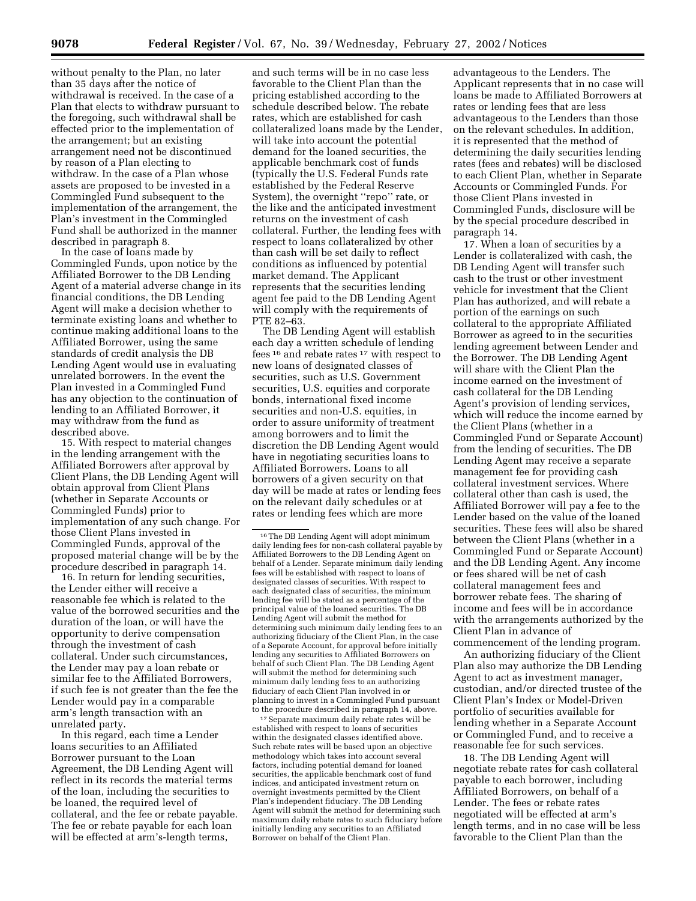without penalty to the Plan, no later than 35 days after the notice of withdrawal is received. In the case of a Plan that elects to withdraw pursuant to the foregoing, such withdrawal shall be effected prior to the implementation of the arrangement; but an existing arrangement need not be discontinued by reason of a Plan electing to withdraw. In the case of a Plan whose assets are proposed to be invested in a Commingled Fund subsequent to the implementation of the arrangement, the Plan's investment in the Commingled Fund shall be authorized in the manner described in paragraph 8.

In the case of loans made by Commingled Funds, upon notice by the Affiliated Borrower to the DB Lending Agent of a material adverse change in its financial conditions, the DB Lending Agent will make a decision whether to terminate existing loans and whether to continue making additional loans to the Affiliated Borrower, using the same standards of credit analysis the DB Lending Agent would use in evaluating unrelated borrowers. In the event the Plan invested in a Commingled Fund has any objection to the continuation of lending to an Affiliated Borrower, it may withdraw from the fund as described above.

15. With respect to material changes in the lending arrangement with the Affiliated Borrowers after approval by Client Plans, the DB Lending Agent will obtain approval from Client Plans (whether in Separate Accounts or Commingled Funds) prior to implementation of any such change. For those Client Plans invested in Commingled Funds, approval of the proposed material change will be by the procedure described in paragraph 14.

16. In return for lending securities, the Lender either will receive a reasonable fee which is related to the value of the borrowed securities and the duration of the loan, or will have the opportunity to derive compensation through the investment of cash collateral. Under such circumstances, the Lender may pay a loan rebate or similar fee to the Affiliated Borrowers, if such fee is not greater than the fee the Lender would pay in a comparable arm's length transaction with an unrelated party.

In this regard, each time a Lender loans securities to an Affiliated Borrower pursuant to the Loan Agreement, the DB Lending Agent will reflect in its records the material terms of the loan, including the securities to be loaned, the required level of collateral, and the fee or rebate payable. The fee or rebate payable for each loan will be effected at arm's-length terms, and such terms will be in no case less favorable to the Client Plan than the pricing established according to the schedule described below. The rebate rates, which are established for cash collateralized loans made by the Lender, will take into account the potential demand for the loaned securities, the applicable benchmark cost of funds (typically the U.S. Federal Funds rate established by the Federal Reserve System), the overnight "repo" rate, or the like and the anticipated investment returns on the investment of cash collateral. Further, the lending fees with respect to loans collateralized by other than cash will be set daily to reflect conditions as influenced by potential market demand. The Applicant represents that the securities lending agent fee paid to the DB Lending Agent will comply with the requirements of PTE 82–63.

The DB Lending Agent will establish each day a written schedule of lending fees [16] and rebate rates [17] with respect to new loans of designated classes of securities, such as U.S. Government securities, U.S. equities and corporate bonds, international fixed income securities and non-U.S. equities, in order to assure uniformity of treatment among borrowers and to limit the discretion the DB Lending Agent would have in negotiating securities loans to Affiliated Borrowers. Loans to all borrowers of a given security on that day will be made at rates or lending fees on the relevant daily schedules or at rates or lending fees which are more advantageous to the Lenders. The Applicant represents that in no case will loans be made to Affiliated Borrowers at rates or lending fees that are less advantageous to the Lenders than those on the relevant schedules. In addition, it is represented that the method of determining the daily securities lending rates (fees and rebates) will be disclosed to each Client Plan, whether in Separate Accounts or Commingled Funds. For those Client Plans invested in Commingled Funds, disclosure will be by the special procedure described in paragraph 14.

17. When a loan of securities by a Lender is collateralized with cash, the DB Lending Agent will transfer such cash to the trust or other investment vehicle for investment that the Client Plan has authorized, and will rebate a portion of the earnings on such collateral to the appropriate Affiliated Borrower as agreed to in the securities lending agreement between Lender and the Borrower. The DB Lending Agent will share with the Client Plan the income earned on the investment of cash collateral for the DB Lending Agent's provision of lending services, which will reduce the income earned by the Client Plans (whether in a Commingled Fund or Separate Account) from the lending of securities. The DB Lending Agent may receive a separate management fee for providing cash collateral investment services. Where collateral other than cash is used, the Affiliated Borrower will pay a fee to the Lender based on the value of the loaned securities. These fees will also be shared between the Client Plans (whether in a Commingled Fund or Separate Account) and the DB Lending Agent. Any income or fees shared will be net of cash collateral management fees and borrower rebate fees. The sharing of income and fees will be in accordance with the arrangements authorized by the Client Plan in advance of commencement of the lending program.

An authorizing fiduciary of the Client Plan also may authorize the DB Lending Agent to act as investment manager, custodian, and/or directed trustee of the Client Plan's Index or Model-Driven portfolio of securities available for lending whether in a Separate Account or Commingled Fund, and to receive a reasonable fee for such services.

18. The DB Lending Agent will negotiate rebate rates for cash collateral payable to each borrower, including Affiliated Borrowers, on behalf of a Lender. The fees or rebate rates negotiated will be effected at arm's length terms, and in no case will be less favorable to the Client Plan than the

[16] The DB Lending Agent will adopt minimum daily lending fees for non-cash collateral payable by Affiliated Borrowers to the DB Lending Agent on behalf of a Lender. Separate minimum daily lending fees will be established with respect to loans of designated classes of securities. With respect to each designated class of securities, the minimum lending fee will be stated as a percentage of the principal value of the loaned securities. The DB Lending Agent will submit the method for determining such minimum daily lending fees to an authorizing fiduciary of the Client Plan, in the case of a Separate Account, for approval before initially lending any securities to Affiliated Borrowers on behalf of such Client Plan. The DB Lending Agent will submit the method for determining such minimum daily lending fees to an authorizing fiduciary of each Client Plan involved in or planning to invest in a Commingled Fund pursuant to the procedure described in paragraph 14, above.

[17] Separate maximum daily rebate rates will be established with respect to loans of securities within the designated classes identified above. Such rebate rates will be based upon an objective methodology which takes into account several factors, including potential demand for loaned securities, the applicable benchmark cost of fund indices, and anticipated investment return on overnight investments permitted by the Client Plan's independent fiduciary. The DB Lending Agent will submit the method for determining such maximum daily rebate rates to such fiduciary before initially lending any securities to an Affiliated Borrower on behalf of the Client Plan.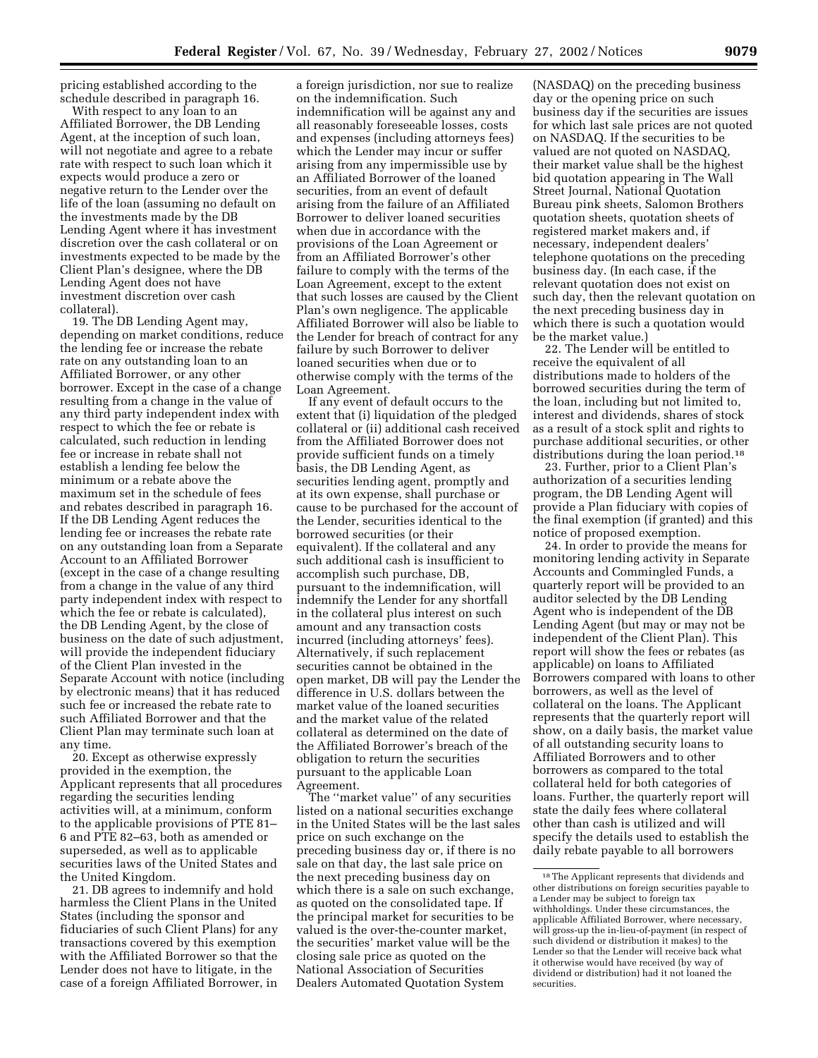pricing established according to the schedule described in paragraph 16.

With respect to any loan to an Affiliated Borrower, the DB Lending Agent, at the inception of such loan, will not negotiate and agree to a rebate rate with respect to such loan which it expects would produce a zero or negative return to the Lender over the life of the loan (assuming no default on the investments made by the DB Lending Agent where it has investment discretion over the cash collateral or on investments expected to be made by the Client Plan's designee, where the DB Lending Agent does not have investment discretion over cash collateral).

19. The DB Lending Agent may, depending on market conditions, reduce the lending fee or increase the rebate rate on any outstanding loan to an Affiliated Borrower, or any other borrower. Except in the case of a change resulting from a change in the value of any third party independent index with respect to which the fee or rebate is calculated, such reduction in lending fee or increase in rebate shall not establish a lending fee below the minimum or a rebate above the maximum set in the schedule of fees and rebates described in paragraph 16. If the DB Lending Agent reduces the lending fee or increases the rebate rate on any outstanding loan from a Separate Account to an Affiliated Borrower (except in the case of a change resulting from a change in the value of any third party independent index with respect to which the fee or rebate is calculated), the DB Lending Agent, by the close of business on the date of such adjustment, will provide the independent fiduciary of the Client Plan invested in the Separate Account with notice (including by electronic means) that it has reduced such fee or increased the rebate rate to such Affiliated Borrower and that the Client Plan may terminate such loan at any time.

20. Except as otherwise expressly provided in the exemption, the Applicant represents that all procedures regarding the securities lending activities will, at a minimum, conform to the applicable provisions of PTE 81–6 and PTE 82–63, both as amended or superseded, as well as to applicable securities laws of the United States and the United Kingdom.

21. DB agrees to indemnify and hold harmless the Client Plans in the United States (including the sponsor and fiduciaries of such Client Plans) for any transactions covered by this exemption with the Affiliated Borrower so that the Lender does not have to litigate, in the case of a foreign Affiliated Borrower, in a foreign jurisdiction, nor sue to realize on the indemnification. Such indemnification will be against any and all reasonably foreseeable losses, costs and expenses (including attorneys fees) which the Lender may incur or suffer arising from any impermissible use by an Affiliated Borrower of the loaned securities, from an event of default arising from the failure of an Affiliated Borrower to deliver loaned securities when due in accordance with the provisions of the Loan Agreement or from an Affiliated Borrower's other failure to comply with the terms of the Loan Agreement, except to the extent that such losses are caused by the Client Plan's own negligence. The applicable Affiliated Borrower will also be liable to the Lender for breach of contract for any failure by such Borrower to deliver loaned securities when due or to otherwise comply with the terms of the Loan Agreement.

If any event of default occurs to the extent that (i) liquidation of the pledged collateral or (ii) additional cash received from the Affiliated Borrower does not provide sufficient funds on a timely basis, the DB Lending Agent, as securities lending agent, promptly and at its own expense, shall purchase or cause to be purchased for the account of the Lender, securities identical to the borrowed securities (or their equivalent). If the collateral and any such additional cash is insufficient to accomplish such purchase, DB, pursuant to the indemnification, will indemnify the Lender for any shortfall in the collateral plus interest on such amount and any transaction costs incurred (including attorneys' fees). Alternatively, if such replacement securities cannot be obtained in the open market, DB will pay the Lender the difference in U.S. dollars between the market value of the loaned securities and the market value of the related collateral as determined on the date of the Affiliated Borrower's breach of the obligation to return the securities pursuant to the applicable Loan Agreement.

The "market value" of any securities listed on a national securities exchange in the United States will be the last sales price on such exchange on the preceding business day or, if there is no sale on that day, the last sale price on the next preceding business day on which there is a sale on such exchange, as quoted on the consolidated tape. If the principal market for securities to be valued is the over-the-counter market, the securities' market value will be the closing sale price as quoted on the National Association of Securities Dealers Automated Quotation System (NASDAQ) on the preceding business day or the opening price on such business day if the securities are issues for which last sale prices are not quoted on NASDAQ. If the securities to be valued are not quoted on NASDAQ, their market value shall be the highest bid quotation appearing in The Wall Street Journal, National Quotation Bureau pink sheets, Salomon Brothers quotation sheets, quotation sheets of registered market makers and, if necessary, independent dealers' telephone quotations on the preceding business day. (In each case, if the relevant quotation does not exist on such day, then the relevant quotation on the next preceding business day in which there is such a quotation would be the market value.)

22. The Lender will be entitled to receive the equivalent of all distributions made to holders of the borrowed securities during the term of the loan, including but not limited to, interest and dividends, shares of stock as a result of a stock split and rights to purchase additional securities, or other distributions during the loan period.[18]

23. Further, prior to a Client Plan's authorization of a securities lending program, the DB Lending Agent will provide a Plan fiduciary with copies of the final exemption (if granted) and this notice of proposed exemption.

24. In order to provide the means for monitoring lending activity in Separate Accounts and Commingled Funds, a quarterly report will be provided to an auditor selected by the DB Lending Agent who is independent of the DB Lending Agent (but may or may not be independent of the Client Plan). This report will show the fees or rebates (as applicable) on loans to Affiliated Borrowers compared with loans to other borrowers, as well as the level of collateral on the loans. The Applicant represents that the quarterly report will show, on a daily basis, the market value of all outstanding security loans to Affiliated Borrowers and to other borrowers as compared to the total collateral held for both categories of loans. Further, the quarterly report will state the daily fees where collateral other than cash is utilized and will specify the details used to establish the daily rebate payable to all borrowers

[18] The Applicant represents that dividends and other distributions on foreign securities payable to a Lender may be subject to foreign tax withholdings. Under these circumstances, the applicable Affiliated Borrower, where necessary, will gross-up the in-lieu-of-payment (in respect of such dividend or distribution it makes) to the Lender so that the Lender will receive back what it otherwise would have received (by way of dividend or distribution) had it not loaned the securities.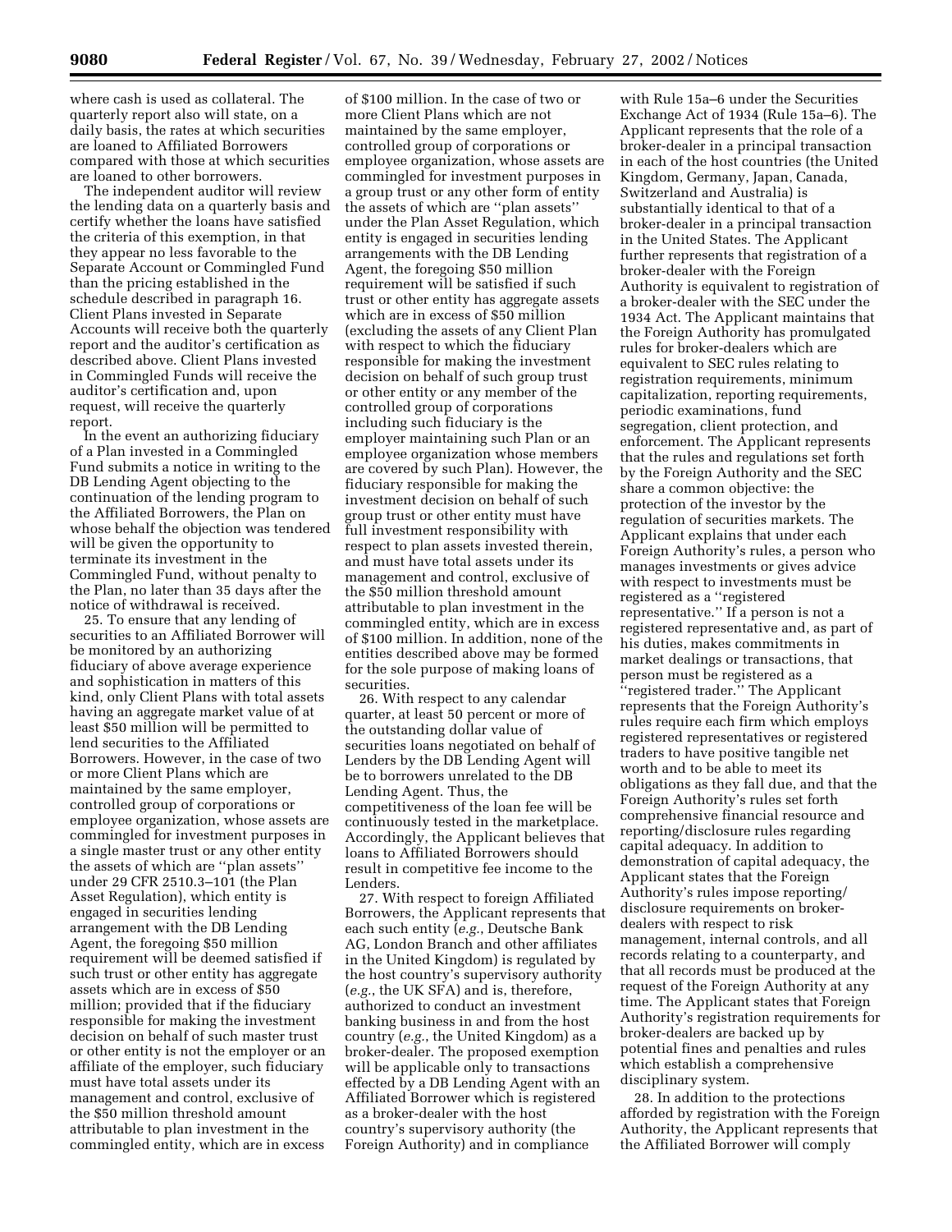where cash is used as collateral. The quarterly report also will state, on a daily basis, the rates at which securities are loaned to Affiliated Borrowers compared with those at which securities are loaned to other borrowers.

The independent auditor will review the lending data on a quarterly basis and certify whether the loans have satisfied the criteria of this exemption, in that they appear no less favorable to the Separate Account or Commingled Fund than the pricing established in the schedule described in paragraph 16. Client Plans invested in Separate Accounts will receive both the quarterly report and the auditor's certification as described above. Client Plans invested in Commingled Funds will receive the auditor's certification and, upon request, will receive the quarterly report.

In the event an authorizing fiduciary of a Plan invested in a Commingled Fund submits a notice in writing to the DB Lending Agent objecting to the continuation of the lending program to the Affiliated Borrowers, the Plan on whose behalf the objection was tendered will be given the opportunity to terminate its investment in the Commingled Fund, without penalty to the Plan, no later than 35 days after the notice of withdrawal is received.

25. To ensure that any lending of securities to an Affiliated Borrower will be monitored by an authorizing fiduciary of above average experience and sophistication in matters of this kind, only Client Plans with total assets having an aggregate market value of at least $50 million will be permitted to lend securities to the Affiliated Borrowers. However, in the case of two or more Client Plans which are maintained by the same employer, controlled group of corporations or employee organization, whose assets are commingled for investment purposes in a single master trust or any other entity the assets of which are ''plan assets'' under 29 CFR 2510.3–101 (the Plan Asset Regulation), which entity is engaged in securities lending arrangement with the DB Lending Agent, the foregoing $50 million requirement will be deemed satisfied if such trust or other entity has aggregate assets which are in excess of $50 million; provided that if the fiduciary responsible for making the investment decision on behalf of such master trust or other entity is not the employer or an affiliate of the employer, such fiduciary must have total assets under its management and control, exclusive of the $50 million threshold amount attributable to plan investment in the commingled entity, which are in excess of $100 million. In the case of two or more Client Plans which are not maintained by the same employer, controlled group of corporations or employee organization, whose assets are commingled for investment purposes in a group trust or any other form of entity the assets of which are ''plan assets'' under the Plan Asset Regulation, which entity is engaged in securities lending arrangements with the DB Lending Agent, the foregoing $50 million requirement will be satisfied if such trust or other entity has aggregate assets which are in excess of $50 million (excluding the assets of any Client Plan with respect to which the fiduciary responsible for making the investment decision on behalf of such group trust or other entity or any member of the controlled group of corporations including such fiduciary is the employer maintaining such Plan or an employee organization whose members are covered by such Plan). However, the fiduciary responsible for making the investment decision on behalf of such group trust or other entity must have full investment responsibility with respect to plan assets invested therein, and must have total assets under its management and control, exclusive of the $50 million threshold amount attributable to plan investment in the commingled entity, which are in excess of $100 million. In addition, none of the entities described above may be formed for the sole purpose of making loans of securities.

26. With respect to any calendar quarter, at least 50 percent or more of the outstanding dollar value of securities loans negotiated on behalf of Lenders by the DB Lending Agent will be to borrowers unrelated to the DB Lending Agent. Thus, the competitiveness of the loan fee will be continuously tested in the marketplace. Accordingly, the Applicant believes that loans to Affiliated Borrowers should result in competitive fee income to the Lenders.

27. With respect to foreign Affiliated Borrowers, the Applicant represents that each such entity (*e.g.*, Deutsche Bank AG, London Branch and other affiliates in the United Kingdom) is regulated by the host country's supervisory authority (*e.g.*, the UK SFA) and is, therefore, authorized to conduct an investment banking business in and from the host country (*e.g.*, the United Kingdom) as a broker-dealer. The proposed exemption will be applicable only to transactions effected by a DB Lending Agent with an Affiliated Borrower which is registered as a broker-dealer with the host country's supervisory authority (the Foreign Authority) and in compliance with Rule 15a–6 under the Securities Exchange Act of 1934 (Rule 15a–6). The Applicant represents that the role of a broker-dealer in a principal transaction in each of the host countries (the United Kingdom, Germany, Japan, Canada, Switzerland and Australia) is substantially identical to that of a broker-dealer in a principal transaction in the United States. The Applicant further represents that registration of a broker-dealer with the Foreign Authority is equivalent to registration of a broker-dealer with the SEC under the 1934 Act. The Applicant maintains that the Foreign Authority has promulgated rules for broker-dealers which are equivalent to SEC rules relating to registration requirements, minimum capitalization, reporting requirements, periodic examinations, fund segregation, client protection, and enforcement. The Applicant represents that the rules and regulations set forth by the Foreign Authority and the SEC share a common objective: the protection of the investor by the regulation of securities markets. The Applicant explains that under each Foreign Authority's rules, a person who manages investments or gives advice with respect to investments must be registered as a ''registered representative.'' If a person is not a registered representative and, as part of his duties, makes commitments in market dealings or transactions, that person must be registered as a ''registered trader.'' The Applicant represents that the Foreign Authority's rules require each firm which employs registered representatives or registered traders to have positive tangible net worth and to be able to meet its obligations as they fall due, and that the Foreign Authority's rules set forth comprehensive financial resource and reporting/disclosure rules regarding capital adequacy. In addition to demonstration of capital adequacy, the Applicant states that the Foreign Authority's rules impose reporting/disclosure requirements on broker-dealers with respect to risk management, internal controls, and all records relating to a counterparty, and that all records must be produced at the request of the Foreign Authority at any time. The Applicant states that Foreign Authority's registration requirements for broker-dealers are backed up by potential fines and penalties and rules which establish a comprehensive disciplinary system.

28. In addition to the protections afforded by registration with the Foreign Authority, the Applicant represents that the Affiliated Borrower will comply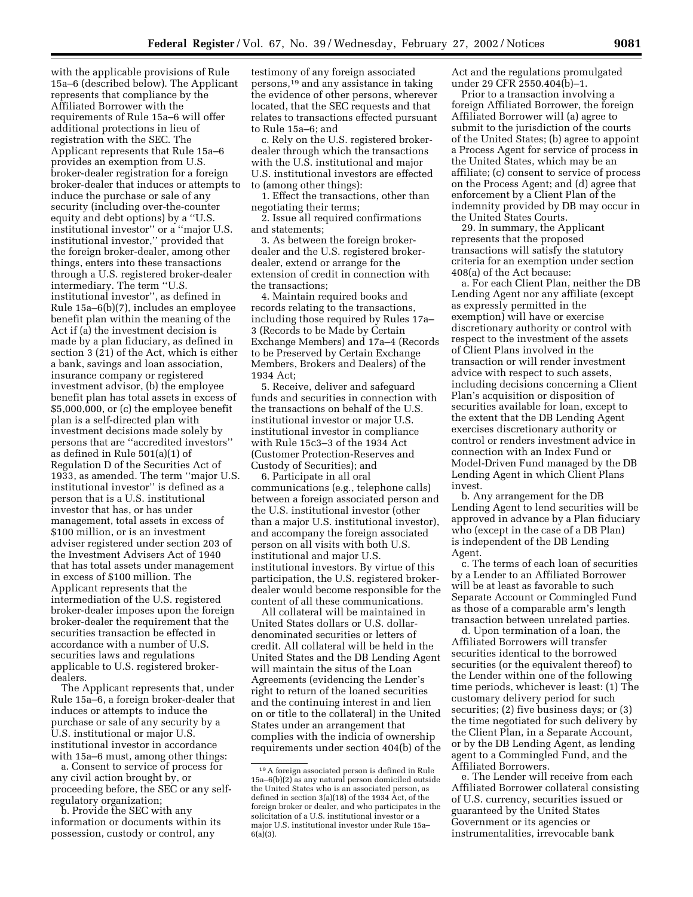with the applicable provisions of Rule 15a–6 (described below). The Applicant represents that compliance by the Affiliated Borrower with the requirements of Rule 15a–6 will offer additional protections in lieu of registration with the SEC. The Applicant represents that Rule 15a–6 provides an exemption from U.S. broker-dealer registration for a foreign broker-dealer that induces or attempts to induce the purchase or sale of any security (including over-the-counter equity and debt options) by a ''U.S. institutional investor'' or a ''major U.S. institutional investor,'' provided that the foreign broker-dealer, among other things, enters into these transactions through a U.S. registered broker-dealer intermediary. The term ''U.S. institutional investor'', as defined in Rule 15a–6(b)(7), includes an employee benefit plan within the meaning of the Act if (a) the investment decision is made by a plan fiduciary, as defined in section 3 (21) of the Act, which is either a bank, savings and loan association, insurance company or registered investment advisor, (b) the employee benefit plan has total assets in excess of $5,000,000, or (c) the employee benefit plan is a self-directed plan with investment decisions made solely by persons that are ''accredited investors'' as defined in Rule 501(a)(1) of Regulation D of the Securities Act of 1933, as amended. The term ''major U.S. institutional investor'' is defined as a person that is a U.S. institutional investor that has, or has under management, total assets in excess of $100 million, or is an investment adviser registered under section 203 of the Investment Advisers Act of 1940 that has total assets under management in excess of $100 million. The Applicant represents that the intermediation of the U.S. registered broker-dealer imposes upon the foreign broker-dealer the requirement that the securities transaction be effected in accordance with a number of U.S. securities laws and regulations applicable to U.S. registered broker-dealers.

The Applicant represents that, under Rule 15a–6, a foreign broker-dealer that induces or attempts to induce the purchase or sale of any security by a U.S. institutional or major U.S. institutional investor in accordance with 15a–6 must, among other things:

a. Consent to service of process for any civil action brought by, or proceeding before, the SEC or any self-regulatory organization;

b. Provide the SEC with any information or documents within its possession, custody or control, any testimony of any foreign associated persons,[19] and any assistance in taking the evidence of other persons, wherever located, that the SEC requests and that relates to transactions effected pursuant to Rule 15a–6; and

c. Rely on the U.S. registered broker-dealer through which the transactions with the U.S. institutional and major U.S. institutional investors are effected to (among other things):

1. Effect the transactions, other than negotiating their terms;

2. Issue all required confirmations and statements;

3. As between the foreign broker-dealer and the U.S. registered broker-dealer, extend or arrange for the extension of credit in connection with the transactions;

4. Maintain required books and records relating to the transactions, including those required by Rules 17a–3 (Records to be Made by Certain Exchange Members) and 17a–4 (Records to be Preserved by Certain Exchange Members, Brokers and Dealers) of the 1934 Act;

5. Receive, deliver and safeguard funds and securities in connection with the transactions on behalf of the U.S. institutional investor or major U.S. institutional investor in compliance with Rule 15c3–3 of the 1934 Act (Customer Protection-Reserves and Custody of Securities); and

6. Participate in all oral communications (e.g., telephone calls) between a foreign associated person and the U.S. institutional investor (other than a major U.S. institutional investor), and accompany the foreign associated person on all visits with both U.S. institutional and major U.S. institutional investors. By virtue of this participation, the U.S. registered broker-dealer would become responsible for the content of all these communications.

All collateral will be maintained in United States dollars or U.S. dollar-denominated securities or letters of credit. All collateral will be held in the United States and the DB Lending Agent will maintain the situs of the Loan Agreements (evidencing the Lender's right to return of the loaned securities and the continuing interest in and lien on or title to the collateral) in the United States under an arrangement that complies with the indicia of ownership requirements under section 404(b) of the Act and the regulations promulgated under 29 CFR 2550.404(b)–1.

Prior to a transaction involving a foreign Affiliated Borrower, the foreign Affiliated Borrower will (a) agree to submit to the jurisdiction of the courts of the United States; (b) agree to appoint a Process Agent for service of process in the United States, which may be an affiliate; (c) consent to service of process on the Process Agent; and (d) agree that enforcement by a Client Plan of the indemnity provided by DB may occur in the United States Courts.

29. In summary, the Applicant represents that the proposed transactions will satisfy the statutory criteria for an exemption under section 408(a) of the Act because:

a. For each Client Plan, neither the DB Lending Agent nor any affiliate (except as expressly permitted in the exemption) will have or exercise discretionary authority or control with respect to the investment of the assets of Client Plans involved in the transaction or will render investment advice with respect to such assets, including decisions concerning a Client Plan's acquisition or disposition of securities available for loan, except to the extent that the DB Lending Agent exercises discretionary authority or control or renders investment advice in connection with an Index Fund or Model-Driven Fund managed by the DB Lending Agent in which Client Plans invest.

b. Any arrangement for the DB Lending Agent to lend securities will be approved in advance by a Plan fiduciary who (except in the case of a DB Plan) is independent of the DB Lending Agent.

c. The terms of each loan of securities by a Lender to an Affiliated Borrower will be at least as favorable to such Separate Account or Commingled Fund as those of a comparable arm's length transaction between unrelated parties.

d. Upon termination of a loan, the Affiliated Borrowers will transfer securities identical to the borrowed securities (or the equivalent thereof) to the Lender within one of the following time periods, whichever is least: (1) The customary delivery period for such securities; (2) five business days; or (3) the time negotiated for such delivery by the Client Plan, in a Separate Account, or by the DB Lending Agent, as lending agent to a Commingled Fund, and the Affiliated Borrowers.

e. The Lender will receive from each Affiliated Borrower collateral consisting of U.S. currency, securities issued or guaranteed by the United States Government or its agencies or instrumentalities, irrevocable bank

---

[19] A foreign associated person is defined in Rule 15a–6(b)(2) as any natural person domiciled outside the United States who is an associated person, as defined in section 3(a)(18) of the 1934 Act, of the foreign broker or dealer, and who participates in the solicitation of a U.S. institutional investor or a major U.S. institutional investor under Rule 15a–6(a)(3).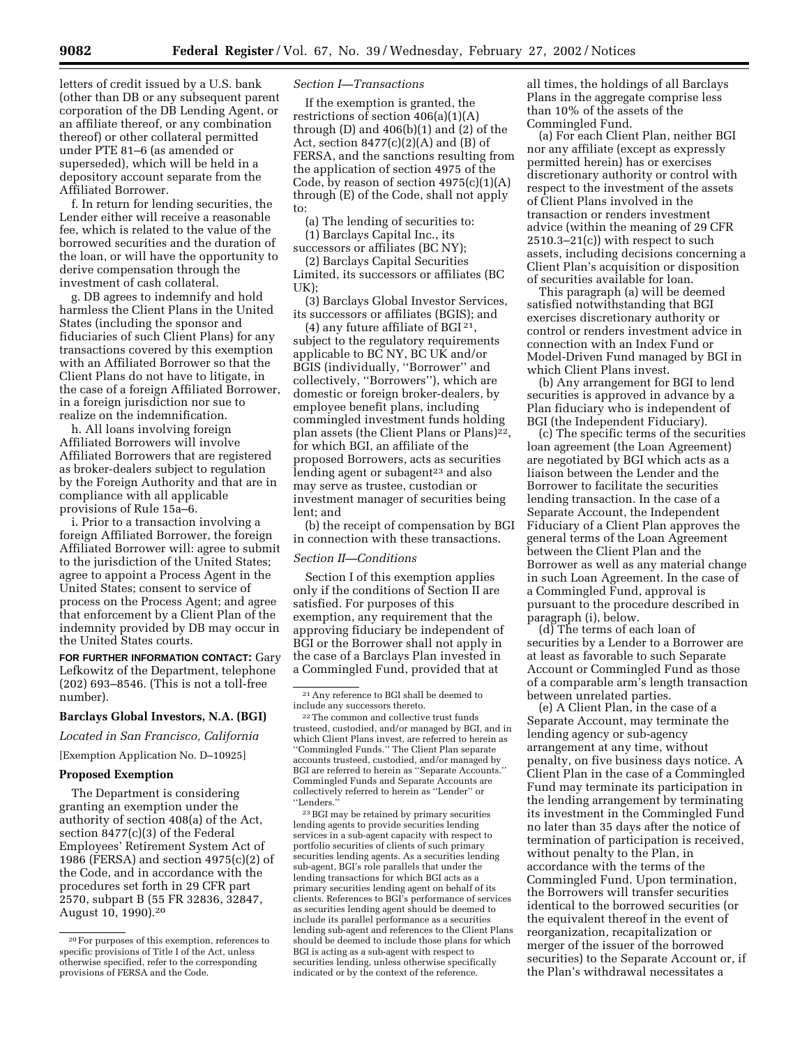letters of credit issued by a U.S. bank (other than DB or any subsequent parent corporation of the DB Lending Agent, or an affiliate thereof, or any combination thereof) or other collateral permitted under PTE 81–6 (as amended or superseded), which will be held in a depository account separate from the Affiliated Borrower.

f. In return for lending securities, the Lender either will receive a reasonable fee, which is related to the value of the borrowed securities and the duration of the loan, or will have the opportunity to derive compensation through the investment of cash collateral.

g. DB agrees to indemnify and hold harmless the Client Plans in the United States (including the sponsor and fiduciaries of such Client Plans) for any transactions covered by this exemption with an Affiliated Borrower so that the Client Plans do not have to litigate, in the case of a foreign Affiliated Borrower, in a foreign jurisdiction nor sue to realize on the indemnification.

h. All loans involving foreign Affiliated Borrowers will involve Affiliated Borrowers that are registered as broker-dealers subject to regulation by the Foreign Authority and that are in compliance with all applicable provisions of Rule 15a–6.

i. Prior to a transaction involving a foreign Affiliated Borrower, the foreign Affiliated Borrower will: agree to submit to the jurisdiction of the United States; agree to appoint a Process Agent in the United States; consent to service of process on the Process Agent; and agree that enforcement by a Client Plan of the indemnity provided by DB may occur in the United States courts.

**FOR FURTHER INFORMATION CONTACT:** Gary Lefkowitz of the Department, telephone (202) 693–8546. (This is not a toll-free number).

## Barclays Global Investors, N.A. (BGI)

*Located in San Francisco, California*

[Exemption Application No. D–10925]

### Proposed Exemption

The Department is considering granting an exemption under the authority of section 408(a) of the Act, section 8477(c)(3) of the Federal Employees' Retirement System Act of 1986 (FERSA) and section 4975(c)(2) of the Code, and in accordance with the procedures set forth in 29 CFR part 2570, subpart B (55 FR 32836, 32847, August 10, 1990).[20]

*Section I—Transactions*

If the exemption is granted, the restrictions of section 406(a)(1)(A) through (D) and 406(b)(1) and (2) of the Act, section 8477(c)(2)(A) and (B) of FERSA, and the sanctions resulting from the application of section 4975 of the Code, by reason of section 4975(c)(1)(A) through (E) of the Code, shall not apply to:

(a) The lending of securities to:

(1) Barclays Capital Inc., its successors or affiliates (BC NY);

(2) Barclays Capital Securities Limited, its successors or affiliates (BC UK);

(3) Barclays Global Investor Services, its successors or affiliates (BGIS); and

(4) any future affiliate of BGI[21], subject to the regulatory requirements applicable to BC NY, BC UK and/or BGIS (individually, ''Borrower'' and collectively, ''Borrowers''), which are domestic or foreign broker-dealers, by employee benefit plans, including commingled investment funds holding plan assets (the Client Plans or Plans)[22], for which BGI, an affiliate of the proposed Borrowers, acts as securities lending agent or subagent[23] and also may serve as trustee, custodian or investment manager of securities being lent; and

(b) the receipt of compensation by BGI in connection with these transactions.

*Section II—Conditions*

Section I of this exemption applies only if the conditions of Section II are satisfied. For purposes of this exemption, any requirement that the approving fiduciary be independent of BGI or the Borrower shall not apply in the case of a Barclays Plan invested in a Commingled Fund, provided that at all times, the holdings of all Barclays Plans in the aggregate comprise less than 10% of the assets of the Commingled Fund.

(a) For each Client Plan, neither BGI nor any affiliate (except as expressly permitted herein) has or exercises discretionary authority or control with respect to the investment of the assets of Client Plans involved in the transaction or renders investment advice (within the meaning of 29 CFR 2510.3–21(c)) with respect to such assets, including decisions concerning a Client Plan's acquisition or disposition of securities available for loan.

This paragraph (a) will be deemed satisfied notwithstanding that BGI exercises discretionary authority or control or renders investment advice in connection with an Index Fund or Model-Driven Fund managed by BGI in which Client Plans invest.

(b) Any arrangement for BGI to lend securities is approved in advance by a Plan fiduciary who is independent of BGI (the Independent Fiduciary).

(c) The specific terms of the securities loan agreement (the Loan Agreement) are negotiated by BGI which acts as a liaison between the Lender and the Borrower to facilitate the securities lending transaction. In the case of a Separate Account, the Independent Fiduciary of a Client Plan approves the general terms of the Loan Agreement between the Client Plan and the Borrower as well as any material change in such Loan Agreement. In the case of a Commingled Fund, approval is pursuant to the procedure described in paragraph (i), below.

(d) The terms of each loan of securities by a Lender to a Borrower are at least as favorable to such Separate Account or Commingled Fund as those of a comparable arm's length transaction between unrelated parties.

(e) A Client Plan, in the case of a Separate Account, may terminate the lending agency or sub-agency arrangement at any time, without penalty, on five business days notice. A Client Plan in the case of a Commingled Fund may terminate its participation in the lending arrangement by terminating its investment in the Commingled Fund no later than 35 days after the notice of termination of participation is received, without penalty to the Plan, in accordance with the terms of the Commingled Fund. Upon termination, the Borrowers will transfer securities identical to the borrowed securities (or the equivalent thereof in the event of reorganization, recapitalization or merger of the issuer of the borrowed securities) to the Separate Account or, if the Plan's withdrawal necessitates a

---

[20] For purposes of this exemption, references to specific provisions of Title I of the Act, unless otherwise specified, refer to the corresponding provisions of FERSA and the Code.

[21] Any reference to BGI shall be deemed to include any successors thereto.

[22] The common and collective trust funds trusteed, custodied, and/or managed by BGI, and in which Client Plans invest, are referred to herein as ''Commingled Funds.'' The Client Plan separate accounts trusteed, custodied, and/or managed by BGI are referred to herein as ''Separate Accounts.'' Commingled Funds and Separate Accounts are collectively referred to herein as ''Lender'' or ''Lenders.''

[23] BGI may be retained by primary securities lending agents to provide securities lending services in a sub-agent capacity with respect to portfolio securities of clients of such primary securities lending agents. As a securities lending sub-agent, BGI's role parallels that under the lending transactions for which BGI acts as a primary securities lending agent on behalf of its clients. References to BGI's performance of services as securities lending agent should be deemed to include its parallel performance as a securities lending sub-agent and references to the Client Plans should be deemed to include those plans for which BGI is acting as a sub-agent with respect to securities lending, unless otherwise specifically indicated or by the context of the reference.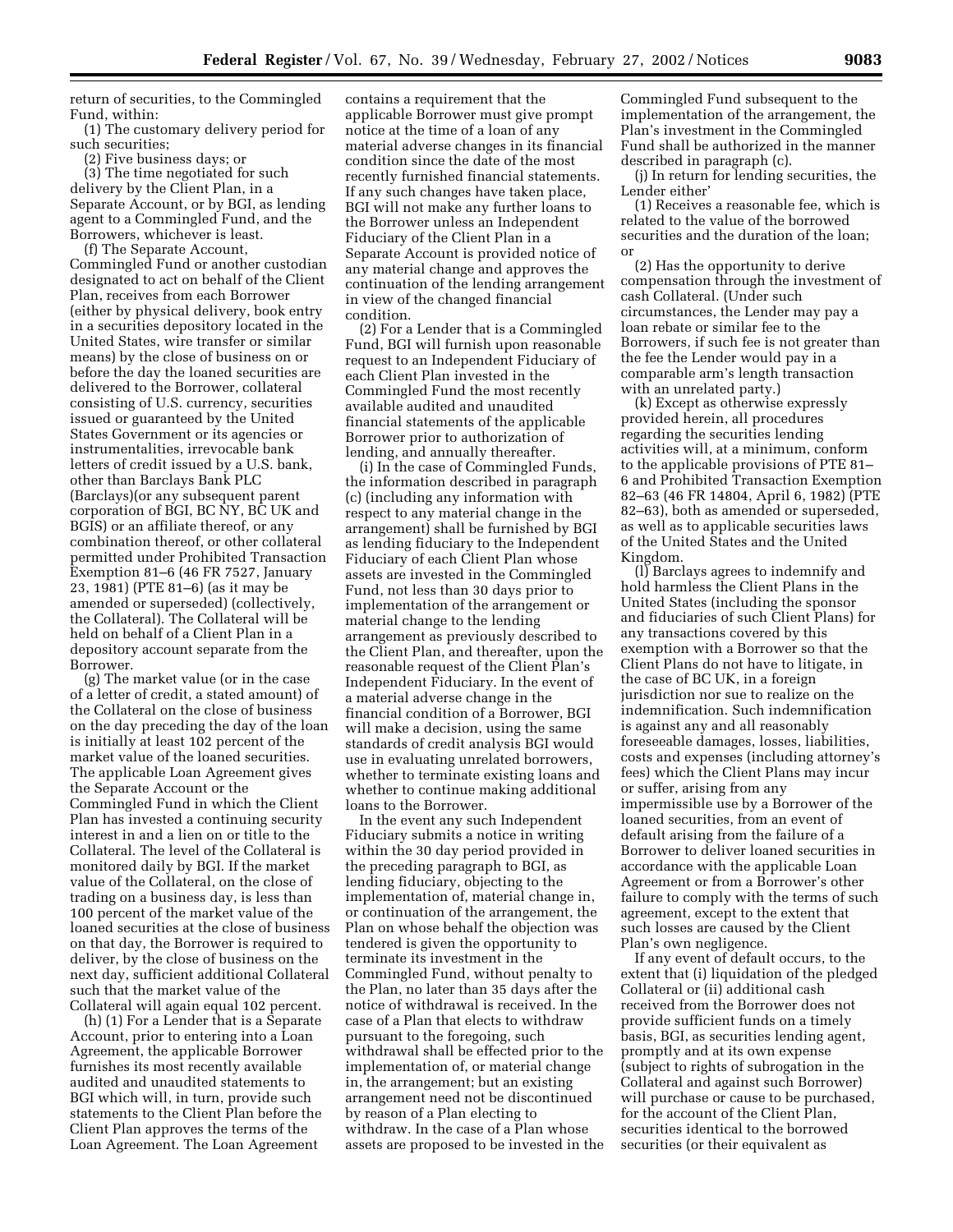return of securities, to the Commingled Fund, within:

(1) The customary delivery period for such securities;

(2) Five business days; or

(3) The time negotiated for such delivery by the Client Plan, in a Separate Account, or by BGI, as lending agent to a Commingled Fund, and the Borrowers, whichever is least.

(f) The Separate Account, Commingled Fund or another custodian designated to act on behalf of the Client Plan, receives from each Borrower (either by physical delivery, book entry in a securities depository located in the United States, wire transfer or similar means) by the close of business on or before the day the loaned securities are delivered to the Borrower, collateral consisting of U.S. currency, securities issued or guaranteed by the United States Government or its agencies or instrumentalities, irrevocable bank letters of credit issued by a U.S. bank, other than Barclays Bank PLC (Barclays)(or any subsequent parent corporation of BGI, BC NY, BC UK and BGIS) or an affiliate thereof, or any combination thereof, or other collateral permitted under Prohibited Transaction Exemption 81–6 (46 FR 7527, January 23, 1981) (PTE 81–6) (as it may be amended or superseded) (collectively, the Collateral). The Collateral will be held on behalf of a Client Plan in a depository account separate from the Borrower.

(g) The market value (or in the case of a letter of credit, a stated amount) of the Collateral on the close of business on the day preceding the day of the loan is initially at least 102 percent of the market value of the loaned securities. The applicable Loan Agreement gives the Separate Account or the Commingled Fund in which the Client Plan has invested a continuing security interest in and a lien on or title to the Collateral. The level of the Collateral is monitored daily by BGI. If the market value of the Collateral, on the close of trading on a business day, is less than 100 percent of the market value of the loaned securities at the close of business on that day, the Borrower is required to deliver, by the close of business on the next day, sufficient additional Collateral such that the market value of the Collateral will again equal 102 percent.

(h) (1) For a Lender that is a Separate Account, prior to entering into a Loan Agreement, the applicable Borrower furnishes its most recently available audited and unaudited statements to BGI which will, in turn, provide such statements to the Client Plan before the Client Plan approves the terms of the Loan Agreement. The Loan Agreement contains a requirement that the applicable Borrower must give prompt notice at the time of a loan of any material adverse changes in its financial condition since the date of the most recently furnished financial statements. If any such changes have taken place, BGI will not make any further loans to the Borrower unless an Independent Fiduciary of the Client Plan in a Separate Account is provided notice of any material change and approves the continuation of the lending arrangement in view of the changed financial condition.

(2) For a Lender that is a Commingled Fund, BGI will furnish upon reasonable request to an Independent Fiduciary of each Client Plan invested in the Commingled Fund the most recently available audited and unaudited financial statements of the applicable Borrower prior to authorization of lending, and annually thereafter.

(i) In the case of Commingled Funds, the information described in paragraph (c) (including any information with respect to any material change in the arrangement) shall be furnished by BGI as lending fiduciary to the Independent Fiduciary of each Client Plan whose assets are invested in the Commingled Fund, not less than 30 days prior to implementation of the arrangement or material change to the lending arrangement as previously described to the Client Plan, and thereafter, upon the reasonable request of the Client Plan's Independent Fiduciary. In the event of a material adverse change in the financial condition of a Borrower, BGI will make a decision, using the same standards of credit analysis BGI would use in evaluating unrelated borrowers, whether to terminate existing loans and whether to continue making additional loans to the Borrower.

In the event any such Independent Fiduciary submits a notice in writing within the 30 day period provided in the preceding paragraph to BGI, as lending fiduciary, objecting to the implementation of, material change in, or continuation of the arrangement, the Plan on whose behalf the objection was tendered is given the opportunity to terminate its investment in the Commingled Fund, without penalty to the Plan, no later than 35 days after the notice of withdrawal is received. In the case of a Plan that elects to withdraw pursuant to the foregoing, such withdrawal shall be effected prior to the implementation of, or material change in, the arrangement; but an existing arrangement need not be discontinued by reason of a Plan electing to withdraw. In the case of a Plan whose assets are proposed to be invested in the Commingled Fund subsequent to the implementation of the arrangement, the Plan's investment in the Commingled Fund shall be authorized in the manner described in paragraph (c).

(j) In return for lending securities, the Lender either'

(1) Receives a reasonable fee, which is related to the value of the borrowed securities and the duration of the loan; or

(2) Has the opportunity to derive compensation through the investment of cash Collateral. (Under such circumstances, the Lender may pay a loan rebate or similar fee to the Borrowers, if such fee is not greater than the fee the Lender would pay in a comparable arm's length transaction with an unrelated party.)

(k) Except as otherwise expressly provided herein, all procedures regarding the securities lending activities will, at a minimum, conform to the applicable provisions of PTE 81–6 and Prohibited Transaction Exemption 82–63 (46 FR 14804, April 6, 1982) (PTE 82–63), both as amended or superseded, as well as to applicable securities laws of the United States and the United Kingdom.

(l) Barclays agrees to indemnify and hold harmless the Client Plans in the United States (including the sponsor and fiduciaries of such Client Plans) for any transactions covered by this exemption with a Borrower so that the Client Plans do not have to litigate, in the case of BC UK, in a foreign jurisdiction nor sue to realize on the indemnification. Such indemnification is against any and all reasonably foreseeable damages, losses, liabilities, costs and expenses (including attorney's fees) which the Client Plans may incur or suffer, arising from any impermissible use by a Borrower of the loaned securities, from an event of default arising from the failure of a Borrower to deliver loaned securities in accordance with the applicable Loan Agreement or from a Borrower's other failure to comply with the terms of such agreement, except to the extent that such losses are caused by the Client Plan's own negligence.

If any event of default occurs, to the extent that (i) liquidation of the pledged Collateral or (ii) additional cash received from the Borrower does not provide sufficient funds on a timely basis, BGI, as securities lending agent, promptly and at its own expense (subject to rights of subrogation in the Collateral and against such Borrower) will purchase or cause to be purchased, for the account of the Client Plan, securities identical to the borrowed securities (or their equivalent as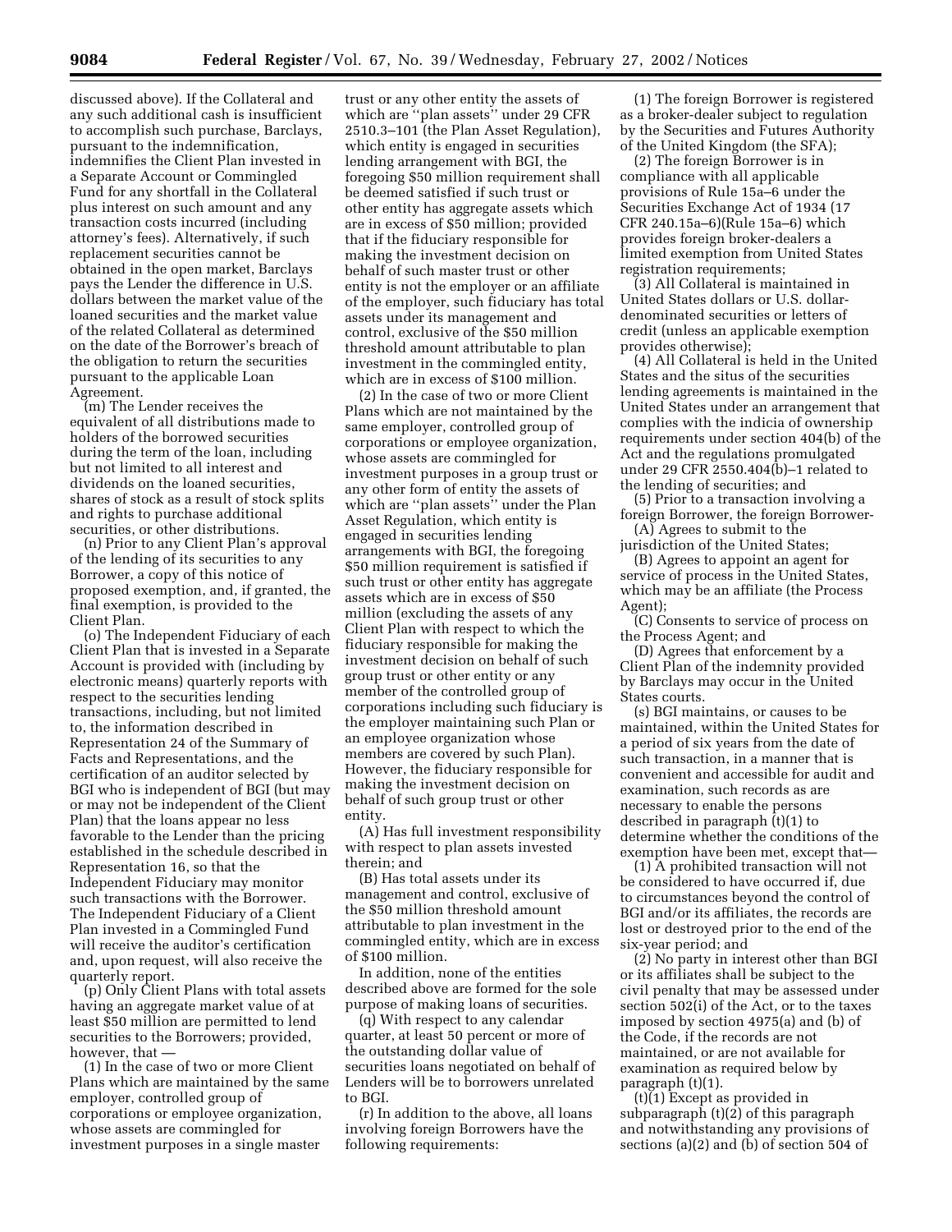discussed above). If the Collateral and any such additional cash is insufficient to accomplish such purchase, Barclays, pursuant to the indemnification, indemnifies the Client Plan invested in a Separate Account or Commingled Fund for any shortfall in the Collateral plus interest on such amount and any transaction costs incurred (including attorney's fees). Alternatively, if such replacement securities cannot be obtained in the open market, Barclays pays the Lender the difference in U.S. dollars between the market value of the loaned securities and the market value of the related Collateral as determined on the date of the Borrower's breach of the obligation to return the securities pursuant to the applicable Loan Agreement.

(m) The Lender receives the equivalent of all distributions made to holders of the borrowed securities during the term of the loan, including but not limited to all interest and dividends on the loaned securities, shares of stock as a result of stock splits and rights to purchase additional securities, or other distributions.

(n) Prior to any Client Plan's approval of the lending of its securities to any Borrower, a copy of this notice of proposed exemption, and, if granted, the final exemption, is provided to the Client Plan.

(o) The Independent Fiduciary of each Client Plan that is invested in a Separate Account is provided with (including by electronic means) quarterly reports with respect to the securities lending transactions, including, but not limited to, the information described in Representation 24 of the Summary of Facts and Representations, and the certification of an auditor selected by BGI who is independent of BGI (but may or may not be independent of the Client Plan) that the loans appear no less favorable to the Lender than the pricing established in the schedule described in Representation 16, so that the Independent Fiduciary may monitor such transactions with the Borrower. The Independent Fiduciary of a Client Plan invested in a Commingled Fund will receive the auditor's certification and, upon request, will also receive the quarterly report.

(p) Only Client Plans with total assets having an aggregate market value of at least $50 million are permitted to lend securities to the Borrowers; provided, however, that —

(1) In the case of two or more Client Plans which are maintained by the same employer, controlled group of corporations or employee organization, whose assets are commingled for investment purposes in a single master trust or any other entity the assets of which are "plan assets" under 29 CFR 2510.3–101 (the Plan Asset Regulation), which entity is engaged in securities lending arrangement with BGI, the foregoing $50 million requirement shall be deemed satisfied if such trust or other entity has aggregate assets which are in excess of $50 million; provided that if the fiduciary responsible for making the investment decision on behalf of such master trust or other entity is not the employer or an affiliate of the employer, such fiduciary has total assets under its management and control, exclusive of the $50 million threshold amount attributable to plan investment in the commingled entity, which are in excess of $100 million.

(2) In the case of two or more Client Plans which are not maintained by the same employer, controlled group of corporations or employee organization, whose assets are commingled for investment purposes in a group trust or any other form of entity the assets of which are "plan assets" under the Plan Asset Regulation, which entity is engaged in securities lending arrangements with BGI, the foregoing $50 million requirement is satisfied if such trust or other entity has aggregate assets which are in excess of $50 million (excluding the assets of any Client Plan with respect to which the fiduciary responsible for making the investment decision on behalf of such group trust or other entity or any member of the controlled group of corporations including such fiduciary is the employer maintaining such Plan or an employee organization whose members are covered by such Plan). However, the fiduciary responsible for making the investment decision on behalf of such group trust or other entity.

(A) Has full investment responsibility with respect to plan assets invested therein; and

(B) Has total assets under its management and control, exclusive of the $50 million threshold amount attributable to plan investment in the commingled entity, which are in excess of $100 million.

In addition, none of the entities described above are formed for the sole purpose of making loans of securities.

(q) With respect to any calendar quarter, at least 50 percent or more of the outstanding dollar value of securities loans negotiated on behalf of Lenders will be to borrowers unrelated to BGI.

(r) In addition to the above, all loans involving foreign Borrowers have the following requirements:

(1) The foreign Borrower is registered as a broker-dealer subject to regulation by the Securities and Futures Authority of the United Kingdom (the SFA);

(2) The foreign Borrower is in compliance with all applicable provisions of Rule 15a–6 under the Securities Exchange Act of 1934 (17 CFR 240.15a–6)(Rule 15a–6) which provides foreign broker-dealers a limited exemption from United States registration requirements;

(3) All Collateral is maintained in United States dollars or U.S. dollar-denominated securities or letters of credit (unless an applicable exemption provides otherwise);

(4) All Collateral is held in the United States and the situs of the securities lending agreements is maintained in the United States under an arrangement that complies with the indicia of ownership requirements under section 404(b) of the Act and the regulations promulgated under 29 CFR 2550.404(b)–1 related to the lending of securities; and

(5) Prior to a transaction involving a foreign Borrower, the foreign Borrower-

(A) Agrees to submit to the jurisdiction of the United States;

(B) Agrees to appoint an agent for service of process in the United States, which may be an affiliate (the Process Agent);

(C) Consents to service of process on the Process Agent; and

(D) Agrees that enforcement by a Client Plan of the indemnity provided by Barclays may occur in the United States courts.

(s) BGI maintains, or causes to be maintained, within the United States for a period of six years from the date of such transaction, in a manner that is convenient and accessible for audit and examination, such records as are necessary to enable the persons described in paragraph (t)(1) to determine whether the conditions of the exemption have been met, except that—

(1) A prohibited transaction will not be considered to have occurred if, due to circumstances beyond the control of BGI and/or its affiliates, the records are lost or destroyed prior to the end of the six-year period; and

(2) No party in interest other than BGI or its affiliates shall be subject to the civil penalty that may be assessed under section 502(i) of the Act, or to the taxes imposed by section 4975(a) and (b) of the Code, if the records are not maintained, or are not available for examination as required below by paragraph (t)(1).

(t)(1) Except as provided in subparagraph (t)(2) of this paragraph and notwithstanding any provisions of sections (a)(2) and (b) of section 504 of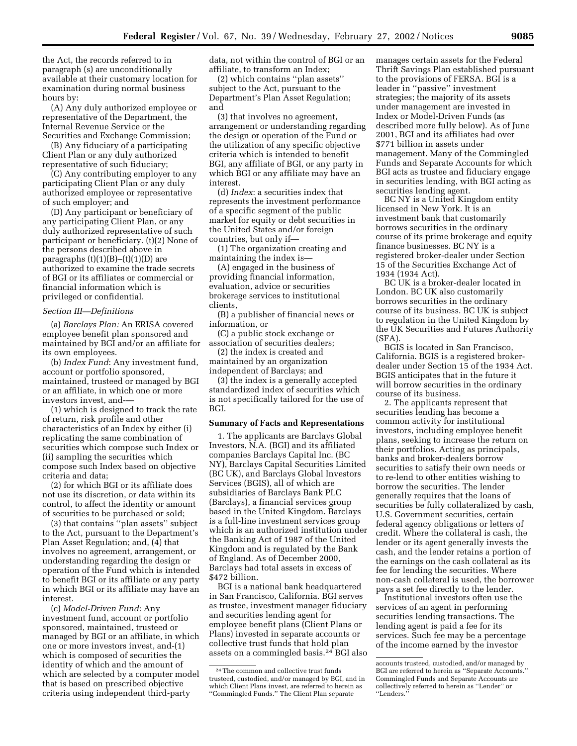the Act, the records referred to in paragraph (s) are unconditionally available at their customary location for examination during normal business hours by:

(A) Any duly authorized employee or representative of the Department, the Internal Revenue Service or the Securities and Exchange Commission;

(B) Any fiduciary of a participating Client Plan or any duly authorized representative of such fiduciary;

(C) Any contributing employer to any participating Client Plan or any duly authorized employee or representative of such employer; and

(D) Any participant or beneficiary of any participating Client Plan, or any duly authorized representative of such participant or beneficiary. (t)(2) None of the persons described above in paragraphs (t)(1)(B)–(t)(1)(D) are authorized to examine the trade secrets of BGI or its affiliates or commercial or financial information which is privileged or confidential.

*Section III—Definitions*

(a) *Barclays Plan:* An ERISA covered employee benefit plan sponsored and maintained by BGI and/or an affiliate for its own employees.

(b) *Index Fund*: Any investment fund, account or portfolio sponsored, maintained, trusteed or managed by BGI or an affiliate, in which one or more investors invest, and-—

(1) which is designed to track the rate of return, risk profile and other characteristics of an Index by either (i) replicating the same combination of securities which compose such Index or (ii) sampling the securities which compose such Index based on objective criteria and data;

(2) for which BGI or its affiliate does not use its discretion, or data within its control, to affect the identity or amount of securities to be purchased or sold;

(3) that contains ''plan assets'' subject to the Act, pursuant to the Department's Plan Asset Regulation; and, (4) that involves no agreement, arrangement, or understanding regarding the design or operation of the Fund which is intended to benefit BGI or its affiliate or any party in which BGI or its affiliate may have an interest.

(c) *Model-Driven Fund*: Any investment fund, account or portfolio sponsored, maintained, trusteed or managed by BGI or an affiliate, in which one or more investors invest, and-(1) which is composed of securities the identity of which and the amount of which are selected by a computer model that is based on prescribed objective criteria using independent third-party data, not within the control of BGI or an affiliate, to transform an Index;

(2) which contains ''plan assets'' subject to the Act, pursuant to the Department's Plan Asset Regulation; and

(3) that involves no agreement, arrangement or understanding regarding the design or operation of the Fund or the utilization of any specific objective criteria which is intended to benefit BGI, any affiliate of BGI, or any party in which BGI or any affiliate may have an interest.

(d) *Index*: a securities index that represents the investment performance of a specific segment of the public market for equity or debt securities in the United States and/or foreign countries, but only if—

(1) The organization creating and maintaining the index is—

(A) engaged in the business of providing financial information, evaluation, advice or securities brokerage services to institutional clients,

(B) a publisher of financial news or information, or

(C) a public stock exchange or association of securities dealers;

(2) the index is created and maintained by an organization independent of Barclays; and

(3) the index is a generally accepted standardized index of securities which is not specifically tailored for the use of BGI.

**Summary of Facts and Representations**

1. The applicants are Barclays Global Investors, N.A. (BGI) and its affiliated companies Barclays Capital Inc. (BC NY), Barclays Capital Securities Limited (BC UK), and Barclays Global Investors Services (BGIS), all of which are subsidiaries of Barclays Bank PLC (Barclays), a financial services group based in the United Kingdom. Barclays is a full-line investment services group which is an authorized institution under the Banking Act of 1987 of the United Kingdom and is regulated by the Bank of England. As of December 2000, Barclays had total assets in excess of $472 billion.

BGI is a national bank headquartered in San Francisco, California. BGI serves as trustee, investment manager fiduciary and securities lending agent for employee benefit plans (Client Plans or Plans) invested in separate accounts or collective trust funds that hold plan assets on a commingled basis.[24] BGI also manages certain assets for the Federal Thrift Savings Plan established pursuant to the provisions of FERSA. BGI is a leader in ''passive'' investment strategies; the majority of its assets under management are invested in Index or Model-Driven Funds (as described more fully below). As of June 2001, BGI and its affiliates had over $771 billion in assets under management. Many of the Commingled Funds and Separate Accounts for which BGI acts as trustee and fiduciary engage in securities lending, with BGI acting as securities lending agent.

BC NY is a United Kingdom entity licensed in New York. It is an investment bank that customarily borrows securities in the ordinary course of its prime brokerage and equity finance businesses. BC NY is a registered broker-dealer under Section 15 of the Securities Exchange Act of 1934 (1934 Act).

BC UK is a broker-dealer located in London. BC UK also customarily borrows securities in the ordinary course of its business. BC UK is subject to regulation in the United Kingdom by the UK Securities and Futures Authority (SFA).

BGIS is located in San Francisco, California. BGIS is a registered broker-dealer under Section 15 of the 1934 Act. BGIS anticipates that in the future it will borrow securities in the ordinary course of its business.

2. The applicants represent that securities lending has become a common activity for institutional investors, including employee benefit plans, seeking to increase the return on their portfolios. Acting as principals, banks and broker-dealers borrow securities to satisfy their own needs or to re-lend to other entities wishing to borrow the securities. The lender generally requires that the loans of securities be fully collateralized by cash, U.S. Government securities, certain federal agency obligations or letters of credit. Where the collateral is cash, the lender or its agent generally invests the cash, and the lender retains a portion of the earnings on the cash collateral as its fee for lending the securities. Where non-cash collateral is used, the borrower pays a set fee directly to the lender.

Institutional investors often use the services of an agent in performing securities lending transactions. The lending agent is paid a fee for its services. Such fee may be a percentage of the income earned by the investor

[24] The common and collective trust funds trusteed, custodied, and/or managed by BGI, and in which Client Plans invest, are referred to herein as ''Commingled Funds.'' The Client Plan separate accounts trusteed, custodied, and/or managed by BGI are referred to herein as ''Separate Accounts.'' Commingled Funds and Separate Accounts are collectively referred to herein as ''Lender'' or ''Lenders.''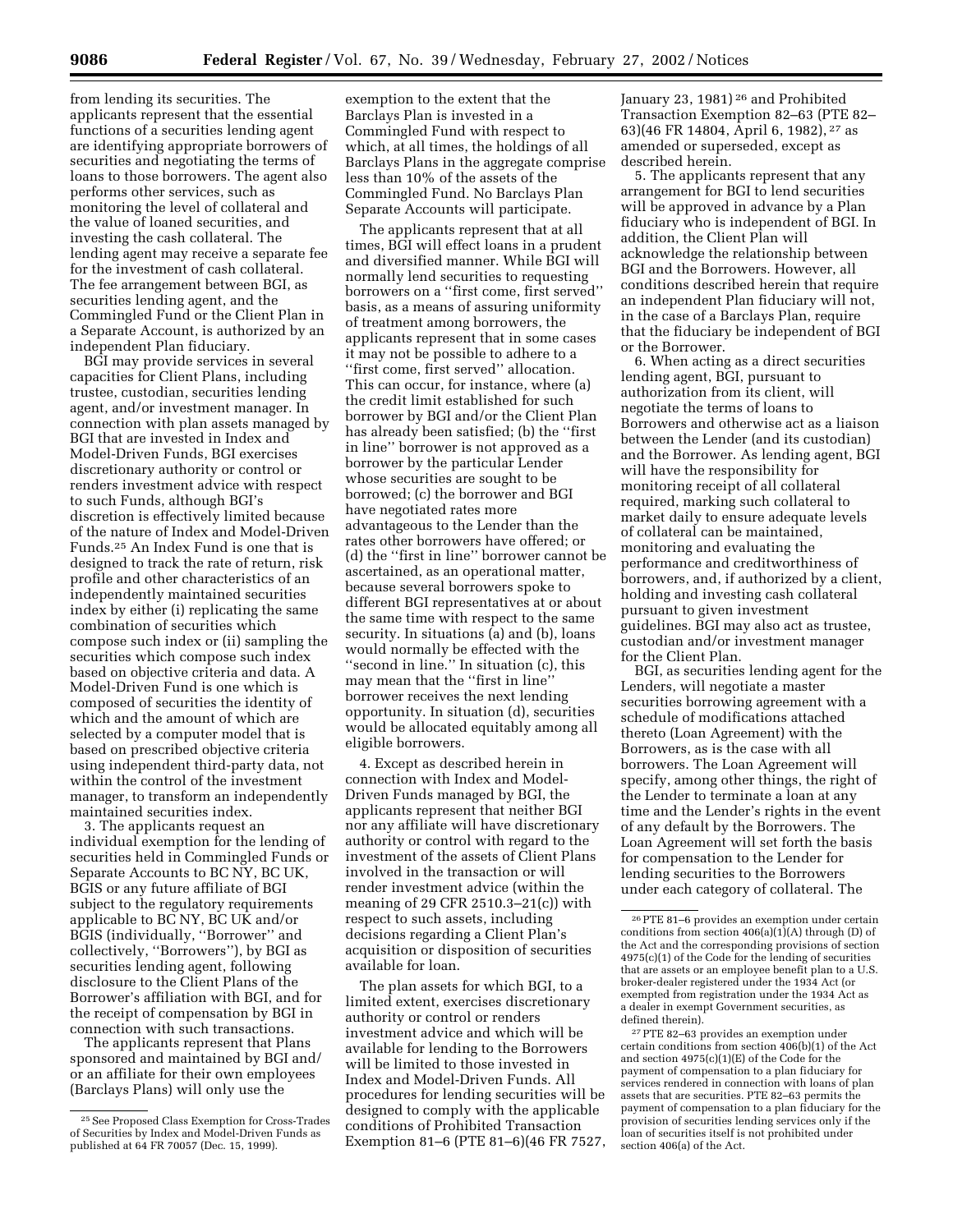from lending its securities. The applicants represent that the essential functions of a securities lending agent are identifying appropriate borrowers of securities and negotiating the terms of loans to those borrowers. The agent also performs other services, such as monitoring the level of collateral and the value of loaned securities, and investing the cash collateral. The lending agent may receive a separate fee for the investment of cash collateral. The fee arrangement between BGI, as securities lending agent, and the Commingled Fund or the Client Plan in a Separate Account, is authorized by an independent Plan fiduciary.

BGI may provide services in several capacities for Client Plans, including trustee, custodian, securities lending agent, and/or investment manager. In connection with plan assets managed by BGI that are invested in Index and Model-Driven Funds, BGI exercises discretionary authority or control or renders investment advice with respect to such Funds, although BGI's discretion is effectively limited because of the nature of Index and Model-Driven Funds.[25] An Index Fund is one that is designed to track the rate of return, risk profile and other characteristics of an independently maintained securities index by either (i) replicating the same combination of securities which compose such index or (ii) sampling the securities which compose such index based on objective criteria and data. A Model-Driven Fund is one which is composed of securities the identity of which and the amount of which are selected by a computer model that is based on prescribed objective criteria using independent third-party data, not within the control of the investment manager, to transform an independently maintained securities index.

3. The applicants request an individual exemption for the lending of securities held in Commingled Funds or Separate Accounts to BC NY, BC UK, BGIS or any future affiliate of BGI subject to the regulatory requirements applicable to BC NY, BC UK and/or BGIS (individually, "Borrower" and collectively, "Borrowers"), by BGI as securities lending agent, following disclosure to the Client Plans of the Borrower's affiliation with BGI, and for the receipt of compensation by BGI in connection with such transactions.

The applicants represent that Plans sponsored and maintained by BGI and/or an affiliate for their own employees (Barclays Plans) will only use the exemption to the extent that the Barclays Plan is invested in a Commingled Fund with respect to which, at all times, the holdings of all Barclays Plans in the aggregate comprise less than 10% of the assets of the Commingled Fund. No Barclays Plan Separate Accounts will participate.

The applicants represent that at all times, BGI will effect loans in a prudent and diversified manner. While BGI will normally lend securities to requesting borrowers on a "first come, first served" basis, as a means of assuring uniformity of treatment among borrowers, the applicants represent that in some cases it may not be possible to adhere to a "first come, first served" allocation. This can occur, for instance, where (a) the credit limit established for such borrower by BGI and/or the Client Plan has already been satisfied; (b) the "first in line" borrower is not approved as a borrower by the particular Lender whose securities are sought to be borrowed; (c) the borrower and BGI have negotiated rates more advantageous to the Lender than the rates other borrowers have offered; or (d) the "first in line" borrower cannot be ascertained, as an operational matter, because several borrowers spoke to different BGI representatives at or about the same time with respect to the same security. In situations (a) and (b), loans would normally be effected with the "second in line." In situation (c), this may mean that the "first in line" borrower receives the next lending opportunity. In situation (d), securities would be allocated equitably among all eligible borrowers.

4. Except as described herein in connection with Index and Model-Driven Funds managed by BGI, the applicants represent that neither BGI nor any affiliate will have discretionary authority or control with regard to the investment of the assets of Client Plans involved in the transaction or will render investment advice (within the meaning of 29 CFR 2510.3–21(c)) with respect to such assets, including decisions regarding a Client Plan's acquisition or disposition of securities available for loan.

The plan assets for which BGI, to a limited extent, exercises discretionary authority or control or renders investment advice and which will be available for lending to the Borrowers will be limited to those invested in Index and Model-Driven Funds. All procedures for lending securities will be designed to comply with the applicable conditions of Prohibited Transaction Exemption 81–6 (PTE 81–6)(46 FR 7527, January 23, 1981)[26] and Prohibited Transaction Exemption 82–63 (PTE 82–63)(46 FR 14804, April 6, 1982),[27] as amended or superseded, except as described herein.

5. The applicants represent that any arrangement for BGI to lend securities will be approved in advance by a Plan fiduciary who is independent of BGI. In addition, the Client Plan will acknowledge the relationship between BGI and the Borrowers. However, all conditions described herein that require an independent Plan fiduciary will not, in the case of a Barclays Plan, require that the fiduciary be independent of BGI or the Borrower.

6. When acting as a direct securities lending agent, BGI, pursuant to authorization from its client, will negotiate the terms of loans to Borrowers and otherwise act as a liaison between the Lender (and its custodian) and the Borrower. As lending agent, BGI will have the responsibility for monitoring receipt of all collateral required, marking such collateral to market daily to ensure adequate levels of collateral can be maintained, monitoring and evaluating the performance and creditworthiness of borrowers, and, if authorized by a client, holding and investing cash collateral pursuant to given investment guidelines. BGI may also act as trustee, custodian and/or investment manager for the Client Plan.

BGI, as securities lending agent for the Lenders, will negotiate a master securities borrowing agreement with a schedule of modifications attached thereto (Loan Agreement) with the Borrowers, as is the case with all borrowers. The Loan Agreement will specify, among other things, the right of the Lender to terminate a loan at any time and the Lender's rights in the event of any default by the Borrowers. The Loan Agreement will set forth the basis for compensation to the Lender for lending securities to the Borrowers under each category of collateral. The

---

[25] See Proposed Class Exemption for Cross-Trades of Securities by Index and Model-Driven Funds as published at 64 FR 70057 (Dec. 15, 1999).

[26] PTE 81–6 provides an exemption under certain conditions from section 406(a)(1)(A) through (D) of the Act and the corresponding provisions of section 4975(c)(1) of the Code for the lending of securities that are assets or an employee benefit plan to a U.S. broker-dealer registered under the 1934 Act (or exempted from registration under the 1934 Act as a dealer in exempt Government securities, as defined therein).

[27] PTE 82–63 provides an exemption under certain conditions from section 406(b)(1) of the Act and section 4975(c)(1)(E) of the Code for the payment of compensation to a plan fiduciary for services rendered in connection with loans of plan assets that are securities. PTE 82–63 permits the payment of compensation to a plan fiduciary for the provision of securities lending services only if the loan of securities itself is not prohibited under section 406(a) of the Act.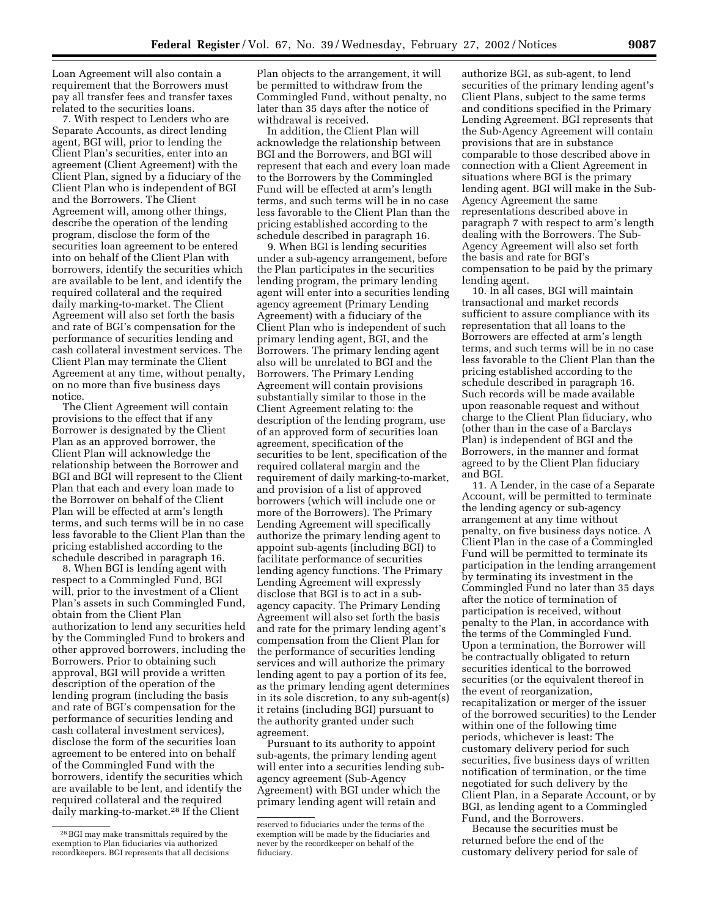Loan Agreement will also contain a requirement that the Borrowers must pay all transfer fees and transfer taxes related to the securities loans.

7. With respect to Lenders who are Separate Accounts, as direct lending agent, BGI will, prior to lending the Client Plan's securities, enter into an agreement (Client Agreement) with the Client Plan, signed by a fiduciary of the Client Plan who is independent of BGI and the Borrowers. The Client Agreement will, among other things, describe the operation of the lending program, disclose the form of the securities loan agreement to be entered into on behalf of the Client Plan with borrowers, identify the securities which are available to be lent, and identify the required collateral and the required daily marking-to-market. The Client Agreement will also set forth the basis and rate of BGI's compensation for the performance of securities lending and cash collateral investment services. The Client Plan may terminate the Client Agreement at any time, without penalty, on no more than five business days notice.

The Client Agreement will contain provisions to the effect that if any Borrower is designated by the Client Plan as an approved borrower, the Client Plan will acknowledge the relationship between the Borrower and BGI and BGI will represent to the Client Plan that each and every loan made to the Borrower on behalf of the Client Plan will be effected at arm's length terms, and such terms will be in no case less favorable to the Client Plan than the pricing established according to the schedule described in paragraph 16.

8. When BGI is lending agent with respect to a Commingled Fund, BGI will, prior to the investment of a Client Plan's assets in such Commingled Fund, obtain from the Client Plan authorization to lend any securities held by the Commingled Fund to brokers and other approved borrowers, including the Borrowers. Prior to obtaining such approval, BGI will provide a written description of the operation of the lending program (including the basis and rate of BGI's compensation for the performance of securities lending and cash collateral investment services), disclose the form of the securities loan agreement to be entered into on behalf of the Commingled Fund with the borrowers, identify the securities which are available to be lent, and identify the required collateral and the required daily marking-to-market.[28] If the Client Plan objects to the arrangement, it will be permitted to withdraw from the Commingled Fund, without penalty, no later than 35 days after the notice of withdrawal is received.

In addition, the Client Plan will acknowledge the relationship between BGI and the Borrowers, and BGI will represent that each and every loan made to the Borrowers by the Commingled Fund will be effected at arm's length terms, and such terms will be in no case less favorable to the Client Plan than the pricing established according to the schedule described in paragraph 16.

9. When BGI is lending securities under a sub-agency arrangement, before the Plan participates in the securities lending program, the primary lending agent will enter into a securities lending agency agreement (Primary Lending Agreement) with a fiduciary of the Client Plan who is independent of such primary lending agent, BGI, and the Borrowers. The primary lending agent also will be unrelated to BGI and the Borrowers. The Primary Lending Agreement will contain provisions substantially similar to those in the Client Agreement relating to: the description of the lending program, use of an approved form of securities loan agreement, specification of the securities to be lent, specification of the required collateral margin and the requirement of daily marking-to-market, and provision of a list of approved borrowers (which will include one or more of the Borrowers). The Primary Lending Agreement will specifically authorize the primary lending agent to appoint sub-agents (including BGI) to facilitate performance of securities lending agency functions. The Primary Lending Agreement will expressly disclose that BGI is to act in a sub-agency capacity. The Primary Lending Agreement will also set forth the basis and rate for the primary lending agent's compensation from the Client Plan for the performance of securities lending services and will authorize the primary lending agent to pay a portion of its fee, as the primary lending agent determines in its sole discretion, to any sub-agent(s) it retains (including BGI) pursuant to the authority granted under such agreement.

Pursuant to its authority to appoint sub-agents, the primary lending agent will enter into a securities lending sub-agency agreement (Sub-Agency Agreement) with BGI under which the primary lending agent will retain and authorize BGI, as sub-agent, to lend securities of the primary lending agent's Client Plans, subject to the same terms and conditions specified in the Primary Lending Agreement. BGI represents that the Sub-Agency Agreement will contain provisions that are in substance comparable to those described above in connection with a Client Agreement in situations where BGI is the primary lending agent. BGI will make in the Sub-Agency Agreement the same representations described above in paragraph 7 with respect to arm's length dealing with the Borrowers. The Sub-Agency Agreement will also set forth the basis and rate for BGI's compensation to be paid by the primary lending agent.

10. In all cases, BGI will maintain transactional and market records sufficient to assure compliance with its representation that all loans to the Borrowers are effected at arm's length terms, and such terms will be in no case less favorable to the Client Plan than the pricing established according to the schedule described in paragraph 16. Such records will be made available upon reasonable request and without charge to the Client Plan fiduciary, who (other than in the case of a Barclays Plan) is independent of BGI and the Borrowers, in the manner and format agreed to by the Client Plan fiduciary and BGI.

11. A Lender, in the case of a Separate Account, will be permitted to terminate the lending agency or sub-agency arrangement at any time without penalty, on five business days notice. A Client Plan in the case of a Commingled Fund will be permitted to terminate its participation in the lending arrangement by terminating its investment in the Commingled Fund no later than 35 days after the notice of termination of participation is received, without penalty to the Plan, in accordance with the terms of the Commingled Fund. Upon a termination, the Borrower will be contractually obligated to return securities identical to the borrowed securities (or the equivalent thereof in the event of reorganization, recapitalization or merger of the issuer of the borrowed securities) to the Lender within one of the following time periods, whichever is least: The customary delivery period for such securities, five business days of written notification of termination, or the time negotiated for such delivery by the Client Plan, in a Separate Account, or by BGI, as lending agent to a Commingled Fund, and the Borrowers.

Because the securities must be returned before the end of the customary delivery period for sale of

[28] BGI may make transmittals required by the exemption to Plan fiduciaries via authorized recordkeepers. BGI represents that all decisions reserved to fiduciaries under the terms of the exemption will be made by the fiduciaries and never by the recordkeeper on behalf of the fiduciary.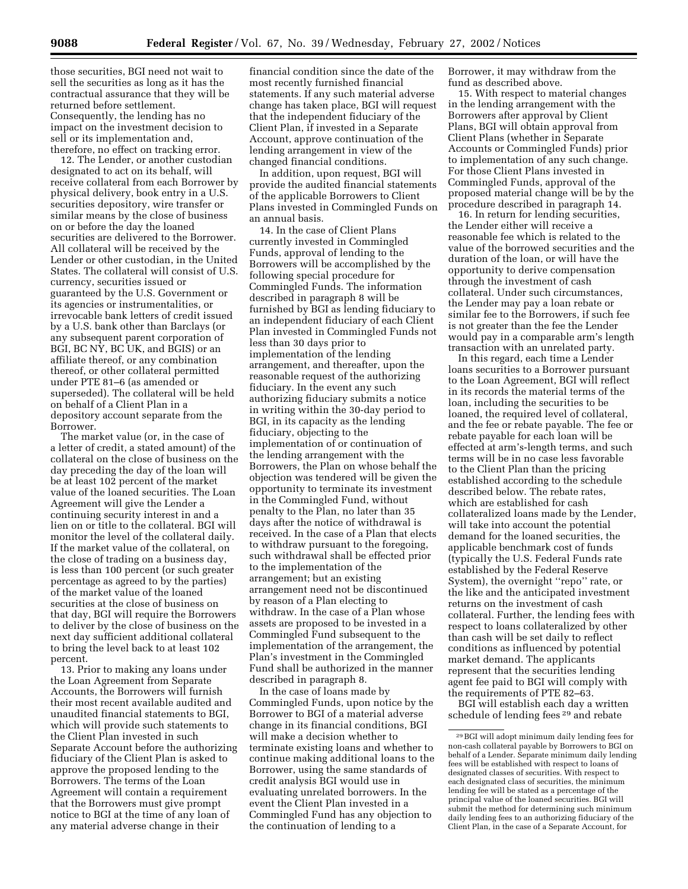those securities, BGI need not wait to sell the securities as long as it has the contractual assurance that they will be returned before settlement. Consequently, the lending has no impact on the investment decision to sell or its implementation and, therefore, no effect on tracking error.

12. The Lender, or another custodian designated to act on its behalf, will receive collateral from each Borrower by physical delivery, book entry in a U.S. securities depository, wire transfer or similar means by the close of business on or before the day the loaned securities are delivered to the Borrower. All collateral will be received by the Lender or other custodian, in the United States. The collateral will consist of U.S. currency, securities issued or guaranteed by the U.S. Government or its agencies or instrumentalities, or irrevocable bank letters of credit issued by a U.S. bank other than Barclays (or any subsequent parent corporation of BGI, BC NY, BC UK, and BGIS) or an affiliate thereof, or any combination thereof, or other collateral permitted under PTE 81–6 (as amended or superseded). The collateral will be held on behalf of a Client Plan in a depository account separate from the Borrower.

The market value (or, in the case of a letter of credit, a stated amount) of the collateral on the close of business on the day preceding the day of the loan will be at least 102 percent of the market value of the loaned securities. The Loan Agreement will give the Lender a continuing security interest in and a lien on or title to the collateral. BGI will monitor the level of the collateral daily. If the market value of the collateral, on the close of trading on a business day, is less than 100 percent (or such greater percentage as agreed to by the parties) of the market value of the loaned securities at the close of business on that day, BGI will require the Borrowers to deliver by the close of business on the next day sufficient additional collateral to bring the level back to at least 102 percent.

13. Prior to making any loans under the Loan Agreement from Separate Accounts, the Borrowers will furnish their most recent available audited and unaudited financial statements to BGI, which will provide such statements to the Client Plan invested in such Separate Account before the authorizing fiduciary of the Client Plan is asked to approve the proposed lending to the Borrowers. The terms of the Loan Agreement will contain a requirement that the Borrowers must give prompt notice to BGI at the time of any loan of any material adverse change in their financial condition since the date of the most recently furnished financial statements. If any such material adverse change has taken place, BGI will request that the independent fiduciary of the Client Plan, if invested in a Separate Account, approve continuation of the lending arrangement in view of the changed financial conditions.

In addition, upon request, BGI will provide the audited financial statements of the applicable Borrowers to Client Plans invested in Commingled Funds on an annual basis.

14. In the case of Client Plans currently invested in Commingled Funds, approval of lending to the Borrowers will be accomplished by the following special procedure for Commingled Funds. The information described in paragraph 8 will be furnished by BGI as lending fiduciary to an independent fiduciary of each Client Plan invested in Commingled Funds not less than 30 days prior to implementation of the lending arrangement, and thereafter, upon the reasonable request of the authorizing fiduciary. In the event any such authorizing fiduciary submits a notice in writing within the 30-day period to BGI, in its capacity as the lending fiduciary, objecting to the implementation of or continuation of the lending arrangement with the Borrowers, the Plan on whose behalf the objection was tendered will be given the opportunity to terminate its investment in the Commingled Fund, without penalty to the Plan, no later than 35 days after the notice of withdrawal is received. In the case of a Plan that elects to withdraw pursuant to the foregoing, such withdrawal shall be effected prior to the implementation of the arrangement; but an existing arrangement need not be discontinued by reason of a Plan electing to withdraw. In the case of a Plan whose assets are proposed to be invested in a Commingled Fund subsequent to the implementation of the arrangement, the Plan's investment in the Commingled Fund shall be authorized in the manner described in paragraph 8.

In the case of loans made by Commingled Funds, upon notice by the Borrower to BGI of a material adverse change in its financial conditions, BGI will make a decision whether to terminate existing loans and whether to continue making additional loans to the Borrower, using the same standards of credit analysis BGI would use in evaluating unrelated borrowers. In the event the Client Plan invested in a Commingled Fund has any objection to the continuation of lending to a Borrower, it may withdraw from the fund as described above.

15. With respect to material changes in the lending arrangement with the Borrowers after approval by Client Plans, BGI will obtain approval from Client Plans (whether in Separate Accounts or Commingled Funds) prior to implementation of any such change. For those Client Plans invested in Commingled Funds, approval of the proposed material change will be by the procedure described in paragraph 14.

16. In return for lending securities, the Lender either will receive a reasonable fee which is related to the value of the borrowed securities and the duration of the loan, or will have the opportunity to derive compensation through the investment of cash collateral. Under such circumstances, the Lender may pay a loan rebate or similar fee to the Borrowers, if such fee is not greater than the fee the Lender would pay in a comparable arm's length transaction with an unrelated party.

In this regard, each time a Lender loans securities to a Borrower pursuant to the Loan Agreement, BGI will reflect in its records the material terms of the loan, including the securities to be loaned, the required level of collateral, and the fee or rebate payable. The fee or rebate payable for each loan will be effected at arm's-length terms, and such terms will be in no case less favorable to the Client Plan than the pricing established according to the schedule described below. The rebate rates, which are established for cash collateralized loans made by the Lender, will take into account the potential demand for the loaned securities, the applicable benchmark cost of funds (typically the U.S. Federal Funds rate established by the Federal Reserve System), the overnight "repo" rate, or the like and the anticipated investment returns on the investment of cash collateral. Further, the lending fees with respect to loans collateralized by other than cash will be set daily to reflect conditions as influenced by potential market demand. The applicants represent that the securities lending agent fee paid to BGI will comply with the requirements of PTE 82–63.

BGI will establish each day a written schedule of lending fees [29] and rebate

[29] BGI will adopt minimum daily lending fees for non-cash collateral payable by Borrowers to BGI on behalf of a Lender. Separate minimum daily lending fees will be established with respect to loans of designated classes of securities. With respect to each designated class of securities, the minimum lending fee will be stated as a percentage of the principal value of the loaned securities. BGI will submit the method for determining such minimum daily lending fees to an authorizing fiduciary of the Client Plan, in the case of a Separate Account, for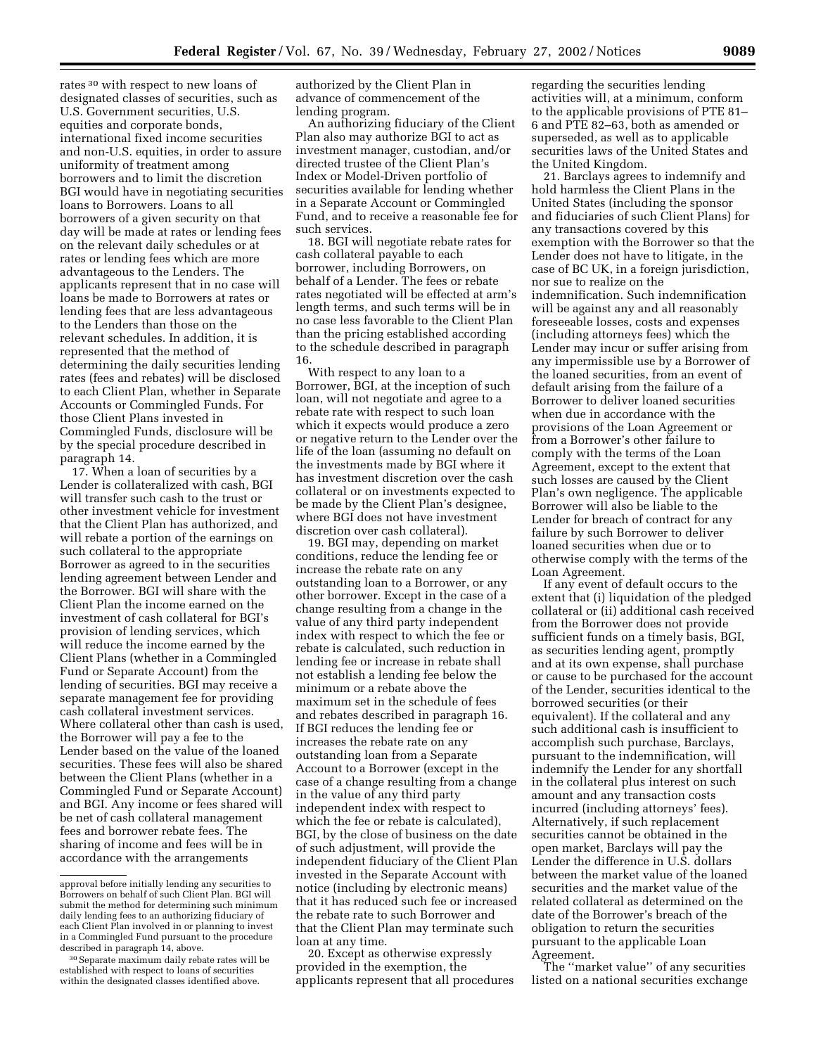rates[30] with respect to new loans of designated classes of securities, such as U.S. Government securities, U.S. equities and corporate bonds, international fixed income securities and non-U.S. equities, in order to assure uniformity of treatment among borrowers and to limit the discretion BGI would have in negotiating securities loans to Borrowers. Loans to all borrowers of a given security on that day will be made at rates or lending fees on the relevant daily schedules or at rates or lending fees which are more advantageous to the Lenders. The applicants represent that in no case will loans be made to Borrowers at rates or lending fees that are less advantageous to the Lenders than those on the relevant schedules. In addition, it is represented that the method of determining the daily securities lending rates (fees and rebates) will be disclosed to each Client Plan, whether in Separate Accounts or Commingled Funds. For those Client Plans invested in Commingled Funds, disclosure will be by the special procedure described in paragraph 14.

17. When a loan of securities by a Lender is collateralized with cash, BGI will transfer such cash to the trust or other investment vehicle for investment that the Client Plan has authorized, and will rebate a portion of the earnings on such collateral to the appropriate Borrower as agreed to in the securities lending agreement between Lender and the Borrower. BGI will share with the Client Plan the income earned on the investment of cash collateral for BGI's provision of lending services, which will reduce the income earned by the Client Plans (whether in a Commingled Fund or Separate Account) from the lending of securities. BGI may receive a separate management fee for providing cash collateral investment services. Where collateral other than cash is used, the Borrower will pay a fee to the Lender based on the value of the loaned securities. These fees will also be shared between the Client Plans (whether in a Commingled Fund or Separate Account) and BGI. Any income or fees shared will be net of cash collateral management fees and borrower rebate fees. The sharing of income and fees will be in accordance with the arrangements authorized by the Client Plan in advance of commencement of the lending program.

An authorizing fiduciary of the Client Plan also may authorize BGI to act as investment manager, custodian, and/or directed trustee of the Client Plan's Index or Model-Driven portfolio of securities available for lending whether in a Separate Account or Commingled Fund, and to receive a reasonable fee for such services.

18. BGI will negotiate rebate rates for cash collateral payable to each borrower, including Borrowers, on behalf of a Lender. The fees or rebate rates negotiated will be effected at arm's length terms, and such terms will be in no case less favorable to the Client Plan than the pricing established according to the schedule described in paragraph 16.

With respect to any loan to a Borrower, BGI, at the inception of such loan, will not negotiate and agree to a rebate rate with respect to such loan which it expects would produce a zero or negative return to the Lender over the life of the loan (assuming no default on the investments made by BGI where it has investment discretion over the cash collateral or on investments expected to be made by the Client Plan's designee, where BGI does not have investment discretion over cash collateral).

19. BGI may, depending on market conditions, reduce the lending fee or increase the rebate rate on any outstanding loan to a Borrower, or any other borrower. Except in the case of a change resulting from a change in the value of any third party independent index with respect to which the fee or rebate is calculated, such reduction in lending fee or increase in rebate shall not establish a lending fee below the minimum or a rebate above the maximum set in the schedule of fees and rebates described in paragraph 16. If BGI reduces the lending fee or increases the rebate rate on any outstanding loan from a Separate Account to a Borrower (except in the case of a change resulting from a change in the value of any third party independent index with respect to which the fee or rebate is calculated), BGI, by the close of business on the date of such adjustment, will provide the independent fiduciary of the Client Plan invested in the Separate Account with notice (including by electronic means) that it has reduced such fee or increased the rebate rate to such Borrower and that the Client Plan may terminate such loan at any time.

20. Except as otherwise expressly provided in the exemption, the applicants represent that all procedures regarding the securities lending activities will, at a minimum, conform to the applicable provisions of PTE 81–6 and PTE 82–63, both as amended or superseded, as well as to applicable securities laws of the United States and the United Kingdom.

21. Barclays agrees to indemnify and hold harmless the Client Plans in the United States (including the sponsor and fiduciaries of such Client Plans) for any transactions covered by this exemption with the Borrower so that the Lender does not have to litigate, in the case of BC UK, in a foreign jurisdiction, nor sue to realize on the indemnification. Such indemnification will be against any and all reasonably foreseeable losses, costs and expenses (including attorneys fees) which the Lender may incur or suffer arising from any impermissible use by a Borrower of the loaned securities, from an event of default arising from the failure of a Borrower to deliver loaned securities when due in accordance with the provisions of the Loan Agreement or from a Borrower's other failure to comply with the terms of the Loan Agreement, except to the extent that such losses are caused by the Client Plan's own negligence. The applicable Borrower will also be liable to the Lender for breach of contract for any failure by such Borrower to deliver loaned securities when due or to otherwise comply with the terms of the Loan Agreement.

If any event of default occurs to the extent that (i) liquidation of the pledged collateral or (ii) additional cash received from the Borrower does not provide sufficient funds on a timely basis, BGI, as securities lending agent, promptly and at its own expense, shall purchase or cause to be purchased for the account of the Lender, securities identical to the borrowed securities (or their equivalent). If the collateral and any such additional cash is insufficient to accomplish such purchase, Barclays, pursuant to the indemnification, will indemnify the Lender for any shortfall in the collateral plus interest on such amount and any transaction costs incurred (including attorneys' fees). Alternatively, if such replacement securities cannot be obtained in the open market, Barclays will pay the Lender the difference in U.S. dollars between the market value of the loaned securities and the market value of the related collateral as determined on the date of the Borrower's breach of the obligation to return the securities pursuant to the applicable Loan Agreement.

The "market value" of any securities listed on a national securities exchange

---

approval before initially lending any securities to Borrowers on behalf of such Client Plan. BGI will submit the method for determining such minimum daily lending fees to an authorizing fiduciary of each Client Plan involved in or planning to invest in a Commingled Fund pursuant to the procedure described in paragraph 14, above.

[30] Separate maximum daily rebate rates will be established with respect to loans of securities within the designated classes identified above.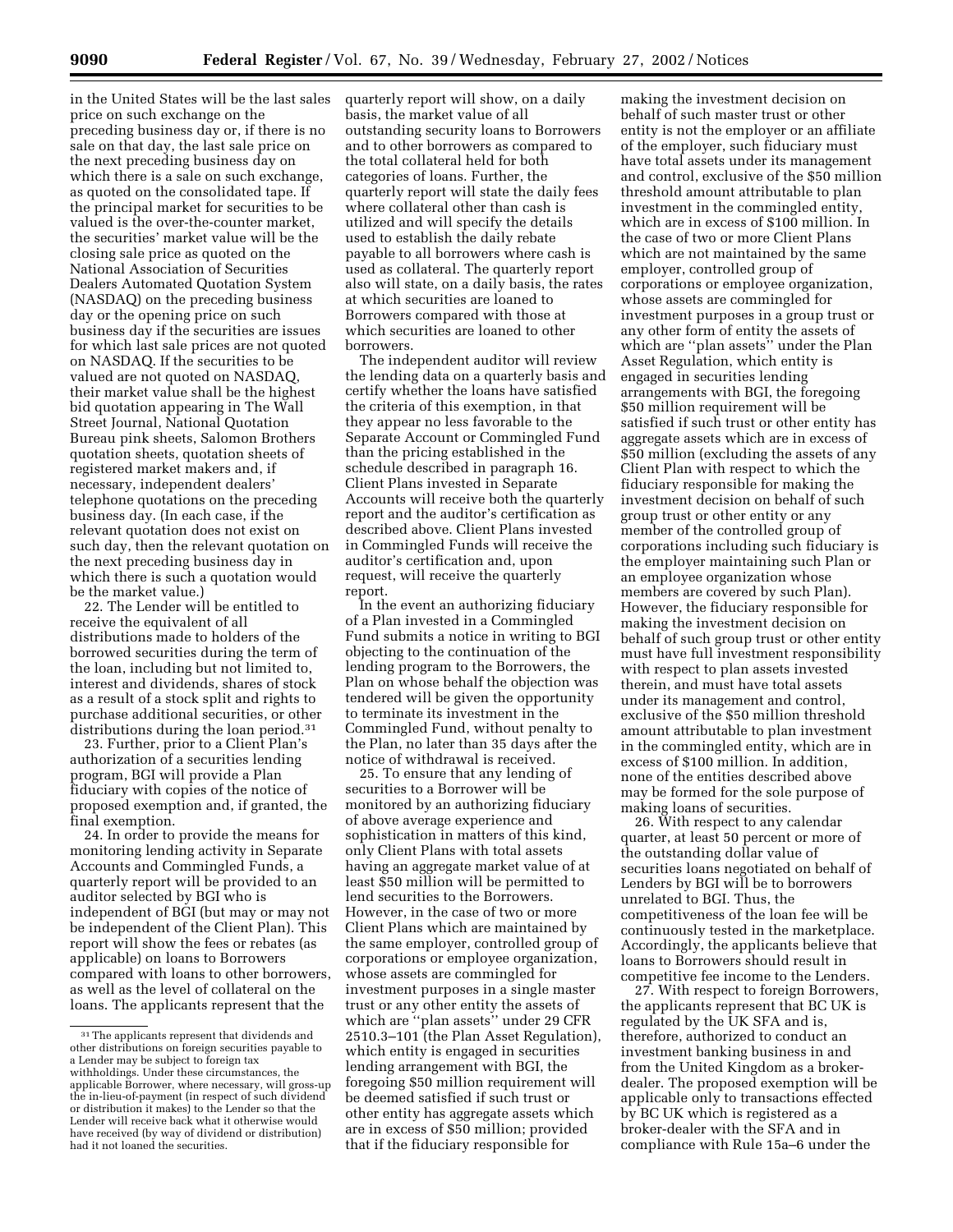in the United States will be the last sales price on such exchange on the preceding business day or, if there is no sale on that day, the last sale price on the next preceding business day on which there is a sale on such exchange, as quoted on the consolidated tape. If the principal market for securities to be valued is the over-the-counter market, the securities' market value will be the closing sale price as quoted on the National Association of Securities Dealers Automated Quotation System (NASDAQ) on the preceding business day or the opening price on such business day if the securities are issues for which last sale prices are not quoted on NASDAQ. If the securities to be valued are not quoted on NASDAQ, their market value shall be the highest bid quotation appearing in The Wall Street Journal, National Quotation Bureau pink sheets, Salomon Brothers quotation sheets, quotation sheets of registered market makers and, if necessary, independent dealers' telephone quotations on the preceding business day. (In each case, if the relevant quotation does not exist on such day, then the relevant quotation on the next preceding business day in which there is such a quotation would be the market value.)

22. The Lender will be entitled to receive the equivalent of all distributions made to holders of the borrowed securities during the term of the loan, including but not limited to, interest and dividends, shares of stock as a result of a stock split and rights to purchase additional securities, or other distributions during the loan period.[31]

23. Further, prior to a Client Plan's authorization of a securities lending program, BGI will provide a Plan fiduciary with copies of the notice of proposed exemption and, if granted, the final exemption.

24. In order to provide the means for monitoring lending activity in Separate Accounts and Commingled Funds, a quarterly report will be provided to an auditor selected by BGI who is independent of BGI (but may or may not be independent of the Client Plan). This report will show the fees or rebates (as applicable) on loans to Borrowers compared with loans to other borrowers, as well as the level of collateral on the loans. The applicants represent that the quarterly report will show, on a daily basis, the market value of all outstanding security loans to Borrowers and to other borrowers as compared to the total collateral held for both categories of loans. Further, the quarterly report will state the daily fees where collateral other than cash is utilized and will specify the details used to establish the daily rebate payable to all borrowers where cash is used as collateral. The quarterly report also will state, on a daily basis, the rates at which securities are loaned to Borrowers compared with those at which securities are loaned to other borrowers.

The independent auditor will review the lending data on a quarterly basis and certify whether the loans have satisfied the criteria of this exemption, in that they appear no less favorable to the Separate Account or Commingled Fund than the pricing established in the schedule described in paragraph 16. Client Plans invested in Separate Accounts will receive both the quarterly report and the auditor's certification as described above. Client Plans invested in Commingled Funds will receive the auditor's certification and, upon request, will receive the quarterly report.

In the event an authorizing fiduciary of a Plan invested in a Commingled Fund submits a notice in writing to BGI objecting to the continuation of the lending program to the Borrowers, the Plan on whose behalf the objection was tendered will be given the opportunity to terminate its investment in the Commingled Fund, without penalty to the Plan, no later than 35 days after the notice of withdrawal is received.

25. To ensure that any lending of securities to a Borrower will be monitored by an authorizing fiduciary of above average experience and sophistication in matters of this kind, only Client Plans with total assets having an aggregate market value of at least $50 million will be permitted to lend securities to the Borrowers. However, in the case of two or more Client Plans which are maintained by the same employer, controlled group of corporations or employee organization, whose assets are commingled for investment purposes in a single master trust or any other entity the assets of which are "plan assets" under 29 CFR 2510.3–101 (the Plan Asset Regulation), which entity is engaged in securities lending arrangement with BGI, the foregoing $50 million requirement will be deemed satisfied if such trust or other entity has aggregate assets which are in excess of $50 million; provided that if the fiduciary responsible for making the investment decision on behalf of such master trust or other entity is not the employer or an affiliate of the employer, such fiduciary must have total assets under its management and control, exclusive of the $50 million threshold amount attributable to plan investment in the commingled entity, which are in excess of $100 million. In the case of two or more Client Plans which are not maintained by the same employer, controlled group of corporations or employee organization, whose assets are commingled for investment purposes in a group trust or any other form of entity the assets of which are "plan assets" under the Plan Asset Regulation, which entity is engaged in securities lending arrangements with BGI, the foregoing $50 million requirement will be satisfied if such trust or other entity has aggregate assets which are in excess of $50 million (excluding the assets of any Client Plan with respect to which the fiduciary responsible for making the investment decision on behalf of such group trust or other entity or any member of the controlled group of corporations including such fiduciary is the employer maintaining such Plan or an employee organization whose members are covered by such Plan). However, the fiduciary responsible for making the investment decision on behalf of such group trust or other entity must have full investment responsibility with respect to plan assets invested therein, and must have total assets under its management and control, exclusive of the $50 million threshold amount attributable to plan investment in the commingled entity, which are in excess of $100 million. In addition, none of the entities described above may be formed for the sole purpose of making loans of securities.

26. With respect to any calendar quarter, at least 50 percent or more of the outstanding dollar value of securities loans negotiated on behalf of Lenders by BGI will be to borrowers unrelated to BGI. Thus, the competitiveness of the loan fee will be continuously tested in the marketplace. Accordingly, the applicants believe that loans to Borrowers should result in competitive fee income to the Lenders.

27. With respect to foreign Borrowers, the applicants represent that BC UK is regulated by the UK SFA and is, therefore, authorized to conduct an investment banking business in and from the United Kingdom as a broker-dealer. The proposed exemption will be applicable only to transactions effected by BC UK which is registered as a broker-dealer with the SFA and in compliance with Rule 15a–6 under the

[31] The applicants represent that dividends and other distributions on foreign securities payable to a Lender may be subject to foreign tax withholdings. Under these circumstances, the applicable Borrower, where necessary, will gross-up the in-lieu-of-payment (in respect of such dividend or distribution it makes) to the Lender so that the Lender will receive back what it otherwise would have received (by way of dividend or distribution) had it not loaned the securities.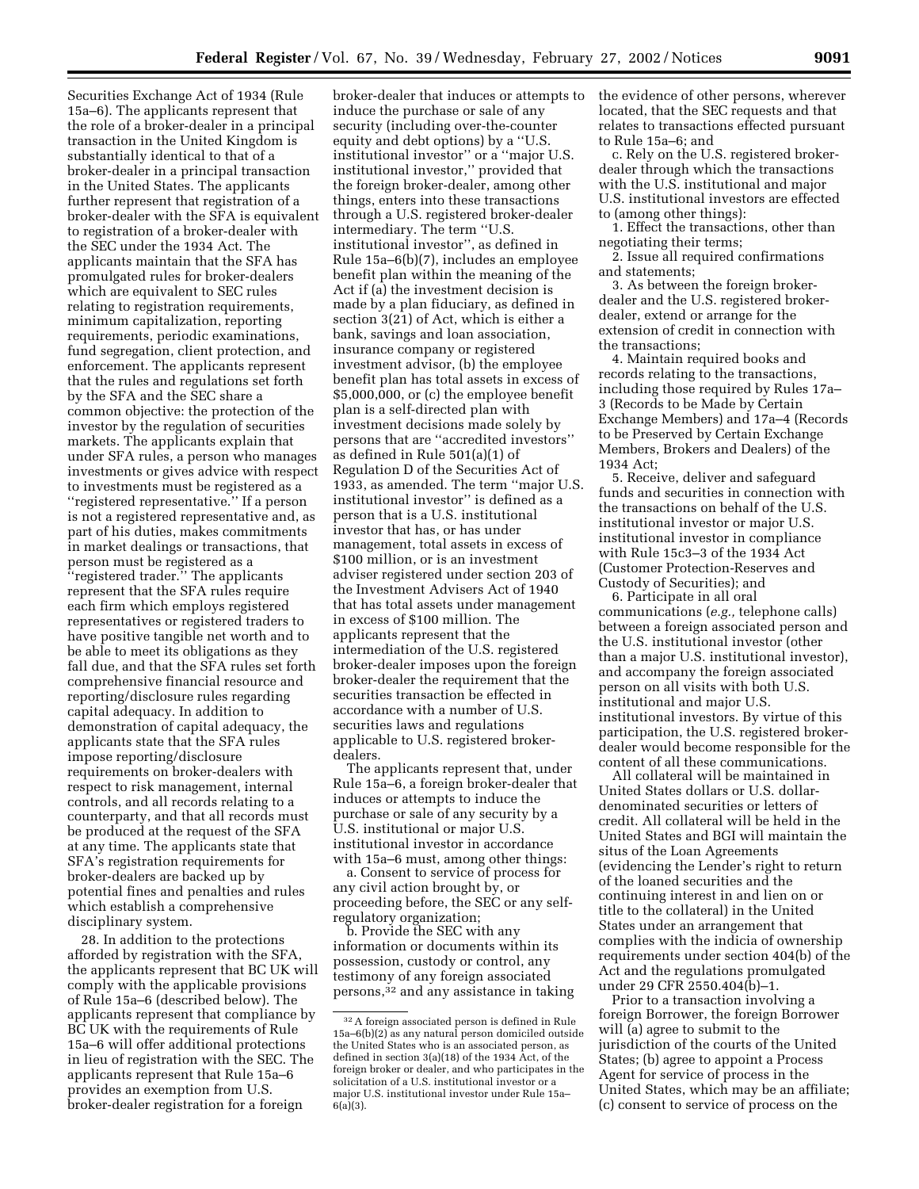Securities Exchange Act of 1934 (Rule 15a–6). The applicants represent that the role of a broker-dealer in a principal transaction in the United Kingdom is substantially identical to that of a broker-dealer in a principal transaction in the United States. The applicants further represent that registration of a broker-dealer with the SFA is equivalent to registration of a broker-dealer with the SEC under the 1934 Act. The applicants maintain that the SFA has promulgated rules for broker-dealers which are equivalent to SEC rules relating to registration requirements, minimum capitalization, reporting requirements, periodic examinations, fund segregation, client protection, and enforcement. The applicants represent that the rules and regulations set forth by the SFA and the SEC share a common objective: the protection of the investor by the regulation of securities markets. The applicants explain that under SFA rules, a person who manages investments or gives advice with respect to investments must be registered as a ''registered representative.'' If a person is not a registered representative and, as part of his duties, makes commitments in market dealings or transactions, that person must be registered as a ''registered trader.'' The applicants represent that the SFA rules require each firm which employs registered representatives or registered traders to have positive tangible net worth and to be able to meet its obligations as they fall due, and that the SFA rules set forth comprehensive financial resource and reporting/disclosure rules regarding capital adequacy. In addition to demonstration of capital adequacy, the applicants state that the SFA rules impose reporting/disclosure requirements on broker-dealers with respect to risk management, internal controls, and all records relating to a counterparty, and that all records must be produced at the request of the SFA at any time. The applicants state that SFA's registration requirements for broker-dealers are backed up by potential fines and penalties and rules which establish a comprehensive disciplinary system.

28. In addition to the protections afforded by registration with the SFA, the applicants represent that BC UK will comply with the applicable provisions of Rule 15a–6 (described below). The applicants represent that compliance by BC UK with the requirements of Rule 15a–6 will offer additional protections in lieu of registration with the SEC. The applicants represent that Rule 15a–6 provides an exemption from U.S. broker-dealer registration for a foreign broker-dealer that induces or attempts to induce the purchase or sale of any security (including over-the-counter equity and debt options) by a ''U.S. institutional investor'' or a ''major U.S. institutional investor,'' provided that the foreign broker-dealer, among other things, enters into these transactions through a U.S. registered broker-dealer intermediary. The term ''U.S. institutional investor'', as defined in Rule 15a–6(b)(7), includes an employee benefit plan within the meaning of the Act if (a) the investment decision is made by a plan fiduciary, as defined in section 3(21) of Act, which is either a bank, savings and loan association, insurance company or registered investment advisor, (b) the employee benefit plan has total assets in excess of $5,000,000, or (c) the employee benefit plan is a self-directed plan with investment decisions made solely by persons that are ''accredited investors'' as defined in Rule 501(a)(1) of Regulation D of the Securities Act of 1933, as amended. The term ''major U.S. institutional investor'' is defined as a person that is a U.S. institutional investor that has, or has under management, total assets in excess of $100 million, or is an investment adviser registered under section 203 of the Investment Advisers Act of 1940 that has total assets under management in excess of $100 million. The applicants represent that the intermediation of the U.S. registered broker-dealer imposes upon the foreign broker-dealer the requirement that the securities transaction be effected in accordance with a number of U.S. securities laws and regulations applicable to U.S. registered broker-dealers.

The applicants represent that, under Rule 15a–6, a foreign broker-dealer that induces or attempts to induce the purchase or sale of any security by a U.S. institutional or major U.S. institutional investor in accordance with 15a–6 must, among other things:

a. Consent to service of process for any civil action brought by, or proceeding before, the SEC or any self-regulatory organization;

b. Provide the SEC with any information or documents within its possession, custody or control, any testimony of any foreign associated persons,[32] and any assistance in taking the evidence of other persons, wherever located, that the SEC requests and that relates to transactions effected pursuant to Rule 15a–6; and

c. Rely on the U.S. registered broker-dealer through which the transactions with the U.S. institutional and major U.S. institutional investors are effected to (among other things):

1. Effect the transactions, other than negotiating their terms;

2. Issue all required confirmations and statements;

3. As between the foreign broker-dealer and the U.S. registered broker-dealer, extend or arrange for the extension of credit in connection with the transactions;

4. Maintain required books and records relating to the transactions, including those required by Rules 17a–3 (Records to be Made by Certain Exchange Members) and 17a–4 (Records to be Preserved by Certain Exchange Members, Brokers and Dealers) of the 1934 Act;

5. Receive, deliver and safeguard funds and securities in connection with the transactions on behalf of the U.S. institutional investor or major U.S. institutional investor in compliance with Rule 15c3–3 of the 1934 Act (Customer Protection-Reserves and Custody of Securities); and

6. Participate in all oral communications (*e.g.,* telephone calls) between a foreign associated person and the U.S. institutional investor (other than a major U.S. institutional investor), and accompany the foreign associated person on all visits with both U.S. institutional and major U.S. institutional investors. By virtue of this participation, the U.S. registered broker-dealer would become responsible for the content of all these communications.

All collateral will be maintained in United States dollars or U.S. dollar-denominated securities or letters of credit. All collateral will be held in the United States and BGI will maintain the situs of the Loan Agreements (evidencing the Lender's right to return of the loaned securities and the continuing interest in and lien on or title to the collateral) in the United States under an arrangement that complies with the indicia of ownership requirements under section 404(b) of the Act and the regulations promulgated under 29 CFR 2550.404(b)–1.

Prior to a transaction involving a foreign Borrower, the foreign Borrower will (a) agree to submit to the jurisdiction of the courts of the United States; (b) agree to appoint a Process Agent for service of process in the United States, which may be an affiliate; (c) consent to service of process on the

[32] A foreign associated person is defined in Rule 15a–6(b)(2) as any natural person domiciled outside the United States who is an associated person, as defined in section 3(a)(18) of the 1934 Act, of the foreign broker or dealer, and who participates in the solicitation of a U.S. institutional investor or a major U.S. institutional investor under Rule 15a–6(a)(3).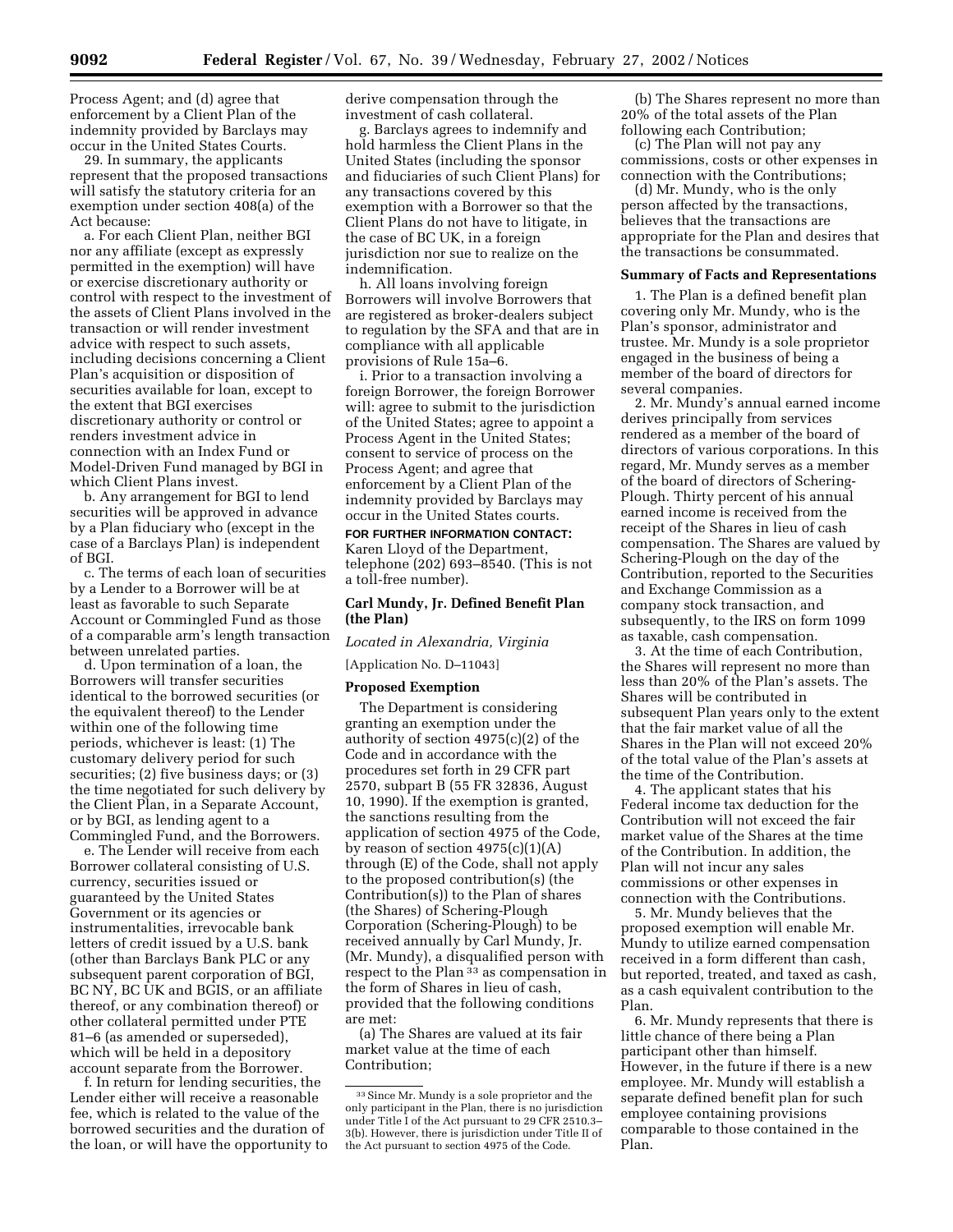Process Agent; and (d) agree that enforcement by a Client Plan of the indemnity provided by Barclays may occur in the United States Courts.

29. In summary, the applicants represent that the proposed transactions will satisfy the statutory criteria for an exemption under section 408(a) of the Act because:

a. For each Client Plan, neither BGI nor any affiliate (except as expressly permitted in the exemption) will have or exercise discretionary authority or control with respect to the investment of the assets of Client Plans involved in the transaction or will render investment advice with respect to such assets, including decisions concerning a Client Plan's acquisition or disposition of securities available for loan, except to the extent that BGI exercises discretionary authority or control or renders investment advice in connection with an Index Fund or Model-Driven Fund managed by BGI in which Client Plans invest.

b. Any arrangement for BGI to lend securities will be approved in advance by a Plan fiduciary who (except in the case of a Barclays Plan) is independent of BGI.

c. The terms of each loan of securities by a Lender to a Borrower will be at least as favorable to such Separate Account or Commingled Fund as those of a comparable arm's length transaction between unrelated parties.

d. Upon termination of a loan, the Borrowers will transfer securities identical to the borrowed securities (or the equivalent thereof) to the Lender within one of the following time periods, whichever is least: (1) The customary delivery period for such securities; (2) five business days; or (3) the time negotiated for such delivery by the Client Plan, in a Separate Account, or by BGI, as lending agent to a Commingled Fund, and the Borrowers.

e. The Lender will receive from each Borrower collateral consisting of U.S. currency, securities issued or guaranteed by the United States Government or its agencies or instrumentalities, irrevocable bank letters of credit issued by a U.S. bank (other than Barclays Bank PLC or any subsequent parent corporation of BGI, BC NY, BC UK and BGIS, or an affiliate thereof, or any combination thereof) or other collateral permitted under PTE 81–6 (as amended or superseded), which will be held in a depository account separate from the Borrower.

f. In return for lending securities, the Lender either will receive a reasonable fee, which is related to the value of the borrowed securities and the duration of the loan, or will have the opportunity to derive compensation through the investment of cash collateral.

g. Barclays agrees to indemnify and hold harmless the Client Plans in the United States (including the sponsor and fiduciaries of such Client Plans) for any transactions covered by this exemption with a Borrower so that the Client Plans do not have to litigate, in the case of BC UK, in a foreign jurisdiction nor sue to realize on the indemnification.

h. All loans involving foreign Borrowers will involve Borrowers that are registered as broker-dealers subject to regulation by the SFA and that are in compliance with all applicable provisions of Rule 15a–6.

i. Prior to a transaction involving a foreign Borrower, the foreign Borrower will: agree to submit to the jurisdiction of the United States; agree to appoint a Process Agent in the United States; consent to service of process on the Process Agent; and agree that enforcement by a Client Plan of the indemnity provided by Barclays may occur in the United States courts.

**FOR FURTHER INFORMATION CONTACT:** Karen Lloyd of the Department, telephone (202) 693–8540. (This is not a toll-free number).

## Carl Mundy, Jr. Defined Benefit Plan (the Plan)

*Located in Alexandria, Virginia*

[Application No. D–11043]

### Proposed Exemption

The Department is considering granting an exemption under the authority of section 4975(c)(2) of the Code and in accordance with the procedures set forth in 29 CFR part 2570, subpart B (55 FR 32836, August 10, 1990). If the exemption is granted, the sanctions resulting from the application of section 4975 of the Code, by reason of section 4975(c)(1)(A) through (E) of the Code, shall not apply to the proposed contribution(s) (the Contribution(s)) to the Plan of shares (the Shares) of Schering-Plough Corporation (Schering-Plough) to be received annually by Carl Mundy, Jr. (Mr. Mundy), a disqualified person with respect to the Plan [33] as compensation in the form of Shares in lieu of cash, provided that the following conditions are met:

(a) The Shares are valued at its fair market value at the time of each Contribution;

(b) The Shares represent no more than 20% of the total assets of the Plan following each Contribution;

(c) The Plan will not pay any commissions, costs or other expenses in connection with the Contributions;

(d) Mr. Mundy, who is the only person affected by the transactions, believes that the transactions are appropriate for the Plan and desires that the transactions be consummated.

### Summary of Facts and Representations

1. The Plan is a defined benefit plan covering only Mr. Mundy, who is the Plan's sponsor, administrator and trustee. Mr. Mundy is a sole proprietor engaged in the business of being a member of the board of directors for several companies.

2. Mr. Mundy's annual earned income derives principally from services rendered as a member of the board of directors of various corporations. In this regard, Mr. Mundy serves as a member of the board of directors of Schering-Plough. Thirty percent of his annual earned income is received from the receipt of the Shares in lieu of cash compensation. The Shares are valued by Schering-Plough on the day of the Contribution, reported to the Securities and Exchange Commission as a company stock transaction, and subsequently, to the IRS on form 1099 as taxable, cash compensation.

3. At the time of each Contribution, the Shares will represent no more than less than 20% of the Plan's assets. The Shares will be contributed in subsequent Plan years only to the extent that the fair market value of all the Shares in the Plan will not exceed 20% of the total value of the Plan's assets at the time of the Contribution.

4. The applicant states that his Federal income tax deduction for the Contribution will not exceed the fair market value of the Shares at the time of the Contribution. In addition, the Plan will not incur any sales commissions or other expenses in connection with the Contributions.

5. Mr. Mundy believes that the proposed exemption will enable Mr. Mundy to utilize earned compensation received in a form different than cash, but reported, treated, and taxed as cash, as a cash equivalent contribution to the Plan.

6. Mr. Mundy represents that there is little chance of there being a Plan participant other than himself. However, in the future if there is a new employee. Mr. Mundy will establish a separate defined benefit plan for such employee containing provisions comparable to those contained in the Plan.

[33] Since Mr. Mundy is a sole proprietor and the only participant in the Plan, there is no jurisdiction under Title I of the Act pursuant to 29 CFR 2510.3–3(b). However, there is jurisdiction under Title II of the Act pursuant to section 4975 of the Code.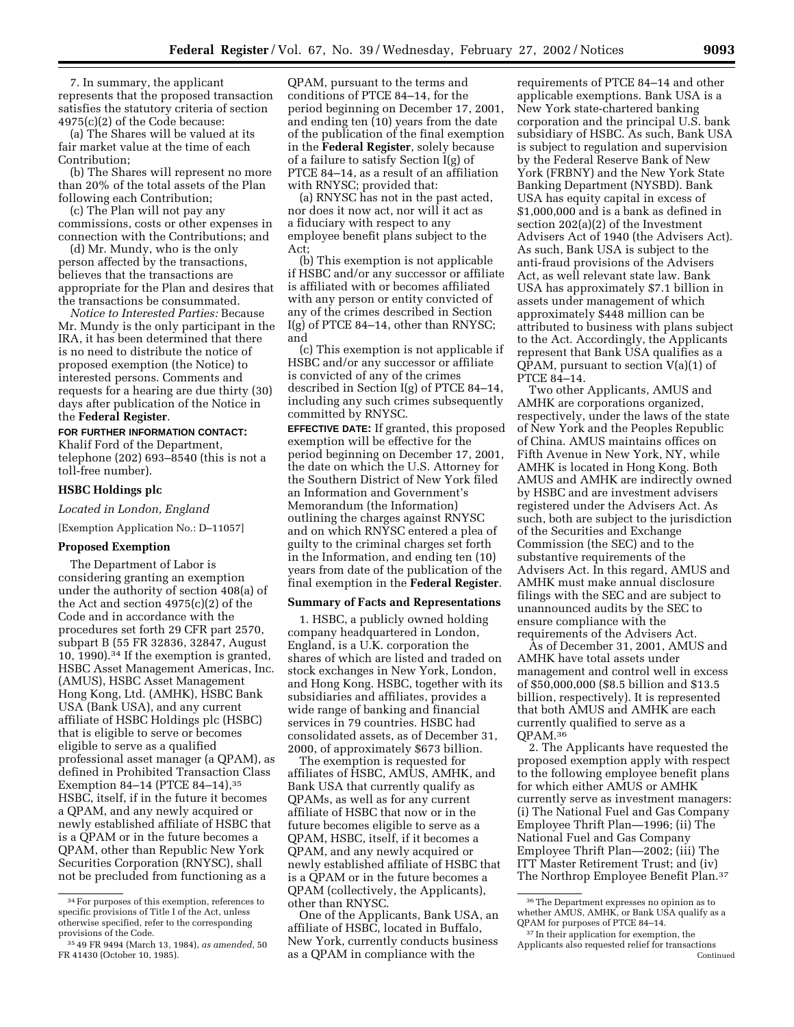7. In summary, the applicant represents that the proposed transaction satisfies the statutory criteria of section 4975(c)(2) of the Code because:

(a) The Shares will be valued at its fair market value at the time of each Contribution;

(b) The Shares will represent no more than 20% of the total assets of the Plan following each Contribution;

(c) The Plan will not pay any commissions, costs or other expenses in connection with the Contributions; and

(d) Mr. Mundy, who is the only person affected by the transactions, believes that the transactions are appropriate for the Plan and desires that the transactions be consummated.

*Notice to Interested Parties:* Because Mr. Mundy is the only participant in the IRA, it has been determined that there is no need to distribute the notice of proposed exemption (the Notice) to interested persons. Comments and requests for a hearing are due thirty (30) days after publication of the Notice in the **Federal Register**.

**FOR FURTHER INFORMATION CONTACT:** Khalif Ford of the Department, telephone (202) 693–8540 (this is not a toll-free number).

### HSBC Holdings plc

*Located in London, England*

[Exemption Application No.: D–11057]

#### Proposed Exemption

The Department of Labor is considering granting an exemption under the authority of section 408(a) of the Act and section 4975(c)(2) of the Code and in accordance with the procedures set forth 29 CFR part 2570, subpart B (55 FR 32836, 32847, August 10, 1990).[34] If the exemption is granted, HSBC Asset Management Americas, Inc. (AMUS), HSBC Asset Management Hong Kong, Ltd. (AMHK), HSBC Bank USA (Bank USA), and any current affiliate of HSBC Holdings plc (HSBC) that is eligible to serve or becomes eligible to serve as a qualified professional asset manager (a QPAM), as defined in Prohibited Transaction Class Exemption 84–14 (PTCE 84–14),[35] HSBC, itself, if in the future it becomes a QPAM, and any newly acquired or newly established affiliate of HSBC that is a QPAM or in the future becomes a QPAM, other than Republic New York Securities Corporation (RNYSC), shall not be precluded from functioning as a QPAM, pursuant to the terms and conditions of PTCE 84–14, for the period beginning on December 17, 2001, and ending ten (10) years from the date of the publication of the final exemption in the **Federal Register**, solely because of a failure to satisfy Section I(g) of PTCE 84–14, as a result of an affiliation with RNYSC; provided that:

(a) RNYSC has not in the past acted, nor does it now act, nor will it act as a fiduciary with respect to any employee benefit plans subject to the Act;

(b) This exemption is not applicable if HSBC and/or any successor or affiliate is affiliated with or becomes affiliated with any person or entity convicted of any of the crimes described in Section I(g) of PTCE 84–14, other than RNYSC; and

(c) This exemption is not applicable if HSBC and/or any successor or affiliate is convicted of any of the crimes described in Section I(g) of PTCE 84–14, including any such crimes subsequently committed by RNYSC.

**EFFECTIVE DATE:** If granted, this proposed exemption will be effective for the period beginning on December 17, 2001, the date on which the U.S. Attorney for the Southern District of New York filed an Information and Government's Memorandum (the Information) outlining the charges against RNYSC and on which RNYSC entered a plea of guilty to the criminal charges set forth in the Information, and ending ten (10) years from date of the publication of the final exemption in the **Federal Register**.

#### Summary of Facts and Representations

1. HSBC, a publicly owned holding company headquartered in London, England, is a U.K. corporation the shares of which are listed and traded on stock exchanges in New York, London, and Hong Kong. HSBC, together with its subsidiaries and affiliates, provides a wide range of banking and financial services in 79 countries. HSBC had consolidated assets, as of December 31, 2000, of approximately $673 billion.

The exemption is requested for affiliates of HSBC, AMUS, AMHK, and Bank USA that currently qualify as QPAMs, as well as for any current affiliate of HSBC that now or in the future becomes eligible to serve as a QPAM, HSBC, itself, if it becomes a QPAM, and any newly acquired or newly established affiliate of HSBC that is a QPAM or in the future becomes a QPAM (collectively, the Applicants), other than RNYSC.

One of the Applicants, Bank USA, an affiliate of HSBC, located in Buffalo, New York, currently conducts business as a QPAM in compliance with the requirements of PTCE 84–14 and other applicable exemptions. Bank USA is a New York state-chartered banking corporation and the principal U.S. bank subsidiary of HSBC. As such, Bank USA is subject to regulation and supervision by the Federal Reserve Bank of New York (FRBNY) and the New York State Banking Department (NYSBD). Bank USA has equity capital in excess of $1,000,000 and is a bank as defined in section 202(a)(2) of the Investment Advisers Act of 1940 (the Advisers Act). As such, Bank USA is subject to the anti-fraud provisions of the Advisers Act, as well relevant state law. Bank USA has approximately $7.1 billion in assets under management of which approximately $448 million can be attributed to business with plans subject to the Act. Accordingly, the Applicants represent that Bank USA qualifies as a QPAM, pursuant to section V(a)(1) of PTCE 84–14.

Two other Applicants, AMUS and AMHK are corporations organized, respectively, under the laws of the state of New York and the Peoples Republic of China. AMUS maintains offices on Fifth Avenue in New York, NY, while AMHK is located in Hong Kong. Both AMUS and AMHK are indirectly owned by HSBC and are investment advisers registered under the Advisers Act. As such, both are subject to the jurisdiction of the Securities and Exchange Commission (the SEC) and to the substantive requirements of the Advisers Act. In this regard, AMUS and AMHK must make annual disclosure filings with the SEC and are subject to unannounced audits by the SEC to ensure compliance with the requirements of the Advisers Act.

As of December 31, 2001, AMUS and AMHK have total assets under management and control well in excess of $50,000,000 ($8.5 billion and $13.5 billion, respectively). It is represented that both AMUS and AMHK are each currently qualified to serve as a QPAM.[36]

2. The Applicants have requested the proposed exemption apply with respect to the following employee benefit plans for which either AMUS or AMHK currently serve as investment managers: (i) The National Fuel and Gas Company Employee Thrift Plan—1996; (ii) The National Fuel and Gas Company Employee Thrift Plan—2002; (iii) The ITT Master Retirement Trust; and (iv) The Northrop Employee Benefit Plan.[37]

---

[34] For purposes of this exemption, references to specific provisions of Title I of the Act, unless otherwise specified, refer to the corresponding provisions of the Code.

[35] 49 FR 9494 (March 13, 1984), *as amended,* 50 FR 41430 (October 10, 1985).

[36] The Department expresses no opinion as to whether AMUS, AMHK, or Bank USA qualify as a QPAM for purposes of PTCE 84–14.

[37] In their application for exemption, the Applicants also requested relief for transactions

Continued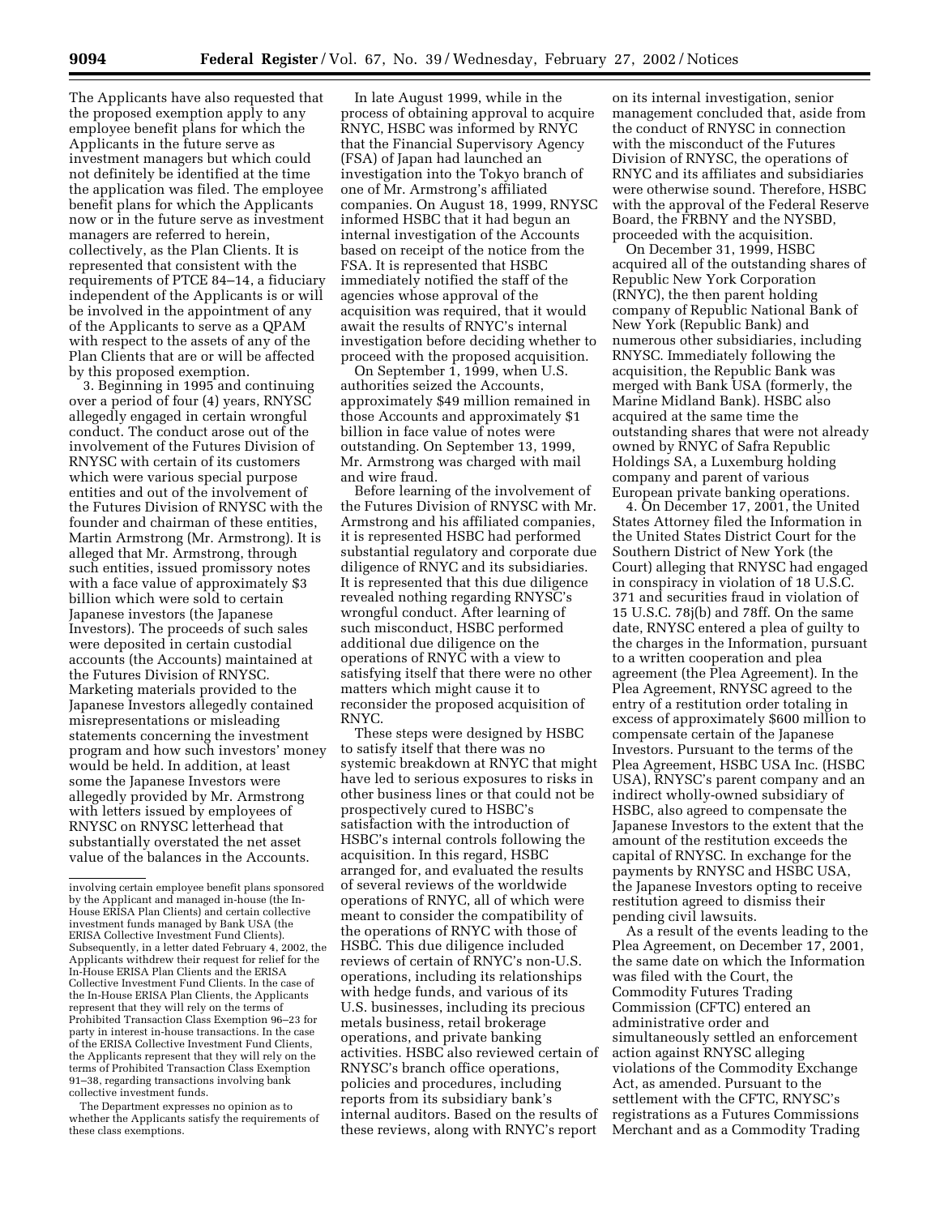The Applicants have also requested that the proposed exemption apply to any employee benefit plans for which the Applicants in the future serve as investment managers but which could not definitely be identified at the time the application was filed. The employee benefit plans for which the Applicants now or in the future serve as investment managers are referred to herein, collectively, as the Plan Clients. It is represented that consistent with the requirements of PTCE 84–14, a fiduciary independent of the Applicants is or will be involved in the appointment of any of the Applicants to serve as a QPAM with respect to the assets of any of the Plan Clients that are or will be affected by this proposed exemption.

3. Beginning in 1995 and continuing over a period of four (4) years, RNYSC allegedly engaged in certain wrongful conduct. The conduct arose out of the involvement of the Futures Division of RNYSC with certain of its customers which were various special purpose entities and out of the involvement of the Futures Division of RNYSC with the founder and chairman of these entities, Martin Armstrong (Mr. Armstrong). It is alleged that Mr. Armstrong, through such entities, issued promissory notes with a face value of approximately $3 billion which were sold to certain Japanese investors (the Japanese Investors). The proceeds of such sales were deposited in certain custodial accounts (the Accounts) maintained at the Futures Division of RNYSC. Marketing materials provided to the Japanese Investors allegedly contained misrepresentations or misleading statements concerning the investment program and how such investors' money would be held. In addition, at least some the Japanese Investors were allegedly provided by Mr. Armstrong with letters issued by employees of RNYSC on RNYSC letterhead that substantially overstated the net asset value of the balances in the Accounts.

In late August 1999, while in the process of obtaining approval to acquire RNYC, HSBC was informed by RNYC that the Financial Supervisory Agency (FSA) of Japan had launched an investigation into the Tokyo branch of one of Mr. Armstrong's affiliated companies. On August 18, 1999, RNYSC informed HSBC that it had begun an internal investigation of the Accounts based on receipt of the notice from the FSA. It is represented that HSBC immediately notified the staff of the agencies whose approval of the acquisition was required, that it would await the results of RNYC's internal investigation before deciding whether to proceed with the proposed acquisition.

On September 1, 1999, when U.S. authorities seized the Accounts, approximately $49 million remained in those Accounts and approximately $1 billion in face value of notes were outstanding. On September 13, 1999, Mr. Armstrong was charged with mail and wire fraud.

Before learning of the involvement of the Futures Division of RNYSC with Mr. Armstrong and his affiliated companies, it is represented HSBC had performed substantial regulatory and corporate due diligence of RNYC and its subsidiaries. It is represented that this due diligence revealed nothing regarding RNYSC's wrongful conduct. After learning of such misconduct, HSBC performed additional due diligence on the operations of RNYC with a view to satisfying itself that there were no other matters which might cause it to reconsider the proposed acquisition of RNYC.

These steps were designed by HSBC to satisfy itself that there was no systemic breakdown at RNYC that might have led to serious exposures to risks in other business lines or that could not be prospectively cured to HSBC's satisfaction with the introduction of HSBC's internal controls following the acquisition. In this regard, HSBC arranged for, and evaluated the results of several reviews of the worldwide operations of RNYC, all of which were meant to consider the compatibility of the operations of RNYC with those of HSBC. This due diligence included reviews of certain of RNYC's non-U.S. operations, including its relationships with hedge funds, and various of its U.S. businesses, including its precious metals business, retail brokerage operations, and private banking activities. HSBC also reviewed certain of RNYSC's branch office operations, policies and procedures, including reports from its subsidiary bank's internal auditors. Based on the results of these reviews, along with RNYC's report on its internal investigation, senior management concluded that, aside from the conduct of RNYSC in connection with the misconduct of the Futures Division of RNYSC, the operations of RNYC and its affiliates and subsidiaries were otherwise sound. Therefore, HSBC with the approval of the Federal Reserve Board, the FRBNY and the NYSBD, proceeded with the acquisition.

On December 31, 1999, HSBC acquired all of the outstanding shares of Republic New York Corporation (RNYC), the then parent holding company of Republic National Bank of New York (Republic Bank) and numerous other subsidiaries, including RNYSC. Immediately following the acquisition, the Republic Bank was merged with Bank USA (formerly, the Marine Midland Bank). HSBC also acquired at the same time the outstanding shares that were not already owned by RNYC of Safra Republic Holdings SA, a Luxemburg holding company and parent of various European private banking operations.

4. On December 17, 2001, the United States Attorney filed the Information in the United States District Court for the Southern District of New York (the Court) alleging that RNYSC had engaged in conspiracy in violation of 18 U.S.C. 371 and securities fraud in violation of 15 U.S.C. 78j(b) and 78ff. On the same date, RNYSC entered a plea of guilty to the charges in the Information, pursuant to a written cooperation and plea agreement (the Plea Agreement). In the Plea Agreement, RNYSC agreed to the entry of a restitution order totaling in excess of approximately $600 million to compensate certain of the Japanese Investors. Pursuant to the terms of the Plea Agreement, HSBC USA Inc. (HSBC USA), RNYSC's parent company and an indirect wholly-owned subsidiary of HSBC, also agreed to compensate the Japanese Investors to the extent that the amount of the restitution exceeds the capital of RNYSC. In exchange for the payments by RNYSC and HSBC USA, the Japanese Investors opting to receive restitution agreed to dismiss their pending civil lawsuits.

As a result of the events leading to the Plea Agreement, on December 17, 2001, the same date on which the Information was filed with the Court, the Commodity Futures Trading Commission (CFTC) entered an administrative order and simultaneously settled an enforcement action against RNYSC alleging violations of the Commodity Exchange Act, as amended. Pursuant to the settlement with the CFTC, RNYSC's registrations as a Futures Commissions Merchant and as a Commodity Trading

---

involving certain employee benefit plans sponsored by the Applicant and managed in-house (the In-House ERISA Plan Clients) and certain collective investment funds managed by Bank USA (the ERISA Collective Investment Fund Clients). Subsequently, in a letter dated February 4, 2002, the Applicants withdrew their request for relief for the In-House ERISA Plan Clients and the ERISA Collective Investment Fund Clients. In the case of the In-House ERISA Plan Clients, the Applicants represent that they will rely on the terms of Prohibited Transaction Class Exemption 96–23 for party in interest in-house transactions. In the case of the ERISA Collective Investment Fund Clients, the Applicants represent that they will rely on the terms of Prohibited Transaction Class Exemption 91–38, regarding transactions involving bank collective investment funds.

The Department expresses no opinion as to whether the Applicants satisfy the requirements of these class exemptions.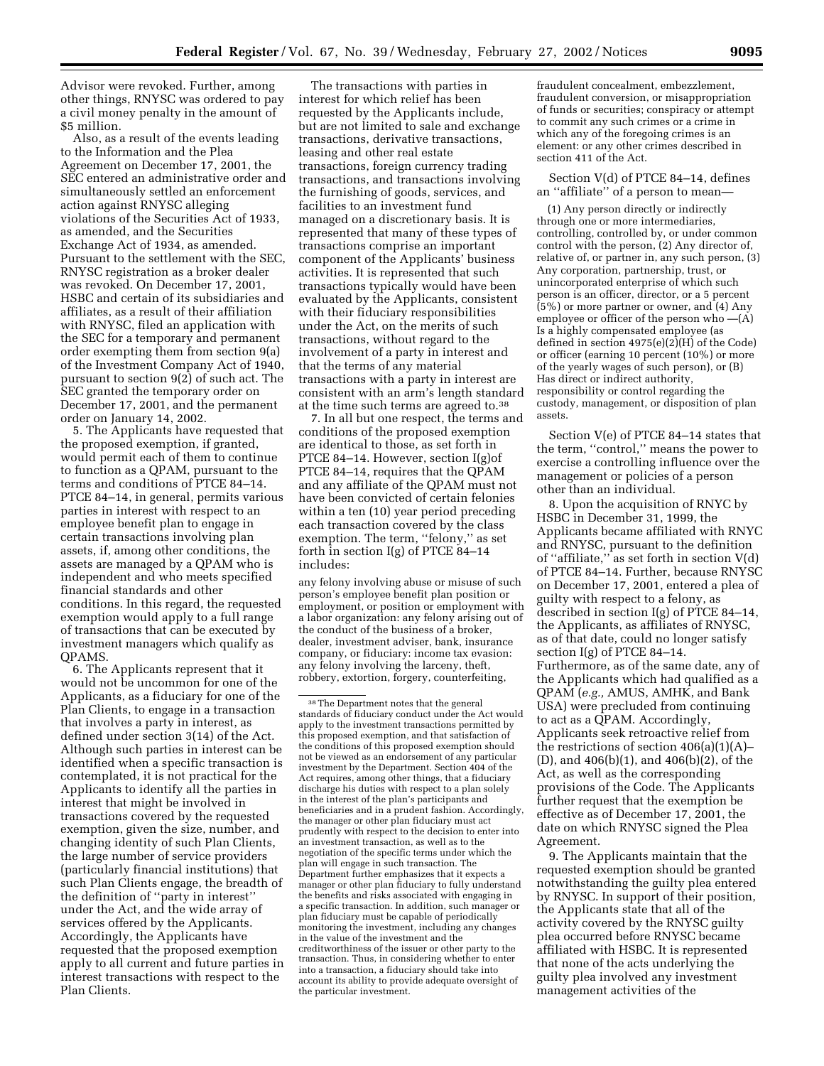Advisor were revoked. Further, among other things, RNYSC was ordered to pay a civil money penalty in the amount of $5 million.

Also, as a result of the events leading to the Information and the Plea Agreement on December 17, 2001, the SEC entered an administrative order and simultaneously settled an enforcement action against RNYSC alleging violations of the Securities Act of 1933, as amended, and the Securities Exchange Act of 1934, as amended. Pursuant to the settlement with the SEC, RNYSC registration as a broker dealer was revoked. On December 17, 2001, HSBC and certain of its subsidiaries and affiliates, as a result of their affiliation with RNYSC, filed an application with the SEC for a temporary and permanent order exempting them from section 9(a) of the Investment Company Act of 1940, pursuant to section 9(2) of such act. The SEC granted the temporary order on December 17, 2001, and the permanent order on January 14, 2002.

5. The Applicants have requested that the proposed exemption, if granted, would permit each of them to continue to function as a QPAM, pursuant to the terms and conditions of PTCE 84–14. PTCE 84–14, in general, permits various parties in interest with respect to an employee benefit plan to engage in certain transactions involving plan assets, if, among other conditions, the assets are managed by a QPAM who is independent and who meets specified financial standards and other conditions. In this regard, the requested exemption would apply to a full range of transactions that can be executed by investment managers which qualify as QPAMS.

6. The Applicants represent that it would not be uncommon for one of the Applicants, as a fiduciary for one of the Plan Clients, to engage in a transaction that involves a party in interest, as defined under section 3(14) of the Act. Although such parties in interest can be identified when a specific transaction is contemplated, it is not practical for the Applicants to identify all the parties in interest that might be involved in transactions covered by the requested exemption, given the size, number, and changing identity of such Plan Clients, the large number of service providers (particularly financial institutions) that such Plan Clients engage, the breadth of the definition of ''party in interest'' under the Act, and the wide array of services offered by the Applicants. Accordingly, the Applicants have requested that the proposed exemption apply to all current and future parties in interest transactions with respect to the Plan Clients.

The transactions with parties in interest for which relief has been requested by the Applicants include, but are not limited to sale and exchange transactions, derivative transactions, leasing and other real estate transactions, foreign currency trading transactions, and transactions involving the furnishing of goods, services, and facilities to an investment fund managed on a discretionary basis. It is represented that many of these types of transactions comprise an important component of the Applicants' business activities. It is represented that such transactions typically would have been evaluated by the Applicants, consistent with their fiduciary responsibilities under the Act, on the merits of such transactions, without regard to the involvement of a party in interest and that the terms of any material transactions with a party in interest are consistent with an arm's length standard at the time such terms are agreed to.[38]

7. In all but one respect, the terms and conditions of the proposed exemption are identical to those, as set forth in PTCE 84–14. However, section I(g)of PTCE 84–14, requires that the QPAM and any affiliate of the QPAM must not have been convicted of certain felonies within a ten (10) year period preceding each transaction covered by the class exemption. The term, ''felony,'' as set forth in section I(g) of PTCE 84–14 includes:

> any felony involving abuse or misuse of such person's employee benefit plan position or employment, or position or employment with a labor organization: any felony arising out of the conduct of the business of a broker, dealer, investment adviser, bank, insurance company, or fiduciary: income tax evasion: any felony involving the larceny, theft, robbery, extortion, forgery, counterfeiting, fraudulent concealment, embezzlement, fraudulent conversion, or misappropriation of funds or securities; conspiracy or attempt to commit any such crimes or a crime in which any of the foregoing crimes is an element: or any other crimes described in section 411 of the Act.

Section V(d) of PTCE 84–14, defines an ''affiliate'' of a person to mean—

> (1) Any person directly or indirectly through one or more intermediaries, controlling, controlled by, or under common control with the person, (2) Any director of, relative of, or partner in, any such person, (3) Any corporation, partnership, trust, or unincorporated enterprise of which such person is an officer, director, or a 5 percent (5%) or more partner or owner, and (4) Any employee or officer of the person who —(A) Is a highly compensated employee (as defined in section 4975(e)(2)(H) of the Code) or officer (earning 10 percent (10%) or more of the yearly wages of such person), or (B) Has direct or indirect authority, responsibility or control regarding the custody, management, or disposition of plan assets.

Section V(e) of PTCE 84–14 states that the term, ''control,'' means the power to exercise a controlling influence over the management or policies of a person other than an individual.

8. Upon the acquisition of RNYC by HSBC in December 31, 1999, the Applicants became affiliated with RNYC and RNYSC, pursuant to the definition of ''affiliate,'' as set forth in section V(d) of PTCE 84–14. Further, because RNYSC on December 17, 2001, entered a plea of guilty with respect to a felony, as described in section I(g) of PTCE 84–14, the Applicants, as affiliates of RNYSC, as of that date, could no longer satisfy section I(g) of PTCE 84–14. Furthermore, as of the same date, any of the Applicants which had qualified as a QPAM (*e.g.*, AMUS, AMHK, and Bank USA) were precluded from continuing to act as a QPAM. Accordingly, Applicants seek retroactive relief from the restrictions of section 406(a)(1)(A)–(D), and 406(b)(1), and 406(b)(2), of the Act, as well as the corresponding provisions of the Code. The Applicants further request that the exemption be effective as of December 17, 2001, the date on which RNYSC signed the Plea Agreement.

9. The Applicants maintain that the requested exemption should be granted notwithstanding the guilty plea entered by RNYSC. In support of their position, the Applicants state that all of the activity covered by the RNYSC guilty plea occurred before RNYSC became affiliated with HSBC. It is represented that none of the acts underlying the guilty plea involved any investment management activities of the

[38] The Department notes that the general standards of fiduciary conduct under the Act would apply to the investment transactions permitted by this proposed exemption, and that satisfaction of the conditions of this proposed exemption should not be viewed as an endorsement of any particular investment by the Department. Section 404 of the Act requires, among other things, that a fiduciary discharge his duties with respect to a plan solely in the interest of the plan's participants and beneficiaries and in a prudent fashion. Accordingly, the manager or other plan fiduciary must act prudently with respect to the decision to enter into an investment transaction, as well as to the negotiation of the specific terms under which the plan will engage in such transaction. The Department further emphasizes that it expects a manager or other plan fiduciary to fully understand the benefits and risks associated with engaging in a specific transaction. In addition, such manager or plan fiduciary must be capable of periodically monitoring the investment, including any changes in the value of the investment and the creditworthiness of the issuer or other party to the transaction. Thus, in considering whether to enter into a transaction, a fiduciary should take into account its ability to provide adequate oversight of the particular investment.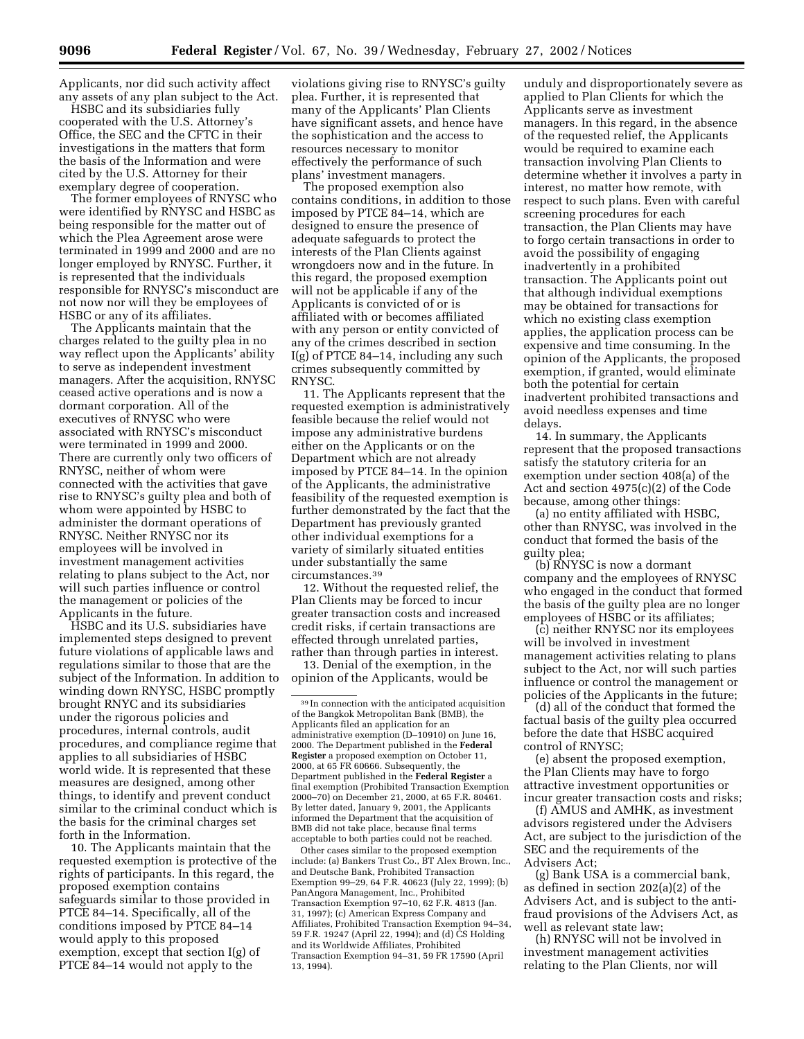Applicants, nor did such activity affect any assets of any plan subject to the Act.

HSBC and its subsidiaries fully cooperated with the U.S. Attorney's Office, the SEC and the CFTC in their investigations in the matters that form the basis of the Information and were cited by the U.S. Attorney for their exemplary degree of cooperation.

The former employees of RNYSC who were identified by RNYSC and HSBC as being responsible for the matter out of which the Plea Agreement arose were terminated in 1999 and 2000 and are no longer employed by RNYSC. Further, it is represented that the individuals responsible for RNYSC's misconduct are not now nor will they be employees of HSBC or any of its affiliates.

The Applicants maintain that the charges related to the guilty plea in no way reflect upon the Applicants' ability to serve as independent investment managers. After the acquisition, RNYSC ceased active operations and is now a dormant corporation. All of the executives of RNYSC who were associated with RNYSC's misconduct were terminated in 1999 and 2000. There are currently only two officers of RNYSC, neither of whom were connected with the activities that gave rise to RNYSC's guilty plea and both of whom were appointed by HSBC to administer the dormant operations of RNYSC. Neither RNYSC nor its employees will be involved in investment management activities relating to plans subject to the Act, nor will such parties influence or control the management or policies of the Applicants in the future.

HSBC and its U.S. subsidiaries have implemented steps designed to prevent future violations of applicable laws and regulations similar to those that are the subject of the Information. In addition to winding down RNYSC, HSBC promptly brought RNYC and its subsidiaries under the rigorous policies and procedures, internal controls, audit procedures, and compliance regime that applies to all subsidiaries of HSBC world wide. It is represented that these measures are designed, among other things, to identify and prevent conduct similar to the criminal conduct which is the basis for the criminal charges set forth in the Information.

10. The Applicants maintain that the requested exemption is protective of the rights of participants. In this regard, the proposed exemption contains safeguards similar to those provided in PTCE 84–14. Specifically, all of the conditions imposed by PTCE 84–14 would apply to this proposed exemption, except that section I(g) of PTCE 84–14 would not apply to the violations giving rise to RNYSC's guilty plea. Further, it is represented that many of the Applicants' Plan Clients have significant assets, and hence have the sophistication and the access to resources necessary to monitor effectively the performance of such plans' investment managers.

The proposed exemption also contains conditions, in addition to those imposed by PTCE 84–14, which are designed to ensure the presence of adequate safeguards to protect the interests of the Plan Clients against wrongdoers now and in the future. In this regard, the proposed exemption will not be applicable if any of the Applicants is convicted of or is affiliated with or becomes affiliated with any person or entity convicted of any of the crimes described in section I(g) of PTCE 84–14, including any such crimes subsequently committed by RNYSC.

11. The Applicants represent that the requested exemption is administratively feasible because the relief would not impose any administrative burdens either on the Applicants or on the Department which are not already imposed by PTCE 84–14. In the opinion of the Applicants, the administrative feasibility of the requested exemption is further demonstrated by the fact that the Department has previously granted other individual exemptions for a variety of similarly situated entities under substantially the same circumstances.[39]

12. Without the requested relief, the Plan Clients may be forced to incur greater transaction costs and increased credit risks, if certain transactions are effected through unrelated parties, rather than through parties in interest.

13. Denial of the exemption, in the opinion of the Applicants, would be unduly and disproportionately severe as applied to Plan Clients for which the Applicants serve as investment managers. In this regard, in the absence of the requested relief, the Applicants would be required to examine each transaction involving Plan Clients to determine whether it involves a party in interest, no matter how remote, with respect to such plans. Even with careful screening procedures for each transaction, the Plan Clients may have to forgo certain transactions in order to avoid the possibility of engaging inadvertently in a prohibited transaction. The Applicants point out that although individual exemptions may be obtained for transactions for which no existing class exemption applies, the application process can be expensive and time consuming. In the opinion of the Applicants, the proposed exemption, if granted, would eliminate both the potential for certain inadvertent prohibited transactions and avoid needless expenses and time delays.

14. In summary, the Applicants represent that the proposed transactions satisfy the statutory criteria for an exemption under section 408(a) of the Act and section 4975(c)(2) of the Code because, among other things:

(a) no entity affiliated with HSBC, other than RNYSC, was involved in the conduct that formed the basis of the guilty plea;

(b) RNYSC is now a dormant company and the employees of RNYSC who engaged in the conduct that formed the basis of the guilty plea are no longer employees of HSBC or its affiliates;

(c) neither RNYSC nor its employees will be involved in investment management activities relating to plans subject to the Act, nor will such parties influence or control the management or policies of the Applicants in the future;

(d) all of the conduct that formed the factual basis of the guilty plea occurred before the date that HSBC acquired control of RNYSC;

(e) absent the proposed exemption, the Plan Clients may have to forgo attractive investment opportunities or incur greater transaction costs and risks;

(f) AMUS and AMHK, as investment advisors registered under the Advisers Act, are subject to the jurisdiction of the SEC and the requirements of the Advisers Act;

(g) Bank USA is a commercial bank, as defined in section 202(a)(2) of the Advisers Act, and is subject to the anti-fraud provisions of the Advisers Act, as well as relevant state law;

(h) RNYSC will not be involved in investment management activities relating to the Plan Clients, nor will

---

[39] In connection with the anticipated acquisition of the Bangkok Metropolitan Bank (BMB), the Applicants filed an application for an administrative exemption (D–10910) on June 16, 2000. The Department published in the **Federal Register** a proposed exemption on October 11, 2000, at 65 FR 60666. Subsequently, the Department published in the **Federal Register** a final exemption (Prohibited Transaction Exemption 2000–70) on December 21, 2000, at 65 F.R. 80461. By letter dated, January 9, 2001, the Applicants informed the Department that the acquisition of BMB did not take place, because final terms acceptable to both parties could not be reached.

Other cases similar to the proposed exemption include: (a) Bankers Trust Co., BT Alex Brown, Inc., and Deutsche Bank, Prohibited Transaction Exemption 99–29, 64 F.R. 40623 (July 22, 1999); (b) PanAngora Management, Inc., Prohibited Transaction Exemption 97–10, 62 F.R. 4813 (Jan. 31, 1997); (c) American Express Company and Affiliates, Prohibited Transaction Exemption 94–34, 59 F.R. 19247 (April 22, 1994); and (d) CS Holding and its Worldwide Affiliates, Prohibited Transaction Exemption 94–31, 59 FR 17590 (April 13, 1994).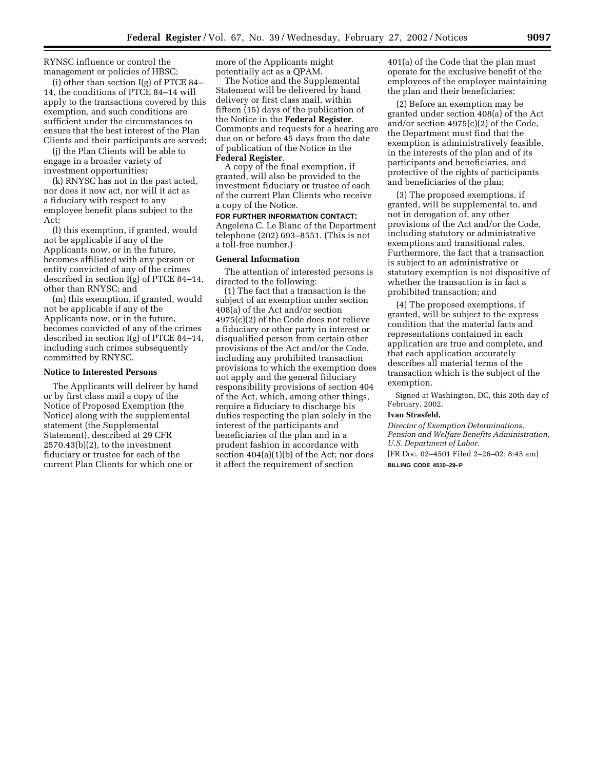RYNSC influence or control the management or policies of HBSC;

(i) other than section I(g) of PTCE 84–14, the conditions of PTCE 84–14 will apply to the transactions covered by this exemption, and such conditions are sufficient under the circumstances to ensure that the best interest of the Plan Clients and their participants are served;

(j) the Plan Clients will be able to engage in a broader variety of investment opportunities;

(k) RNYSC has not in the past acted, nor does it now act, nor will it act as a fiduciary with respect to any employee benefit plans subject to the Act;

(l) this exemption, if granted, would not be applicable if any of the Applicants now, or in the future, becomes affiliated with any person or entity convicted of any of the crimes described in section I(g) of PTCE 84–14, other than RNYSC; and

(m) this exemption, if granted, would not be applicable if any of the Applicants now, or in the future, becomes convicted of any of the crimes described in section I(g) of PTCE 84–14, including such crimes subsequently committed by RNYSC.

**Notice to Interested Persons**

The Applicants will deliver by hand or by first class mail a copy of the Notice of Proposed Exemption (the Notice) along with the supplemental statement (the Supplemental Statement), described at 29 CFR 2570.43(b)(2), to the investment fiduciary or trustee for each of the current Plan Clients for which one or more of the Applicants might potentially act as a QPAM.

The Notice and the Supplemental Statement will be delivered by hand delivery or first class mail, within fifteen (15) days of the publication of the Notice in the **Federal Register**. Comments and requests for a hearing are due on or before 45 days from the date of publication of the Notice in the **Federal Register**.

A copy of the final exemption, if granted, will also be provided to the investment fiduciary or trustee of each of the current Plan Clients who receive a copy of the Notice.

**FOR FURTHER INFORMATION CONTACT:** Angelena C. Le Blanc of the Department telephone (202) 693–8551. (This is not a toll-free number.)

**General Information**

The attention of interested persons is directed to the following:

(1) The fact that a transaction is the subject of an exemption under section 408(a) of the Act and/or section 4975(c)(2) of the Code does not relieve a fiduciary or other party in interest or disqualified person from certain other provisions of the Act and/or the Code, including any prohibited transaction provisions to which the exemption does not apply and the general fiduciary responsibility provisions of section 404 of the Act, which, among other things, require a fiduciary to discharge his duties respecting the plan solely in the interest of the participants and beneficiaries of the plan and in a prudent fashion in accordance with section 404(a)(1)(b) of the Act; nor does it affect the requirement of section 401(a) of the Code that the plan must operate for the exclusive benefit of the employees of the employer maintaining the plan and their beneficiaries;

(2) Before an exemption may be granted under section 408(a) of the Act and/or section 4975(c)(2) of the Code, the Department must find that the exemption is administratively feasible, in the interests of the plan and of its participants and beneficiaries, and protective of the rights of participants and beneficiaries of the plan;

(3) The proposed exemptions, if granted, will be supplemental to, and not in derogation of, any other provisions of the Act and/or the Code, including statutory or administrative exemptions and transitional rules. Furthermore, the fact that a transaction is subject to an administrative or statutory exemption is not dispositive of whether the transaction is in fact a prohibited transaction; and

(4) The proposed exemptions, if granted, will be subject to the express condition that the material facts and representations contained in each application are true and complete, and that each application accurately describes all material terms of the transaction which is the subject of the exemption.

Signed at Washington, DC, this 20th day of February, 2002.

**Ivan Strasfeld,**

*Director of Exemption Determinations, Pension and Welfare Benefits Administration, U.S. Department of Labor.*

[FR Doc. 02–4501 Filed 2–26–02; 8:45 am]

BILLING CODE 4510–29–P